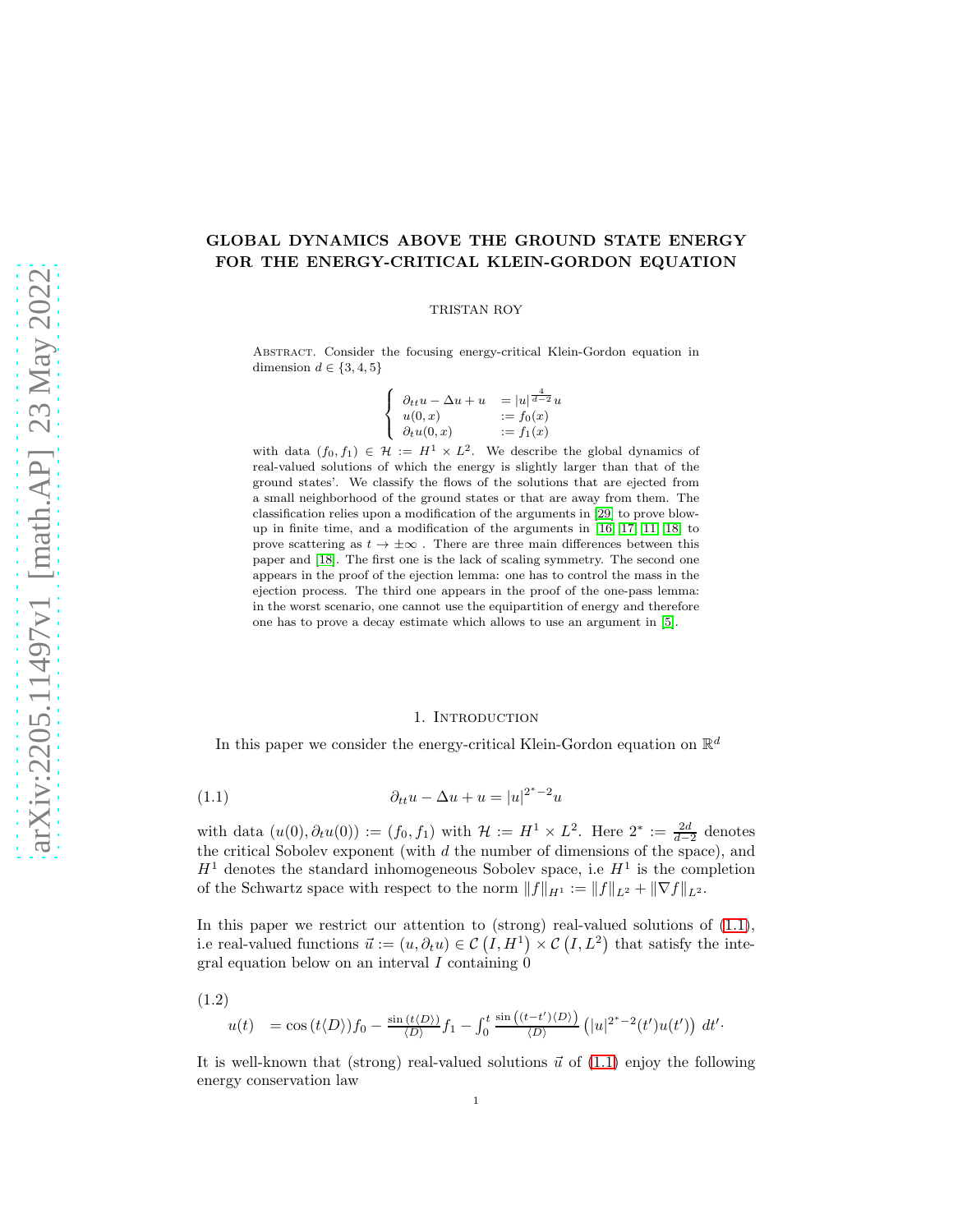# GLOBAL DYNAMICS ABOVE THE GROUND STATE ENERGY FOR THE ENERGY-CRITICAL KLEIN-GORDON EQUATION

TRISTAN ROY

Abstract. Consider the focusing energy-critical Klein-Gordon equation in dimension $d \in \{3, 4, 5\}$

$$
\left\{ \begin{array}{ll} \partial_{tt} u - \Delta u + u & = |u|^{\frac{4}{d-2}} u \\ u(0,x) & := f_0(x) \\ \partial_t u(0,x) & := f_1(x) \end{array} \right.
$$

with data $(f_0, f_1) \in \mathcal{H} := H^1 \times L^2$. We describe the global dynamics of real-valued solutions of which the energy is slightly larger than that of the ground states'. We classify the flows of the solutions that are ejected from a small neighborhood of the ground states or that are away from them. The classification relies upon a modification of the arguments in [29] to prove blow-up in finite time, and a modification of the arguments in [16, 17, 11, 18] to prove scattering as $t \rightarrow \pm\infty$ . There are three main differences between this paper and [18]. The first one is the lack of scaling symmetry. The second one appears in the proof of the ejection lemma: one has to control the mass in the ejection process. The third one appears in the proof of the one-pass lemma: in the worst scenario, one cannot use the equipartition of energy and therefore one has to prove a decay estimate which allows to use an argument in [5].

## 1. Introduction

In this paper we consider the energy-critical Klein-Gordon equation on $\mathbb{R}^d$

$$
\partial_{tt} u - \Delta u + u = |u|^{2^* - 2} u \tag{1.1}
$$

with data $(u(0), \partial_t u(0)) := (f_0, f_1)$ with $\mathcal{H} := H^1 \times L^2$. Here $2^* := \frac{2d}{d-2}$ denotes the critical Sobolev exponent (with $d$ the number of dimensions of the space), and $H^1$ denotes the standard inhomogeneous Sobolev space, i.e $H^1$ is the completion of the Schwartz space with respect to the norm $\|f\|_{H^1} := \|f\|_{L^2} + \|\nabla f\|_{L^2}$.

In this paper we restrict our attention to (strong) real-valued solutions of (1.1), i.e real-valued functions $\vec{u} := (u, \partial_t u) \in \mathcal{C}\left(I, H^1\right) \times \mathcal{C}\left(I, L^2\right)$ that satisfy the integral equation below on an interval $I$ containing 0

$$
u(t) \quad = \cos\left(t\langle D\rangle\right) f_0 - \tfrac{\sin\left(t\langle D\rangle\right)}{\langle D\rangle} f_1 - \int_0^t \tfrac{\sin\left((t-t')\langle D\rangle\right)}{\langle D\rangle} \left( |u|^{2^*-2}(t') u(t') \right) dt' \cdot \tag{1.2}
$$

It is well-known that (strong) real-valued solutions $\vec{u}$ of (1.1) enjoy the following energy conservation law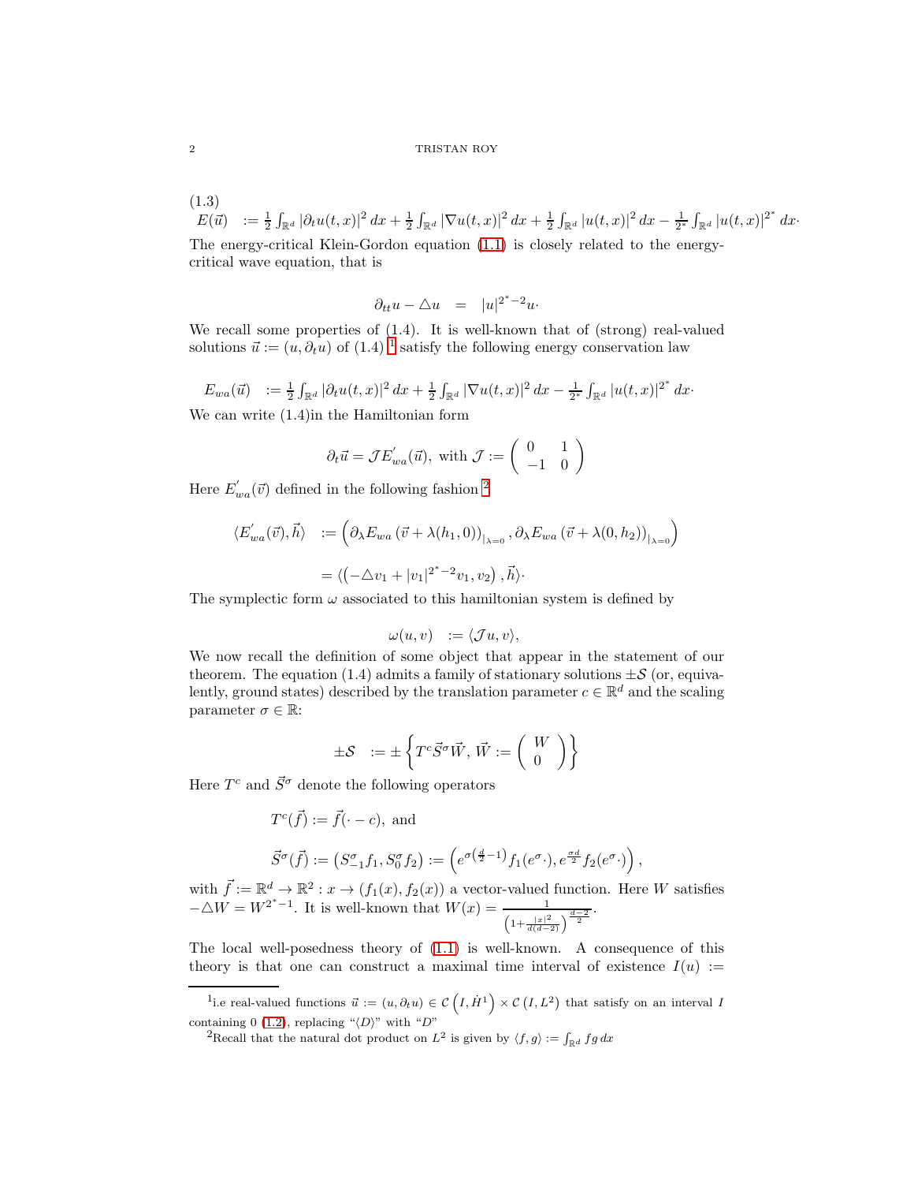(1.3)

$$E(\vec{u}) \quad := \tfrac{1}{2}\int_{\mathbb{R}^d} |\partial_t u(t,x)|^2 \, dx + \tfrac{1}{2}\int_{\mathbb{R}^d} |\nabla u(t,x)|^2 \, dx + \tfrac{1}{2}\int_{\mathbb{R}^d} |u(t,x)|^2 \, dx - \tfrac{1}{2^*}\int_{\mathbb{R}^d} |u(t,x)|^{2^*} \, dx \cdot$$

The energy-critical Klein-Gordon equation (1.1) is closely related to the energy-critical wave equation, that is

$$\partial_{tt} u - \triangle u \quad = \quad |u|^{2^*-2} u \cdot$$

We recall some properties of (1.4). It is well-known that of (strong) real-valued solutions $\vec{u} := (u, \partial_t u)$ of (1.4) [1] satisfy the following energy conservation law

$$E_{wa}(\vec{u}) \quad := \tfrac{1}{2}\int_{\mathbb{R}^d} |\partial_t u(t,x)|^2 \, dx + \tfrac{1}{2}\int_{\mathbb{R}^d} |\nabla u(t,x)|^2 \, dx - \tfrac{1}{2^*}\int_{\mathbb{R}^d} |u(t,x)|^{2^*} \, dx \cdot$$

We can write (1.4)in the Hamiltonian form

$$\partial_t \vec{u} = \mathcal{J} E^{'}_{wa}(\vec{u}), \text{ with } \mathcal{J} := \begin{pmatrix} 0 & 1 \\ -1 & 0 \end{pmatrix}$$

Here $E^{'}_{wa}(\vec{v})$ defined in the following fashion [2]

$$\begin{aligned}
\langle E^{'}_{wa}(\vec{v}), \vec{h} \rangle \quad & := \left( \partial_\lambda E_{wa}\left(\vec{v} + \lambda(h_1, 0)\right)_{|_{\lambda=0}}, \partial_\lambda E_{wa}\left(\vec{v} + \lambda(0, h_2)\right)_{|_{\lambda=0}} \right) \\
& = \langle \left( -\triangle v_1 + |v_1|^{2^*-2} v_1, v_2 \right), \vec{h} \rangle \cdot
\end{aligned}$$

The symplectic form $\omega$ associated to this hamiltonian system is defined by

$$\omega(u, v) \quad := \langle \mathcal{J} u, v \rangle,$$

We now recall the definition of some object that appear in the statement of our theorem. The equation (1.4) admits a family of stationary solutions $\pm \mathcal{S}$ (or, equivalently, ground states) described by the translation parameter $c \in \mathbb{R}^d$ and the scaling parameter $\sigma \in \mathbb{R}$:

$$\pm \mathcal{S} \quad := \pm \left\{ T^c \vec{S}^\sigma \vec{W}, \, \vec{W} := \begin{pmatrix} W \\ 0 \end{pmatrix} \right\}$$

Here $T^c$ and $\vec{S}^\sigma$ denote the following operators

$$\begin{aligned}
& T^c(\vec{f}) := \vec{f}(\cdot - c), \text{ and} \\
& \vec{S}^\sigma(\vec{f}) := \left( S^\sigma_{-1} f_1, S^\sigma_0 f_2 \right) := \left( e^{\sigma\left(\frac{d}{2}-1\right)} f_1(e^\sigma \cdot), e^{\frac{\sigma d}{2}} f_2(e^\sigma \cdot) \right),
\end{aligned}$$

with $\vec{f} := \mathbb{R}^d \rightarrow \mathbb{R}^2 : x \rightarrow (f_1(x), f_2(x))$ a vector-valued function. Here $W$ satisfies $-\triangle W = W^{2^*-1}$. It is well-known that $W(x) = \frac{1}{\left(1 + \frac{|x|^2}{d(d-2)}\right)^{\frac{d-2}{2}}}$.

The local well-posedness theory of (1.1) is well-known. A consequence of this theory is that one can construct a maximal time interval of existence $I(u) :=$

---

[1] i.e real-valued functions $\vec{u} := (u, \partial_t u) \in \mathcal{C}\left(I, \dot{H}^1\right) \times \mathcal{C}\left(I, L^2\right)$ that satisfy on an interval $I$ containing 0 (1.2), replacing "$\langle D \rangle$" with "$D$"

[2] Recall that the natural dot product on $L^2$ is given by $\langle f, g \rangle := \int_{\mathbb{R}^d} f g \, dx$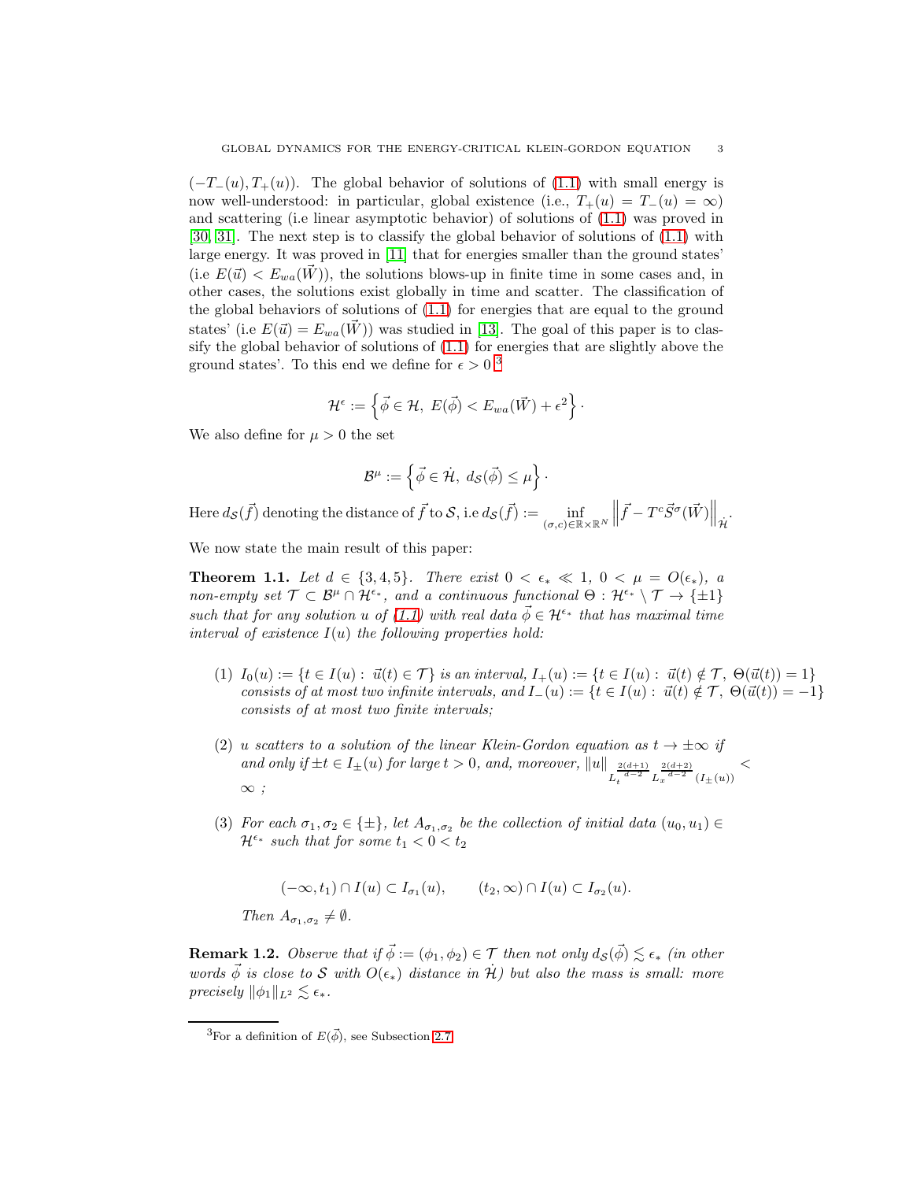$(-T_-(u), T_+(u))$. The global behavior of solutions of (1.1) with small energy is now well-understood: in particular, global existence (i.e., $T_+(u) = T_-(u) = \infty$) and scattering (i.e linear asymptotic behavior) of solutions of (1.1) was proved in [30, 31]. The next step is to classify the global behavior of solutions of (1.1) with large energy. It was proved in [11] that for energies smaller than the ground states' (i.e $E(\vec{u}) < E_{wa}(\vec{W})$), the solutions blows-up in finite time in some cases and, in other cases, the solutions exist globally in time and scatter. The classification of the global behaviors of solutions of (1.1) for energies that are equal to the ground states' (i.e $E(\vec{u}) = E_{wa}(\vec{W})$) was studied in [13]. The goal of this paper is to classify the global behavior of solutions of (1.1) for energies that are slightly above the ground states'. To this end we define for $\epsilon > 0$ [3]

$$\mathcal{H}^{\epsilon} := \left\{ \vec{\phi} \in \mathcal{H},\ E(\vec{\phi}) < E_{wa}(\vec{W}) + \epsilon^2 \right\} \cdot$$

We also define for $\mu > 0$ the set

$$\mathcal{B}^{\mu} := \left\{ \vec{\phi} \in \dot{\mathcal{H}},\ d_{\mathcal{S}}(\vec{\phi}) \leq \mu \right\} \cdot$$

Here $d_{\mathcal{S}}(\vec{f})$ denoting the distance of $\vec{f}$ to $\mathcal{S}$, i.e $d_{\mathcal{S}}(\vec{f}) := \inf\limits_{(\sigma,c) \in \mathbb{R} \times \mathbb{R}^N} \left\| \vec{f} - T^c \vec{S}^{\sigma}(\vec{W}) \right\|_{\dot{\mathcal{H}}}$.

We now state the main result of this paper:

**Theorem 1.1.** *Let $d \in \{3, 4, 5\}$. There exist $0 < \epsilon_* \ll 1$, $0 < \mu = O(\epsilon_*)$, a non-empty set $\mathcal{T} \subset \mathcal{B}^{\mu} \cap \mathcal{H}^{\epsilon_*}$, and a continuous functional $\Theta : \mathcal{H}^{\epsilon_*} \setminus \mathcal{T} \rightarrow \{\pm 1\}$ such that for any solution $u$ of (1.1) with real data $\vec{\phi} \in \mathcal{H}^{\epsilon_*}$ that has maximal time interval of existence $I(u)$ the following properties hold:*

1. *$I_0(u) := \{t \in I(u) :\ \vec{u}(t) \in \mathcal{T}\}$ is an interval, $I_+(u) := \{t \in I(u) :\ \vec{u}(t) \notin \mathcal{T},\ \Theta(\vec{u}(t)) = 1\}$ consists of at most two infinite intervals, and $I_-(u) := \{t \in I(u) :\ \vec{u}(t) \notin \mathcal{T},\ \Theta(\vec{u}(t)) = -1\}$ consists of at most two finite intervals;*

2. *$u$ scatters to a solution of the linear Klein-Gordon equation as $t \rightarrow \pm\infty$ if and only if $\pm t \in I_{\pm}(u)$ for large $t > 0$, and, moreover, $\|u\|_{L_t^{\frac{2(d+1)}{d-2}} L_x^{\frac{2(d+2)}{d-2}}(I_{\pm}(u))} < \infty$ ;*

3. *For each $\sigma_1, \sigma_2 \in \{\pm\}$, let $A_{\sigma_1,\sigma_2}$ be the collection of initial data $(u_0, u_1) \in \mathcal{H}^{\epsilon_*}$ such that for some $t_1 < 0 < t_2$*

$$(-\infty, t_1) \cap I(u) \subset I_{\sigma_1}(u), \qquad (t_2, \infty) \cap I(u) \subset I_{\sigma_2}(u).$$

   *Then $A_{\sigma_1,\sigma_2} \neq \emptyset$.*

**Remark 1.2.** *Observe that if $\vec{\phi} := (\phi_1, \phi_2) \in \mathcal{T}$ then not only $d_{\mathcal{S}}(\vec{\phi}) \lesssim \epsilon_*$ (in other words $\vec{\phi}$ is close to $\mathcal{S}$ with $O(\epsilon_*)$ distance in $\dot{\mathcal{H}}$) but also the mass is small: more precisely $\|\phi_1\|_{L^2} \lesssim \epsilon_*$.*

---

[3] For a definition of $E(\vec{\phi})$, see Subsection 2.7.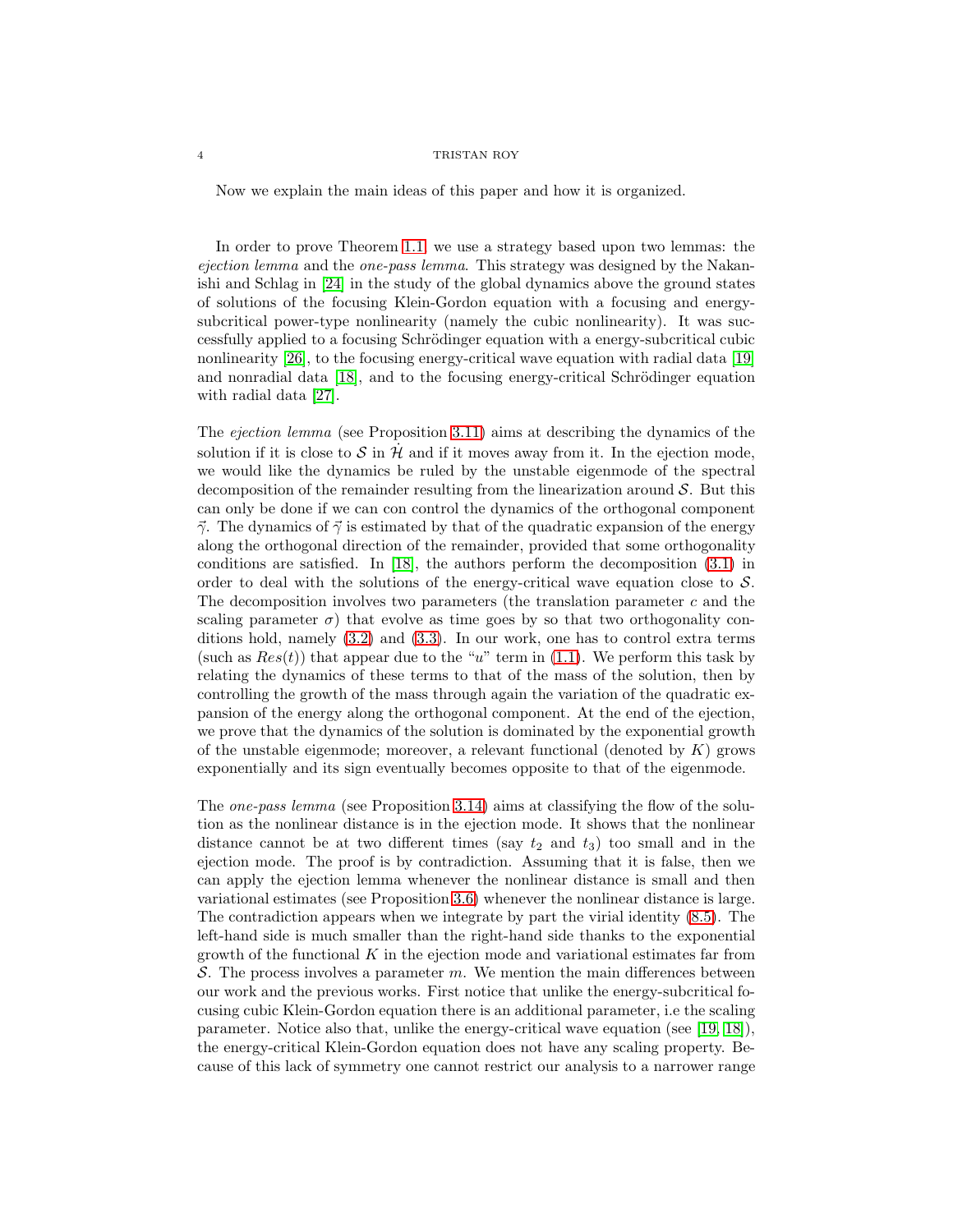Now we explain the main ideas of this paper and how it is organized.

In order to prove Theorem 1.1 we use a strategy based upon two lemmas: the *ejection lemma* and the *one-pass lemma*. This strategy was designed by the Nakanishi and Schlag in [24] in the study of the global dynamics above the ground states of solutions of the focusing Klein-Gordon equation with a focusing and energy-subcritical power-type nonlinearity (namely the cubic nonlinearity). It was successfully applied to a focusing Schrödinger equation with a energy-subcritical cubic nonlinearity [26], to the focusing energy-critical wave equation with radial data [19] and nonradial data [18], and to the focusing energy-critical Schrödinger equation with radial data [27].

The *ejection lemma* (see Proposition 3.11) aims at describing the dynamics of the solution if it is close to $\mathcal{S}$ in $\dot{\mathcal{H}}$ and if it moves away from it. In the ejection mode, we would like the dynamics be ruled by the unstable eigenmode of the spectral decomposition of the remainder resulting from the linearization around $\mathcal{S}$. But this can only be done if we can con control the dynamics of the orthogonal component $\vec{\gamma}$. The dynamics of $\vec{\gamma}$ is estimated by that of the quadratic expansion of the energy along the orthogonal direction of the remainder, provided that some orthogonality conditions are satisfied. In [18], the authors perform the decomposition (3.1) in order to deal with the solutions of the energy-critical wave equation close to $\mathcal{S}$. The decomposition involves two parameters (the translation parameter $c$ and the scaling parameter $\sigma$) that evolve as time goes by so that two orthogonality conditions hold, namely (3.2) and (3.3). In our work, one has to control extra terms (such as $Res(t)$) that appear due to the "$u$" term in (1.1). We perform this task by relating the dynamics of these terms to that of the mass of the solution, then by controlling the growth of the mass through again the variation of the quadratic expansion of the energy along the orthogonal component. At the end of the ejection, we prove that the dynamics of the solution is dominated by the exponential growth of the unstable eigenmode; moreover, a relevant functional (denoted by $K$) grows exponentially and its sign eventually becomes opposite to that of the eigenmode.

The *one-pass lemma* (see Proposition 3.14) aims at classifying the flow of the solution as the nonlinear distance is in the ejection mode. It shows that the nonlinear distance cannot be at two different times (say $t_2$ and $t_3$) too small and in the ejection mode. The proof is by contradiction. Assuming that it is false, then we can apply the ejection lemma whenever the nonlinear distance is small and then variational estimates (see Proposition 3.6) whenever the nonlinear distance is large. The contradiction appears when we integrate by part the virial identity (8.5). The left-hand side is much smaller than the right-hand side thanks to the exponential growth of the functional $K$ in the ejection mode and variational estimates far from $\mathcal{S}$. The process involves a parameter $m$. We mention the main differences between our work and the previous works. First notice that unlike the energy-subcritical focusing cubic Klein-Gordon equation there is an additional parameter, i.e the scaling parameter. Notice also that, unlike the energy-critical wave equation (see [19, 18]), the energy-critical Klein-Gordon equation does not have any scaling property. Because of this lack of symmetry one cannot restrict our analysis to a narrower range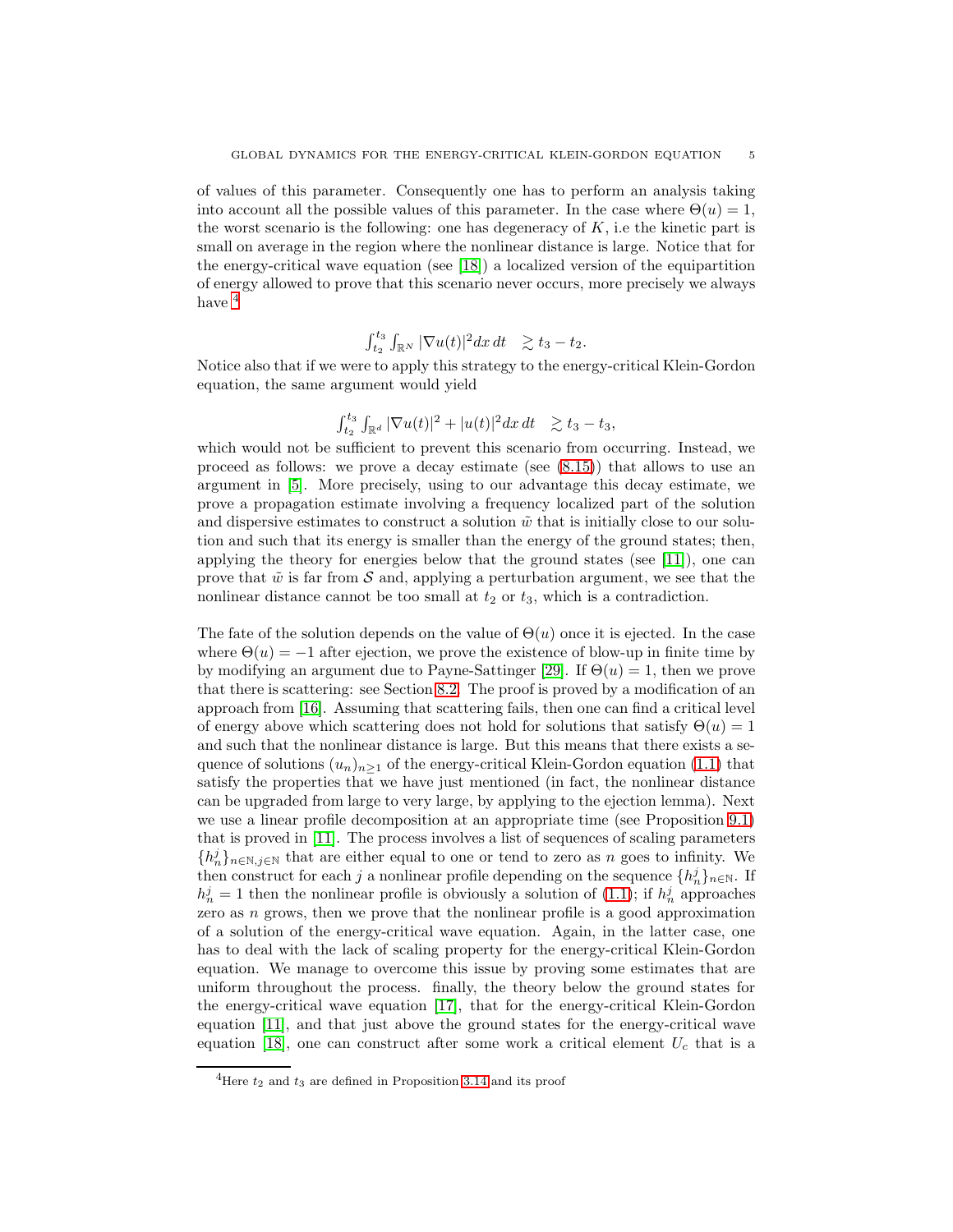of values of this parameter. Consequently one has to perform an analysis taking into account all the possible values of this parameter. In the case where $\Theta(u) = 1$, the worst scenario is the following: one has degeneracy of $K$, i.e the kinetic part is small on average in the region where the nonlinear distance is large. Notice that for the energy-critical wave equation (see [18]) a localized version of the equipartition of energy allowed to prove that this scenario never occurs, more precisely we always have [4]

$$\int_{t_2}^{t_3} \int_{\mathbb{R}^N} |\nabla u(t)|^2 dx\, dt \quad \gtrsim t_3 - t_2.$$

Notice also that if we were to apply this strategy to the energy-critical Klein-Gordon equation, the same argument would yield

$$\int_{t_2}^{t_3} \int_{\mathbb{R}^d} |\nabla u(t)|^2 + |u(t)|^2 dx\, dt \quad \gtrsim t_3 - t_3,$$

which would not be sufficient to prevent this scenario from occurring. Instead, we proceed as follows: we prove a decay estimate (see (8.15)) that allows to use an argument in [5]. More precisely, using to our advantage this decay estimate, we prove a propagation estimate involving a frequency localized part of the solution and dispersive estimates to construct a solution $\tilde{w}$ that is initially close to our solution and such that its energy is smaller than the energy of the ground states; then, applying the theory for energies below that the ground states (see [11]), one can prove that $\tilde{w}$ is far from $\mathcal{S}$ and, applying a perturbation argument, we see that the nonlinear distance cannot be too small at $t_2$ or $t_3$, which is a contradiction.

The fate of the solution depends on the value of $\Theta(u)$ once it is ejected. In the case where $\Theta(u) = -1$ after ejection, we prove the existence of blow-up in finite time by by modifying an argument due to Payne-Sattinger [29]. If $\Theta(u) = 1$, then we prove that there is scattering: see Section 8.2. The proof is proved by a modification of an approach from [16]. Assuming that scattering fails, then one can find a critical level of energy above which scattering does not hold for solutions that satisfy $\Theta(u) = 1$ and such that the nonlinear distance is large. But this means that there exists a sequence of solutions $(u_n)_{n \geq 1}$ of the energy-critical Klein-Gordon equation (1.1) that satisfy the properties that we have just mentioned (in fact, the nonlinear distance can be upgraded from large to very large, by applying to the ejection lemma). Next we use a linear profile decomposition at an appropriate time (see Proposition 9.1) that is proved in [11]. The process involves a list of sequences of scaling parameters $\{h_n^j\}_{n \in \mathbb{N}, j \in \mathbb{N}}$ that are either equal to one or tend to zero as $n$ goes to infinity. We then construct for each $j$ a nonlinear profile depending on the sequence $\{h_n^j\}_{n \in \mathbb{N}}$. If $h_n^j = 1$ then the nonlinear profile is obviously a solution of (1.1); if $h_n^j$ approaches zero as $n$ grows, then we prove that the nonlinear profile is a good approximation of a solution of the energy-critical wave equation. Again, in the latter case, one has to deal with the lack of scaling property for the energy-critical Klein-Gordon equation. We manage to overcome this issue by proving some estimates that are uniform throughout the process. finally, the theory below the ground states for the energy-critical wave equation [17], that for the energy-critical Klein-Gordon equation [11], and that just above the ground states for the energy-critical wave equation [18], one can construct after some work a critical element $U_c$ that is a

[4] Here $t_2$ and $t_3$ are defined in Proposition 3.14 and its proof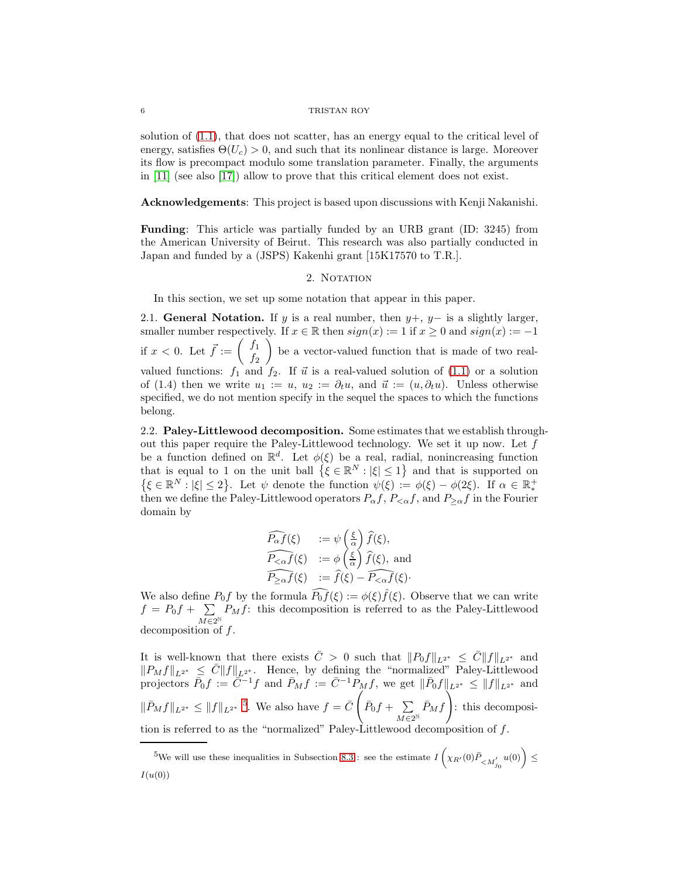solution of (1.1), that does not scatter, has an energy equal to the critical level of energy, satisfies $\Theta(U_c) > 0$, and such that its nonlinear distance is large. Moreover its flow is precompact modulo some translation parameter. Finally, the arguments in [11] (see also [17]) allow to prove that this critical element does not exist.

**Acknowledgements**: This project is based upon discussions with Kenji Nakanishi.

**Funding**: This article was partially funded by an URB grant (ID: 3245) from the American University of Beirut. This research was also partially conducted in Japan and funded by a (JSPS) Kakenhi grant [15K17570 to T.R.].

## 2. Notation

In this section, we set up some notation that appear in this paper.

2.1. **General Notation.** If $y$ is a real number, then $y+$, $y-$ is a slightly larger, smaller number respectively. If $x \in \mathbb{R}$ then $sign(x) := 1$ if $x \geq 0$ and $sign(x) := -1$ if $x < 0$. Let $\vec{f} := \begin{pmatrix} f_1 \\ f_2 \end{pmatrix}$ be a vector-valued function that is made of two real-valued functions: $f_1$ and $f_2$. If $\vec{u}$ is a real-valued solution of (1.1) or a solution of (1.4) then we write $u_1 := u$, $u_2 := \partial_t u$, and $\vec{u} := (u, \partial_t u)$. Unless otherwise specified, we do not mention specify in the sequel the spaces to which the functions belong.

2.2. **Paley-Littlewood decomposition.** Some estimates that we establish throughout this paper require the Paley-Littlewood technology. We set it up now. Let $f$ be a function defined on $\mathbb{R}^d$. Let $\phi(\xi)$ be a real, radial, nonincreasing function that is equal to 1 on the unit ball $\left\{ \xi \in \mathbb{R}^N : |\xi| \leq 1 \right\}$ and that is supported on $\left\{ \xi \in \mathbb{R}^N : |\xi| \leq 2 \right\}$. Let $\psi$ denote the function $\psi(\xi) := \phi(\xi) - \phi(2\xi)$. If $\alpha \in \mathbb{R}^+_*$ then we define the Paley-Littlewood operators $P_\alpha f$, $P_{<\alpha} f$, and $P_{\geq \alpha} f$ in the Fourier domain by

$$
\begin{array}{ll}
\widehat{P_\alpha f}(\xi) & := \psi\left(\frac{\xi}{\alpha}\right) \widehat{f}(\xi), \\
\widehat{P_{<\alpha} f}(\xi) & := \phi\left(\frac{\xi}{\alpha}\right) \widehat{f}(\xi), \text{ and} \\
\widehat{P_{\geq \alpha} f}(\xi) & := \widehat{f}(\xi) - \widehat{P_{<\alpha} f}(\xi).
\end{array}
$$

We also define $P_0 f$ by the formula $\widehat{P_0 f}(\xi) := \phi(\xi) \hat{f}(\xi)$. Observe that we can write $f = P_0 f + \sum_{M \in 2^{\mathbb{N}}} P_M f$: this decomposition is referred to as the Paley-Littlewood decomposition of $f$.

It is well-known that there exists $\bar{C} > 0$ such that $\|P_0 f\|_{L^{2^*}} \leq \bar{C} \|f\|_{L^{2^*}}$ and $\|P_M f\|_{L^{2^*}} \leq \bar{C} \|f\|_{L^{2^*}}$. Hence, by defining the "normalized" Paley-Littlewood projectors $\bar{P}_0 f := \bar{C}^{-1} f$ and $\bar{P}_M f := \bar{C}^{-1} P_M f$, we get $\|\bar{P}_0 f\|_{L^{2^*}} \leq \|f\|_{L^{2^*}}$ and $\|\bar{P}_M f\|_{L^{2^*}} \leq \|f\|_{L^{2^*}}$ [5]. We also have $f = \bar{C} \left( \bar{P}_0 f + \sum_{M \in 2^{\mathbb{N}}} \bar{P}_M f \right)$: this decomposition is referred to as the "normalized" Paley-Littlewood decomposition of $f$.

---

[5] We will use these inequalities in Subsection 8.3: see the estimate $I\left(\chi_{R'}(0) \bar{P}_{<M'_{j_0}} u(0)\right) \leq I(u(0))$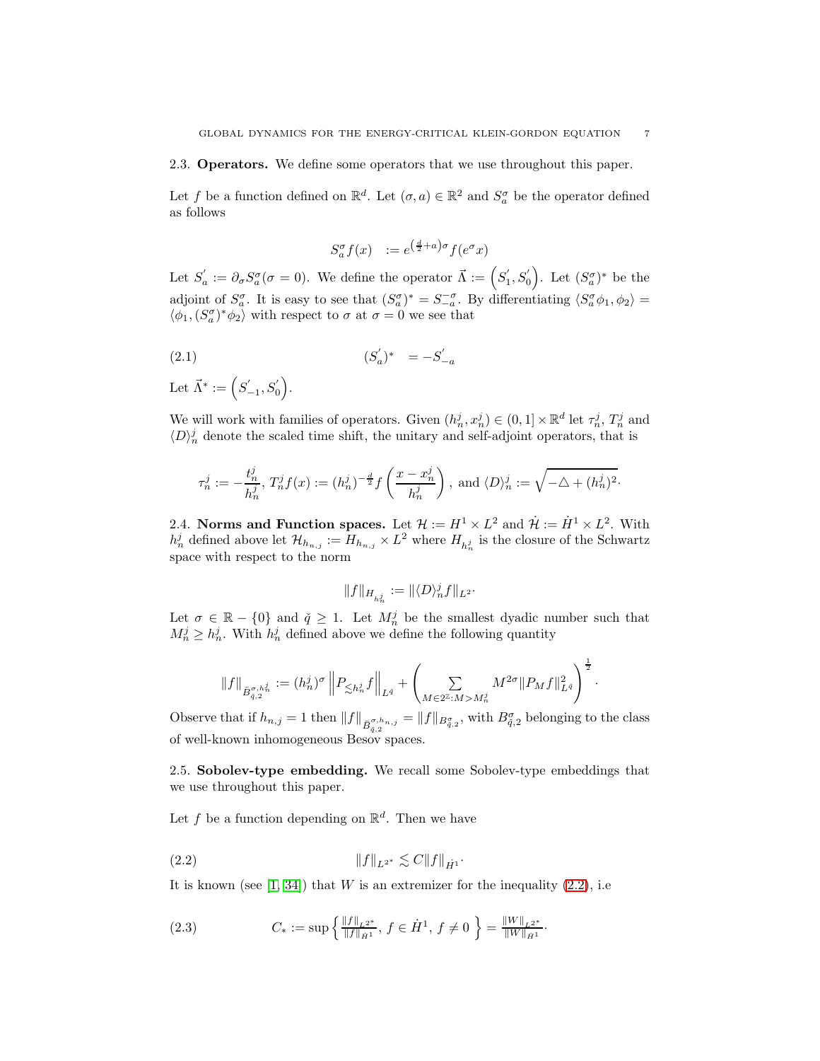### 2.3. **Operators.** 

We define some operators that we use throughout this paper.

Let $f$ be a function defined on $\mathbb{R}^d$. Let $(\sigma, a) \in \mathbb{R}^2$ and $S_a^\sigma$ be the operator defined as follows

$$
S_a^\sigma f(x) \quad := e^{\left(\frac{d}{2}+a\right)\sigma} f(e^\sigma x)
$$

Let $S_a^{'} := \partial_\sigma S_a^\sigma (\sigma = 0)$. We define the operator $\vec{\Lambda} := \left( S_1^{'}, S_0^{'} \right)$. Let $(S_a^\sigma)^*$ be the adjoint of $S_a^\sigma$. It is easy to see that $(S_a^\sigma)^* = S_{-a}^{-\sigma}$. By differentiating $\langle S_a^\sigma \phi_1, \phi_2 \rangle = \langle \phi_1, (S_a^\sigma)^* \phi_2 \rangle$ with respect to $\sigma$ at $\sigma = 0$ we see that

$$
(S_a^{'})^* \quad = -S_{-a}^{'} \tag{2.1}
$$

Let $\vec{\Lambda}^* := \left( S_{-1}^{'}, S_0^{'} \right)$.

We will work with families of operators. Given $(h_n^j, x_n^j) \in (0,1] \times \mathbb{R}^d$ let $\tau_n^j$, $T_n^j$ and $\langle D \rangle_n^j$ denote the scaled time shift, the unitary and self-adjoint operators, that is

$$
\tau_n^j := -\frac{t_n^j}{h_n^j},\; T_n^j f(x) := (h_n^j)^{-\frac{d}{2}} f\left( \frac{x - x_n^j}{h_n^j} \right),\; \text{and } \langle D \rangle_n^j := \sqrt{-\triangle + (h_n^j)^2}.
$$

### 2.4. **Norms and Function spaces.** 

Let $\mathcal{H} := H^1 \times L^2$ and $\dot{\mathcal{H}} := \dot{H}^1 \times L^2$. With $h_n^j$ defined above let $\mathcal{H}_{h_{n,j}} := H_{h_{n,j}} \times L^2$ where $H_{h_n^j}$ is the closure of the Schwartz space with respect to the norm

$$
\|f\|_{H_{h_n^j}} := \|\langle D \rangle_n^j f\|_{L^2}.
$$

Let $\sigma \in \mathbb{R} - \{0\}$ and $\check{q} \geq 1$. Let $M_n^j$ be the smallest dyadic number such that $M_n^j \geq h_n^j$. With $h_n^j$ defined above we define the following quantity

$$
\|f\|_{\tilde{B}_{\check{q},2}^{\sigma, h_n^j}} := (h_n^j)^\sigma \left\| P_{\lesssim h_n^j} f \right\|_{L^{\check{q}}} + \left( \sum_{M \in 2^{\mathbb{Z}} : M > M_n^j} M^{2\sigma} \|P_M f\|_{L^{\check{q}}}^2 \right)^{\frac{1}{2}}.
$$

Observe that if $h_{n,j} = 1$ then $\|f\|_{\tilde{B}_{\check{q},2}^{\sigma, h_{n,j}}} = \|f\|_{B_{\check{q},2}^\sigma}$, with $B_{\check{q},2}^\sigma$ belonging to the class of well-known inhomogeneous Besov spaces.

### 2.5. **Sobolev-type embedding.** 

We recall some Sobolev-type embeddings that we use throughout this paper.

Let $f$ be a function depending on $\mathbb{R}^d$. Then we have

$$
\|f\|_{L^{2^*}} \lesssim C \|f\|_{\dot{H}^1}. \tag{2.2}
$$

It is known (see [1, 34]) that $W$ is an extremizer for the inequality (2.2), i.e

$$
C_* := \sup \left\{ \tfrac{\|f\|_{L^{2^*}}}{\|f\|_{\dot{H}^1}},\; f \in \dot{H}^1,\; f \neq 0 \right\} = \tfrac{\|W\|_{L^{2^*}}}{\|W\|_{\dot{H}^1}}. \tag{2.3}
$$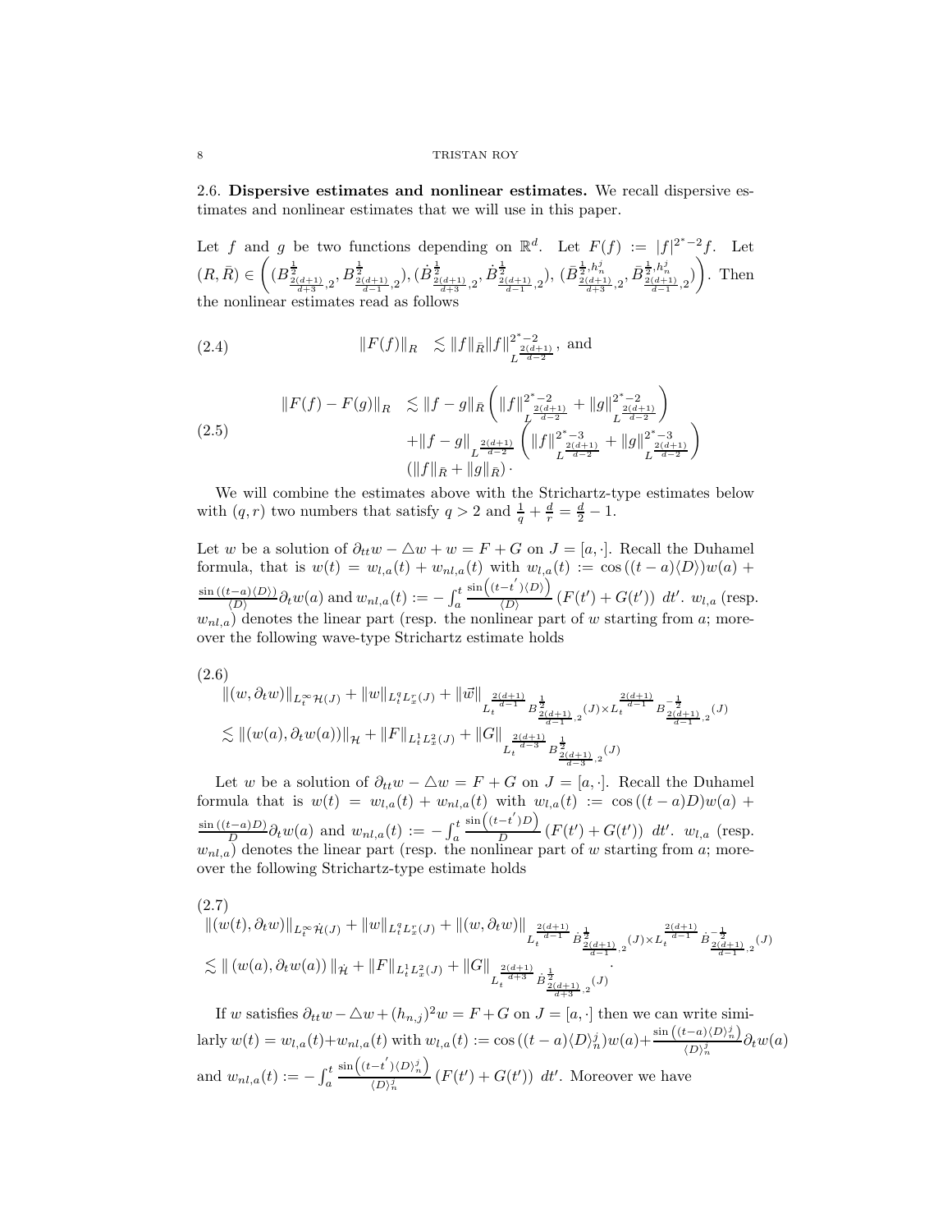### 2.6. **Dispersive estimates and nonlinear estimates.** 

We recall dispersive estimates and nonlinear estimates that we will use in this paper.

Let $f$ and $g$ be two functions depending on $\mathbb{R}^d$. Let $F(f) := |f|^{2^*-2} f$. Let $(R, \bar{R}) \in \left( (B^{\frac{1}{2}}_{\frac{2(d+1)}{d+3},2}, B^{\frac{1}{2}}_{\frac{2(d+1)}{d-1},2}), (\dot{B}^{\frac{1}{2}}_{\frac{2(d+1)}{d+3},2}, \dot{B}^{\frac{1}{2}}_{\frac{2(d+1)}{d-1},2}), (\bar{B}^{\frac{1}{2},h_n^j}_{\frac{2(d+1)}{d+3},2}, \bar{B}^{\frac{1}{2},h_n^j}_{\frac{2(d+1)}{d-1},2}) \right)$. Then the nonlinear estimates read as follows

$$
\|F(f)\|_R \lesssim \|f\|_{\bar{R}} \|f\|^{2^*-2}_{L^{\frac{2(d+1)}{d-2}}}, \text{ and} \tag{2.4}
$$

$$
\begin{aligned}
\|F(f) - F(g)\|_R \lesssim & \|f-g\|_{\bar{R}} \left( \|f\|^{2^*-2}_{L^{\frac{2(d+1)}{d-2}}} + \|g\|^{2^*-2}_{L^{\frac{2(d+1)}{d-2}}} \right) \\
& + \|f-g\|_{L^{\frac{2(d+1)}{d-2}}} \left( \|f\|^{2^*-3}_{L^{\frac{2(d+1)}{d-2}}} + \|g\|^{2^*-3}_{L^{\frac{2(d+1)}{d-2}}} \right) \\
& (\|f\|_{\bar{R}} + \|g\|_{\bar{R}}) \,.
\end{aligned} \tag{2.5}
$$

We will combine the estimates above with the Strichartz-type estimates below with $(q,r)$ two numbers that satisfy $q > 2$ and $\frac{1}{q} + \frac{d}{r} = \frac{d}{2} - 1$.

Let $w$ be a solution of $\partial_{tt} w - \triangle w + w = F + G$ on $J = [a, \cdot]$. Recall the Duhamel formula, that is $w(t) = w_{l,a}(t) + w_{nl,a}(t)$ with $w_{l,a}(t) := \cos\left((t-a)\langle D \rangle\right) w(a) + \frac{\sin\left((t-a)\langle D \rangle\right)}{\langle D \rangle} \partial_t w(a)$ and $w_{nl,a}(t) := -\int_a^t \frac{\sin\left((t-t')\langle D \rangle\right)}{\langle D \rangle} \left(F(t') + G(t')\right) \, dt'$. $w_{l,a}$ (resp. $w_{nl,a}$) denotes the linear part (resp. the nonlinear part of $w$ starting from $a$; moreover the following wave-type Strichartz estimate holds

$$
\begin{aligned}
& \|(w, \partial_t w)\|_{L_t^\infty \mathcal{H}(J)} + \|w\|_{L_t^q L_x^r(J)} + \|\vec{w}\|_{L_t^{\frac{2(d+1)}{d-1}} B^{\frac{1}{2}}_{\frac{2(d+1)}{d-1},2}(J) \times L_t^{\frac{2(d+1)}{d-1}} B^{-\frac{1}{2}}_{\frac{2(d+1)}{d-1},2}(J)} \\
& \lesssim \|(w(a), \partial_t w(a))\|_{\mathcal{H}} + \|F\|_{L_t^1 L_x^2(J)} + \|G\|_{L_t^{\frac{2(d+1)}{d-3}} B^{\frac{1}{2}}_{\frac{2(d+1)}{d-3},2}(J)}
\end{aligned} \tag{2.6}
$$

Let $w$ be a solution of $\partial_{tt} w - \triangle w = F + G$ on $J = [a, \cdot]$. Recall the Duhamel formula that is $w(t) = w_{l,a}(t) + w_{nl,a}(t)$ with $w_{l,a}(t) := \cos\left((t-a)D\right) w(a) + \frac{\sin\left((t-a)D\right)}{D} \partial_t w(a)$ and $w_{nl,a}(t) := -\int_a^t \frac{\sin\left((t-t')D\right)}{D} \left(F(t') + G(t')\right) \, dt'$. $w_{l,a}$ (resp. $w_{nl,a}$) denotes the linear part (resp. the nonlinear part of $w$ starting from $a$; moreover the following Strichartz-type estimate holds

$$
\begin{aligned}
& \|(w(t), \partial_t w)\|_{L_t^\infty \dot{\mathcal{H}}(J)} + \|w\|_{L_t^q L_x^r(J)} + \|(w, \partial_t w)\|_{L_t^{\frac{2(d+1)}{d-1}} \dot{B}^{\frac{1}{2}}_{\frac{2(d+1)}{d-1},2}(J) \times L_t^{\frac{2(d+1)}{d-1}} \dot{B}^{-\frac{1}{2}}_{\frac{2(d+1)}{d-1},2}(J)} \\
& \lesssim \|\left(w(a), \partial_t w(a)\right)\|_{\dot{\mathcal{H}}} + \|F\|_{L_t^1 L_x^2(J)} + \|G\|_{L_t^{\frac{2(d+1)}{d+3}} \dot{B}^{\frac{1}{2}}_{\frac{2(d+1)}{d+3},2}(J)} \,.
\end{aligned} \tag{2.7}
$$

If $w$ satisfies $\partial_{tt} w - \triangle w + (h_{n,j})^2 w = F + G$ on $J = [a, \cdot]$ then we can write similarly $w(t) = w_{l,a}(t) + w_{nl,a}(t)$ with $w_{l,a}(t) := \cos\left((t-a)\langle D \rangle_n^j\right) w(a) + \frac{\sin\left((t-a)\langle D \rangle_n^j\right)}{\langle D \rangle_n^j} \partial_t w(a)$ and $w_{nl,a}(t) := -\int_a^t \frac{\sin\left((t-t')\langle D \rangle_n^j\right)}{\langle D \rangle_n^j} \left(F(t') + G(t')\right) \, dt'$. Moreover we have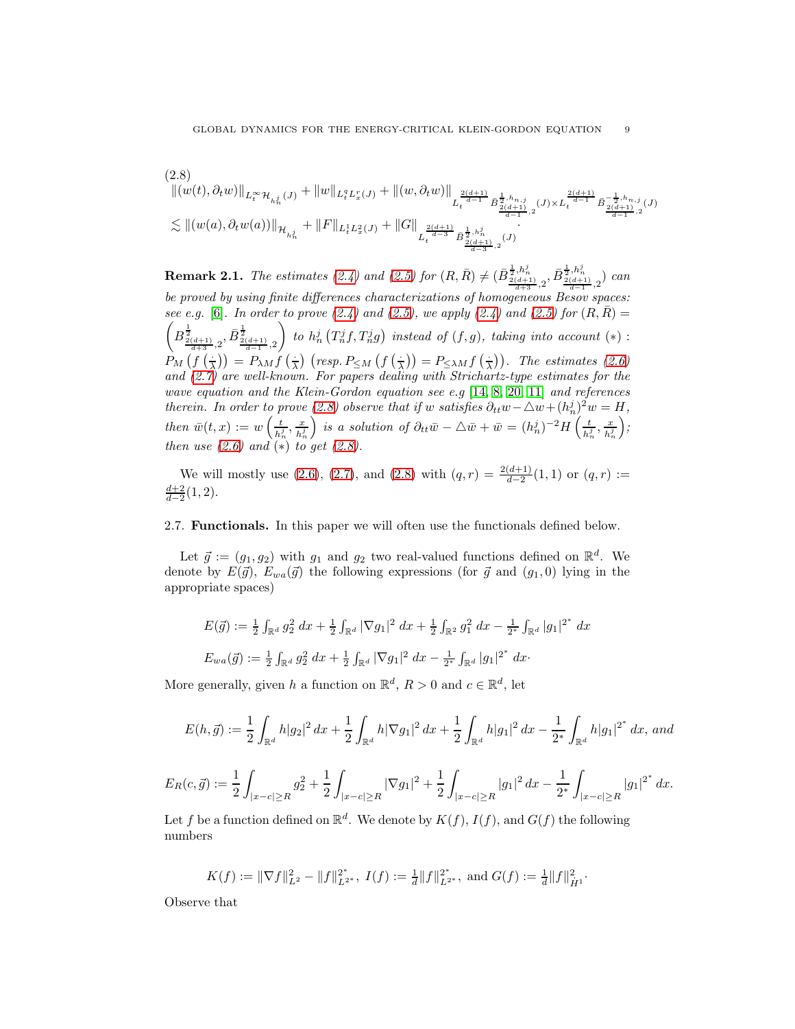(2.8)

$$
\begin{aligned}
&\|(w(t),\partial_t w)\|_{L_t^\infty \mathcal{H}_{h_n^j}(J)} + \|w\|_{L_t^q L_x^r(J)} + \|(w,\partial_t w)\|_{L_t^{\frac{2(d+1)}{d-1}} \bar{B}^{\frac{1}{2},h_{n,j}}_{\frac{2(d+1)}{d-1},2}(J) \times L_t^{\frac{2(d+1)}{d-1}} \bar{B}^{-\frac{1}{2},h_{n,j}}_{\frac{2(d+1)}{d-1},2}(J)} \\
&\lesssim \|(w(a),\partial_t w(a))\|_{\mathcal{H}_{h_n^j}} + \|F\|_{L_t^1 L_x^2(J)} + \|G\|_{L_t^{\frac{2(d+1)}{d-3}} \bar{B}^{\frac{1}{2},h_n^j}_{\frac{2(d+1)}{d-3},2}(J)} \cdot
\end{aligned}
$$

**Remark 2.1.** *The estimates (2.4) and (2.5) for $(R,\bar{R}) \neq (\bar{B}^{\frac{1}{2},h_n^j}_{\frac{2(d+1)}{d+3},2}, \bar{B}^{\frac{1}{2},h_n^j}_{\frac{2(d+1)}{d-1},2})$ can be proved by using finite differences characterizations of homogeneous Besov spaces: see e.g. [6]. In order to prove (2.4) and (2.5), we apply (2.4) and (2.5) for $(R,\bar{R}) = \left(B^{\frac{1}{2}}_{\frac{2(d+1)}{d+3},2}, \bar{B}^{\frac{1}{2}}_{\frac{2(d+1)}{d-1},2}\right)$ to $h_n^j \left(T_n^j f, T_n^j g\right)$ instead of $(f,g)$, taking into account $(*)$ : $P_M\left(f\left(\frac{\cdot}{\lambda}\right)\right) = P_{\lambda M} f\left(\frac{\cdot}{\lambda}\right)$ $\left(resp.\ P_{\leq M}\left(f\left(\frac{\cdot}{\lambda}\right)\right) = P_{\leq \lambda M} f\left(\frac{\cdot}{\lambda}\right)\right)$. The estimates (2.6) and (2.7) are well-known. For papers dealing with Strichartz-type estimates for the wave equation and the Klein-Gordon equation see e.g [14, 8, 20, 11] and references therein. In order to prove (2.8) observe that if $w$ satisfies $\partial_{tt} w - \triangle w + (h_n^j)^2 w = H$, then $\bar{w}(t,x) := w\left(\frac{t}{h_n^j}, \frac{x}{h_n^j}\right)$ is a solution of $\partial_{tt}\bar{w} - \triangle \bar{w} + \bar{w} = (h_n^j)^{-2} H\left(\frac{t}{h_n^j}, \frac{x}{h_n^j}\right)$; then use (2.6) and $(*)$ to get (2.8).*

We will mostly use (2.6), (2.7), and (2.8) with $(q,r) = \frac{2(d+1)}{d-2}(1,1)$ or $(q,r) := \frac{d+2}{d-2}(1,2)$.

### 2.7. Functionals.

In this paper we will often use the functionals defined below.

Let $\vec{g} := (g_1, g_2)$ with $g_1$ and $g_2$ two real-valued functions defined on $\mathbb{R}^d$. We denote by $E(\vec{g})$, $E_{wa}(\vec{g})$ the following expressions (for $\vec{g}$ and $(g_1,0)$ lying in the appropriate spaces)

$$
E(\vec{g}) := \tfrac{1}{2}\int_{\mathbb{R}^d} g_2^2 \, dx + \tfrac{1}{2}\int_{\mathbb{R}^d} |\nabla g_1|^2 \, dx + \tfrac{1}{2}\int_{\mathbb{R}^2} g_1^2 \, dx - \tfrac{1}{2^*}\int_{\mathbb{R}^d} |g_1|^{2^*} \, dx
$$

$$
E_{wa}(\vec{g}) := \tfrac{1}{2}\int_{\mathbb{R}^d} g_2^2 \, dx + \tfrac{1}{2}\int_{\mathbb{R}^d} |\nabla g_1|^2 \, dx - \tfrac{1}{2^*}\int_{\mathbb{R}^d} |g_1|^{2^*} \, dx \cdot
$$

More generally, given $h$ a function on $\mathbb{R}^d$, $R > 0$ and $c \in \mathbb{R}^d$, let

$$
E(h,\vec{g}) := \frac{1}{2}\int_{\mathbb{R}^d} h|g_2|^2 \, dx + \frac{1}{2}\int_{\mathbb{R}^d} h|\nabla g_1|^2 \, dx + \frac{1}{2}\int_{\mathbb{R}^d} h|g_1|^2 \, dx - \frac{1}{2^*}\int_{\mathbb{R}^d} h|g_1|^{2^*} \, dx, \text{ and}
$$

$$
E_R(c,\vec{g}) := \frac{1}{2}\int_{|x-c|\geq R} g_2^2 + \frac{1}{2}\int_{|x-c|\geq R} |\nabla g_1|^2 + \frac{1}{2}\int_{|x-c|\geq R} |g_1|^2 \, dx - \frac{1}{2^*}\int_{|x-c|\geq R} |g_1|^{2^*} \, dx.
$$

Let $f$ be a function defined on $\mathbb{R}^d$. We denote by $K(f)$, $I(f)$, and $G(f)$ the following numbers

$$
K(f) := \|\nabla f\|_{L^2}^2 - \|f\|_{L^{2^*}}^{2^*}, \; I(f) := \tfrac{1}{d}\|f\|_{L^{2^*}}^{2^*}, \text{ and } G(f) := \tfrac{1}{d}\|f\|_{\dot{H}^1}^2.
$$

Observe that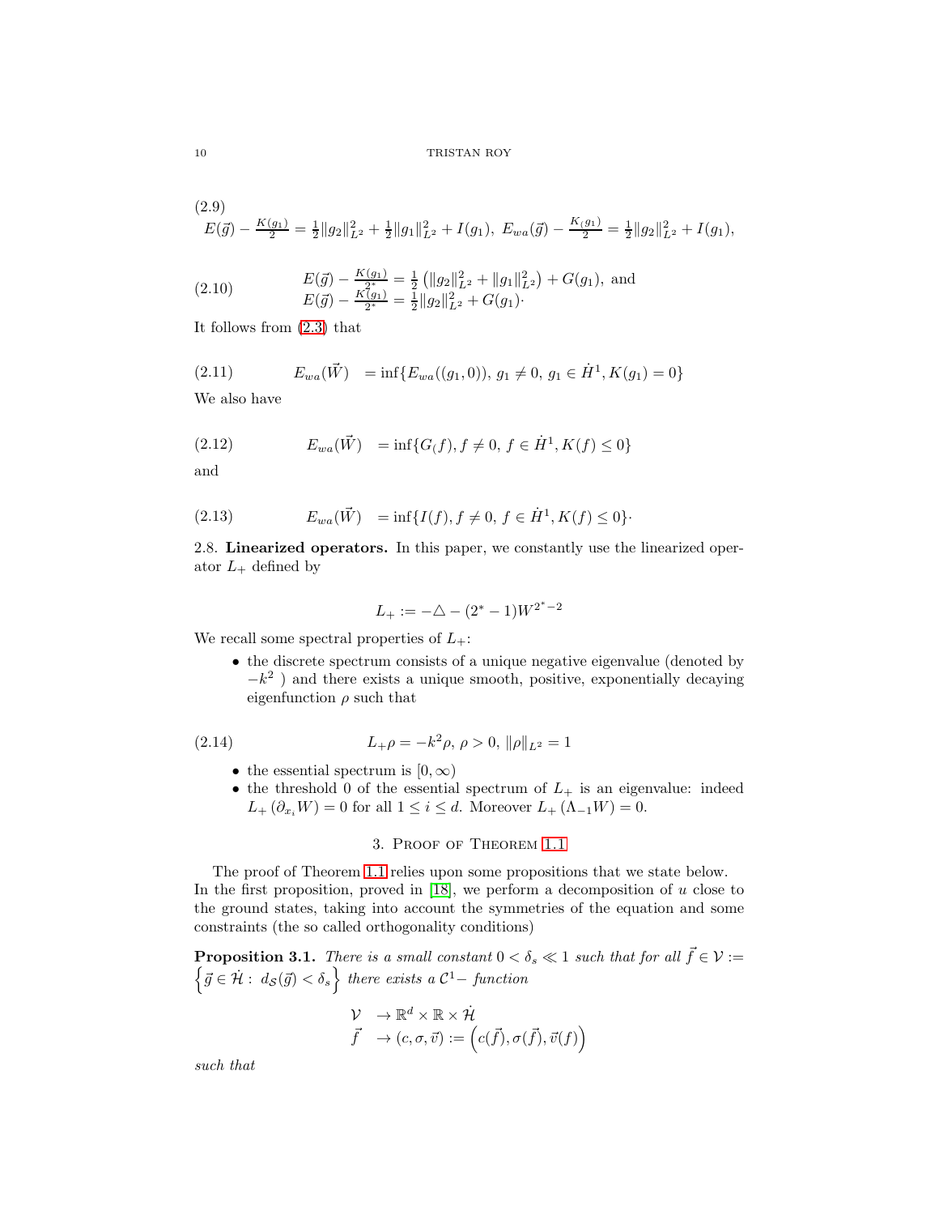(2.9)

$$E(\vec{g}) - \frac{K(g_1)}{2} = \frac{1}{2}\|g_2\|_{L^2}^2 + \frac{1}{2}\|g_1\|_{L^2}^2 + I(g_1),\ E_{wa}(\vec{g}) - \frac{K_(g_1)}{2} = \frac{1}{2}\|g_2\|_{L^2}^2 + I(g_1),$$

$$\begin{array}{l} E(\vec{g}) - \frac{K(g_1)}{2^*} = \frac{1}{2}\left(\|g_2\|_{L^2}^2 + \|g_1\|_{L^2}^2\right) + G(g_1), \text{ and} \\ E(\vec{g}) - \frac{K(g_1)}{2^*} = \frac{1}{2}\|g_2\|_{L^2}^2 + G(g_1)\cdot \end{array} \tag{2.10}$$

It follows from (2.3) that

$$E_{wa}(\vec{W}) \quad = \inf\{E_{wa}((g_1, 0)),\ g_1 \neq 0,\ g_1 \in \dot{H}^1, K(g_1) = 0\} \tag{2.11}$$

We also have

$$E_{wa}(\vec{W}) \quad = \inf\{G_(f), f \neq 0,\ f \in \dot{H}^1, K(f) \leq 0\} \tag{2.12}$$

and

$$E_{wa}(\vec{W}) \quad = \inf\{I(f), f \neq 0,\ f \in \dot{H}^1, K(f) \leq 0\}\cdot \tag{2.13}$$

2.8. **Linearized operators.** In this paper, we constantly use the linearized operator $L_+$ defined by

$$L_+ := -\triangle - (2^* - 1)W^{2^* - 2}$$

We recall some spectral properties of $L_+$:

- the discrete spectrum consists of a unique negative eigenvalue (denoted by $-k^2$ ) and there exists a unique smooth, positive, exponentially decaying eigenfunction $\rho$ such that

$$L_+ \rho = -k^2 \rho,\ \rho > 0,\ \|\rho\|_{L^2} = 1 \tag{2.14}$$

- the essential spectrum is $[0, \infty)$
- the threshold 0 of the essential spectrum of $L_+$ is an eigenvalue: indeed $L_+\left(\partial_{x_i} W\right) = 0$ for all $1 \leq i \leq d$. Moreover $L_+\left(\Lambda_{-1} W\right) = 0$.

## 3. Proof of Theorem 1.1

The proof of Theorem 1.1 relies upon some propositions that we state below. In the first proposition, proved in [18], we perform a decomposition of $u$ close to the ground states, taking into account the symmetries of the equation and some constraints (the so called orthogonality conditions)

**Proposition 3.1.** *There is a small constant $0 < \delta_s \ll 1$ such that for all $\vec{f} \in \mathcal{V} := \left\{\vec{g} \in \dot{\mathcal{H}} :\ d_{\mathcal{S}}(\vec{g}) < \delta_s\right\}$ there exists a $\mathcal{C}^1-$ function*

$$\begin{array}{ll} \mathcal{V} & \to \mathbb{R}^d \times \mathbb{R} \times \dot{\mathcal{H}} \\ \vec{f} & \to (c, \sigma, \vec{v}) := \left(c(\vec{f}), \sigma(\vec{f}), \vec{v}(f)\right) \end{array}$$

*such that*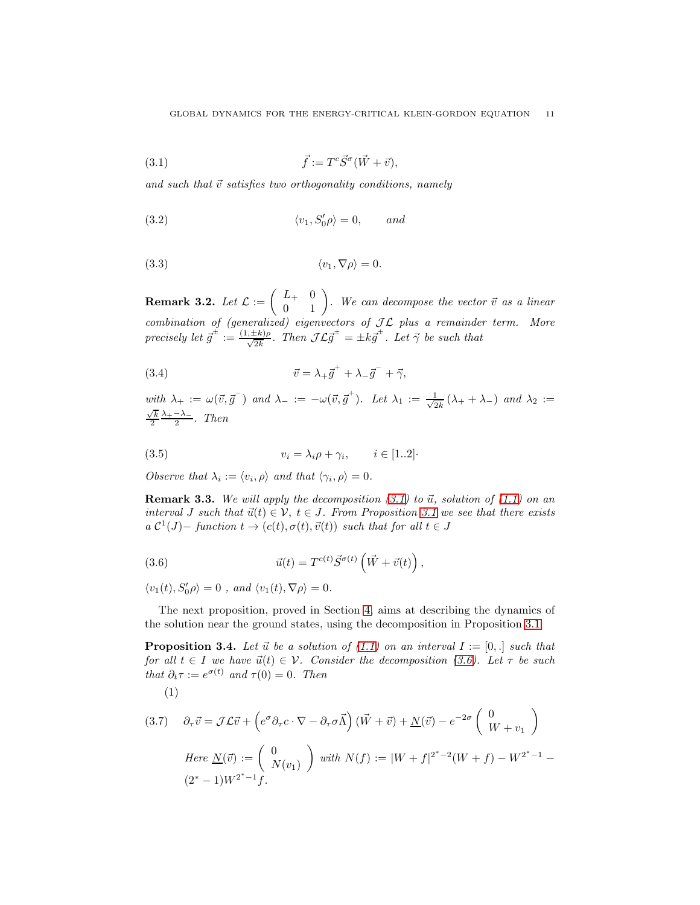$$\vec{f} := T^c \vec{S}^\sigma (\vec{W} + \vec{v}), \tag{3.1}$$

*and such that $\vec{v}$ satisfies two orthogonality conditions, namely*

$$\langle v_1, S_0' \rho \rangle = 0, \qquad \textit{and} \tag{3.2}$$

$$\langle v_1, \nabla \rho \rangle = 0. \tag{3.3}$$

**Remark 3.2.** *Let $\mathcal{L} := \begin{pmatrix} L_+ & 0 \\ 0 & 1 \end{pmatrix}$. We can decompose the vector $\vec{v}$ as a linear combination of (generalized) eigenvectors of $\mathcal{J}\mathcal{L}$ plus a remainder term. More precisely let $\vec{g}^{\pm} := \frac{(1, \pm k)\rho}{\sqrt{2k}}$. Then $\mathcal{J}\mathcal{L}\vec{g}^{\pm} = \pm k \vec{g}^{\pm}$. Let $\vec{\gamma}$ be such that*

$$\vec{v} = \lambda_+ \vec{g}^{+} + \lambda_- \vec{g}^{-} + \vec{\gamma}, \tag{3.4}$$

*with $\lambda_+ := \omega(\vec{v}, \vec{g}^{-})$ and $\lambda_- := -\omega(\vec{v}, \vec{g}^{+})$. Let $\lambda_1 := \frac{1}{\sqrt{2k}}(\lambda_+ + \lambda_-)$ and $\lambda_2 := \frac{\sqrt{k}}{2} \frac{\lambda_+ - \lambda_-}{2}$. Then*

$$v_i = \lambda_i \rho + \gamma_i, \qquad i \in [1..2]. \tag{3.5}$$

*Observe that $\lambda_i := \langle v_i, \rho \rangle$ and that $\langle \gamma_i, \rho \rangle = 0$.*

**Remark 3.3.** *We will apply the decomposition (3.1) to $\vec{u}$, solution of (1.1) on an interval $J$ such that $\vec{u}(t) \in \mathcal{V}$, $t \in J$. From Proposition 3.1 we see that there exists a $\mathcal{C}^1(J)-$ function $t \to (c(t), \sigma(t), \vec{v}(t))$ such that for all $t \in J$*

$$\vec{u}(t) = T^{c(t)} \vec{S}^{\sigma(t)} \left( \vec{W} + \vec{v}(t) \right), \tag{3.6}$$

$\langle v_1(t), S_0' \rho \rangle = 0$ , *and* $\langle v_1(t), \nabla \rho \rangle = 0$.

The next proposition, proved in Section 4, aims at describing the dynamics of the solution near the ground states, using the decomposition in Proposition 3.1.

**Proposition 3.4.** *Let $\vec{u}$ be a solution of (1.1) on an interval $I := [0, .]$ such that for all $t \in I$ we have $\vec{u}(t) \in \mathcal{V}$. Consider the decomposition (3.6). Let $\tau$ be such that $\partial_t \tau := e^{\sigma(t)}$ and $\tau(0) = 0$. Then*

(1)

$$\partial_\tau \vec{v} = \mathcal{J}\mathcal{L}\vec{v} + \left( e^{\sigma} \partial_\tau c \cdot \nabla - \partial_\tau \sigma \vec{\Lambda} \right) (\vec{W} + \vec{v}) + \underline{N}(\vec{v}) - e^{-2\sigma} \begin{pmatrix} 0 \\ W + v_1 \end{pmatrix} \tag{3.7}$$

*Here $\underline{N}(\vec{v}) := \begin{pmatrix} 0 \\ N(v_1) \end{pmatrix}$ with $N(f) := |W + f|^{2^*-2}(W + f) - W^{2^*-1} - (2^* - 1) W^{2^*-1} f$.*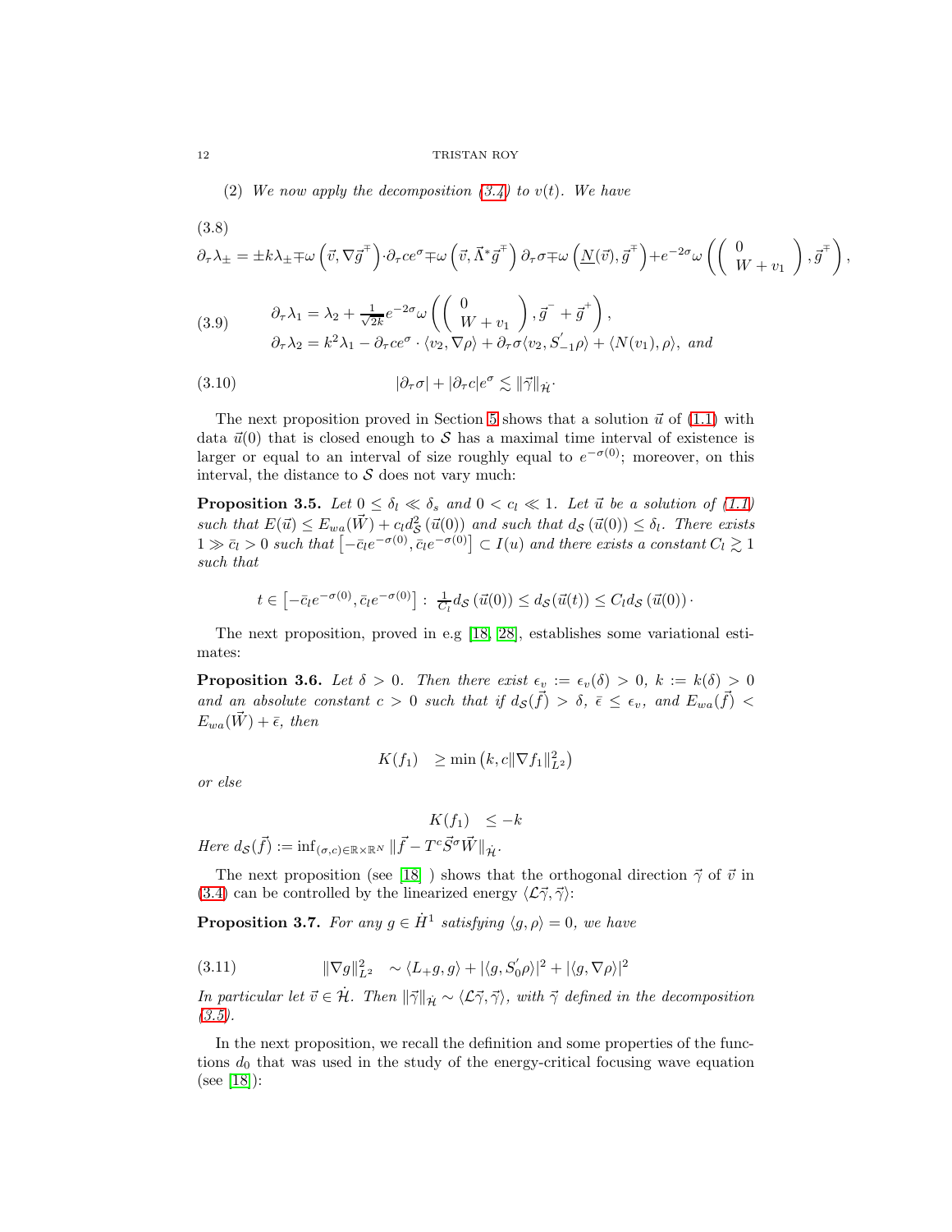(2) *We now apply the decomposition (3.4) to $v(t)$. We have*

(3.8)

$$\partial_\tau \lambda_{\pm} = \pm k \lambda_{\pm} \mp \omega \left( \vec{v}, \nabla \vec{g}^{\mp} \right) \cdot \partial_\tau c e^{\sigma} \mp \omega \left( \vec{v}, \vec{\Lambda}^{*} \vec{g}^{\mp} \right) \partial_\tau \sigma \mp \omega \left( \underline{N}(\vec{v}), \vec{g}^{\mp} \right) + e^{-2\sigma} \omega \left( \left( \begin{array}{c} 0 \\ W + v_1 \end{array} \right), \vec{g}^{\mp} \right),$$

$$\begin{aligned} &\partial_\tau \lambda_1 = \lambda_2 + \tfrac{1}{\sqrt{2k}} e^{-2\sigma} \omega \left( \left( \begin{array}{c} 0 \\ W + v_1 \end{array} \right), \vec{g}^{-} + \vec{g}^{+} \right), \\ &\partial_\tau \lambda_2 = k^2 \lambda_1 - \partial_\tau c e^{\sigma} \cdot \langle v_2, \nabla \rho \rangle + \partial_\tau \sigma \langle v_2, S_{-1}^{'} \rho \rangle + \langle N(v_1), \rho \rangle, \text{ and} \end{aligned} \tag{3.9}$$

$$|\partial_\tau \sigma| + |\partial_\tau c| e^{\sigma} \lesssim \| \vec{\gamma} \|_{\dot{\mathcal{H}}}. \tag{3.10}$$

The next proposition proved in Section 5 shows that a solution $\vec{u}$ of (1.1) with data $\vec{u}(0)$ that is closed enough to $\mathcal{S}$ has a maximal time interval of existence is larger or equal to an interval of size roughly equal to $e^{-\sigma(0)}$; moreover, on this interval, the distance to $\mathcal{S}$ does not vary much:

**Proposition 3.5.** *Let $0 \leq \delta_l \ll \delta_s$ and $0 < c_l \ll 1$. Let $\vec{u}$ be a solution of (1.1) such that $E(\vec{u}) \leq E_{wa}(\vec{W}) + c_l d^2_{\mathcal{S}}\left(\vec{u}(0)\right)$ and such that $d_{\mathcal{S}}\left(\vec{u}(0)\right) \leq \delta_l$. There exists $1 \gg \bar{c}_l > 0$ such that $\left[-\bar{c}_l e^{-\sigma(0)}, \bar{c}_l e^{-\sigma(0)}\right] \subset I(u)$ and there exists a constant $C_l \gtrsim 1$ such that*

$$t \in \left[-\bar{c}_l e^{-\sigma(0)}, \bar{c}_l e^{-\sigma(0)}\right] : \ \tfrac{1}{C_l} d_{\mathcal{S}}\left(\vec{u}(0)\right) \leq d_{\mathcal{S}}(\vec{u}(t)) \leq C_l d_{\mathcal{S}}\left(\vec{u}(0)\right) \cdot$$

The next proposition, proved in e.g [18, 28], establishes some variational estimates:

**Proposition 3.6.** *Let $\delta > 0$. Then there exist $\epsilon_v := \epsilon_v(\delta) > 0$, $k := k(\delta) > 0$ and an absolute constant $c > 0$ such that if $d_{\mathcal{S}}(\vec{f}) > \delta$, $\bar{\epsilon} \leq \epsilon_v$, and $E_{wa}(\vec{f}) < E_{wa}(\vec{W}) + \bar{\epsilon}$, then*

$$K(f_1) \quad \geq \min\left(k, c \|\nabla f_1\|^2_{L^2}\right)$$

*or else*

$$K(f_1) \quad \leq -k$$

*Here $d_{\mathcal{S}}(\vec{f}) := \inf_{(\sigma,c) \in \mathbb{R} \times \mathbb{R}^N} \| \vec{f} - T^c \vec{S}^{\sigma} \vec{W} \|_{\dot{\mathcal{H}}}$.*

The next proposition (see [18] ) shows that the orthogonal direction $\vec{\gamma}$ of $\vec{v}$ in (3.4) can be controlled by the linearized energy $\langle \mathcal{L} \vec{\gamma}, \vec{\gamma} \rangle$:

**Proposition 3.7.** *For any $g \in \dot{H}^1$ satisfying $\langle g, \rho \rangle = 0$, we have*

$$\|\nabla g\|^2_{L^2} \quad \sim \langle L_{+} g, g \rangle + |\langle g, S_0^{'} \rho \rangle|^2 + |\langle g, \nabla \rho \rangle|^2 \tag{3.11}$$

*In particular let $\vec{v} \in \dot{\mathcal{H}}$. Then $\|\vec{\gamma}\|_{\dot{\mathcal{H}}} \sim \langle \mathcal{L} \vec{\gamma}, \vec{\gamma} \rangle$, with $\vec{\gamma}$ defined in the decomposition (3.5).*

In the next proposition, we recall the definition and some properties of the functions $d_0$ that was used in the study of the energy-critical focusing wave equation (see [18]):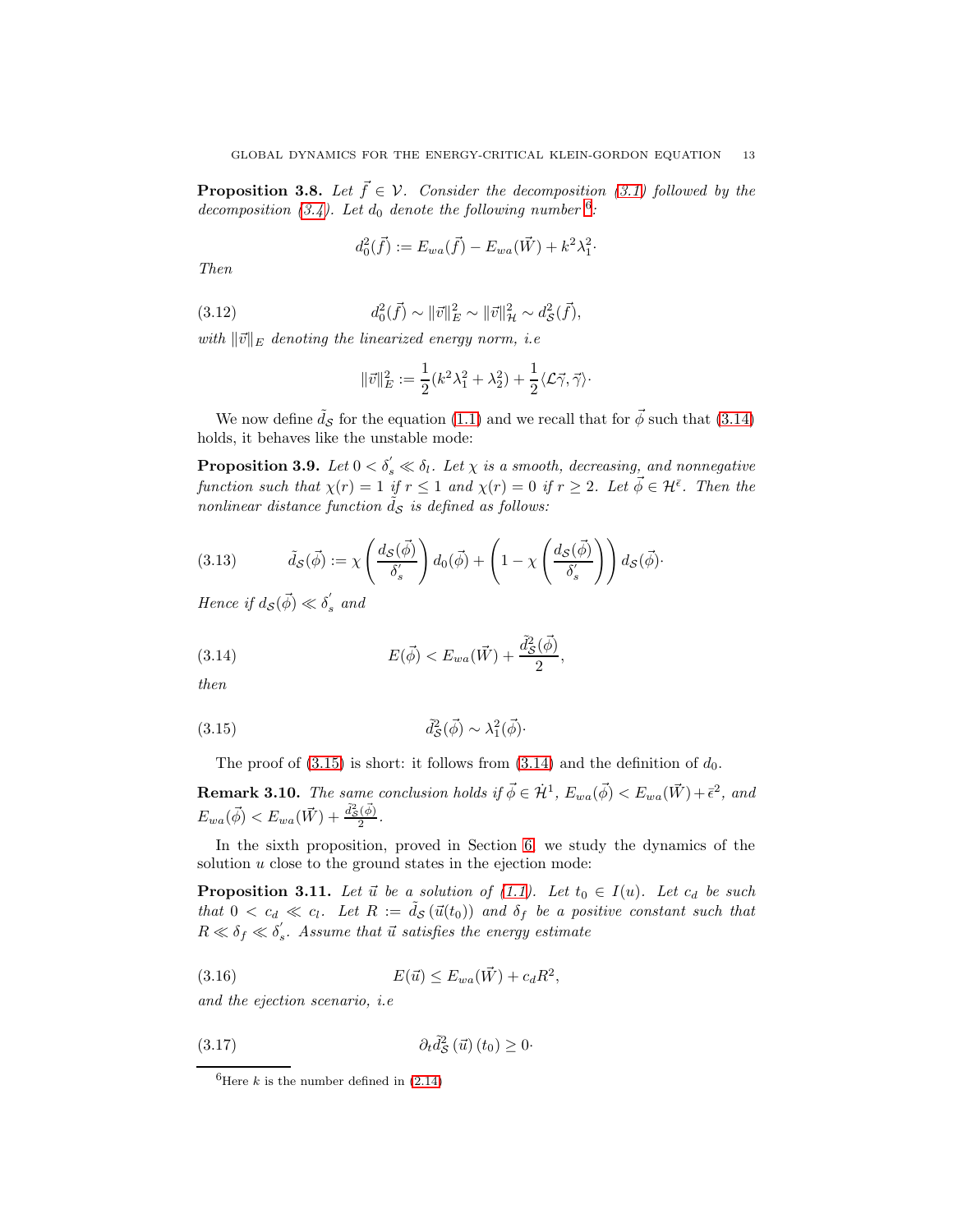**Proposition 3.8.** *Let $\vec{f} \in \mathcal{V}$. Consider the decomposition (3.1) followed by the decomposition (3.4). Let $d_0$ denote the following number* [6]*:*

$$d_0^2(\vec{f}) := E_{wa}(\vec{f}) - E_{wa}(\vec{W}) + k^2 \lambda_1^2 \cdot$$

*Then*

$$d_0^2(\vec{f}) \sim \|\vec{v}\|_E^2 \sim \|\vec{v}\|_{\mathcal{H}}^2 \sim d_{\mathcal{S}}^2(\vec{f}), \tag{3.12}$$

*with $\|\vec{v}\|_E$ denoting the linearized energy norm, i.e*

$$\|\vec{v}\|_E^2 := \frac{1}{2}(k^2\lambda_1^2 + \lambda_2^2) + \frac{1}{2}\langle \mathcal{L}\vec{\gamma}, \vec{\gamma}\rangle \cdot$$

We now define $\tilde{d}_{\mathcal{S}}$ for the equation (1.1) and we recall that for $\vec{\phi}$ such that (3.14) holds, it behaves like the unstable mode:

**Proposition 3.9.** *Let $0 < \delta_s^{'} \ll \delta_l$. Let $\chi$ is a smooth, decreasing, and nonnegative function such that $\chi(r) = 1$ if $r \leq 1$ and $\chi(r) = 0$ if $r \geq 2$. Let $\vec{\phi} \in \mathcal{H}^{\bar{\epsilon}}$. Then the nonlinear distance function $\tilde{d}_{\mathcal{S}}$ is defined as follows:*

$$\tilde{d}_{\mathcal{S}}(\vec{\phi}) := \chi\left(\frac{d_{\mathcal{S}}(\vec{\phi})}{\delta_s^{'}}\right) d_0(\vec{\phi}) + \left(1 - \chi\left(\frac{d_{\mathcal{S}}(\vec{\phi})}{\delta_s^{'}}\right)\right) d_{\mathcal{S}}(\vec{\phi}) \cdot \tag{3.13}$$

*Hence if $d_{\mathcal{S}}(\vec{\phi}) \ll \delta_s^{'}$ and*

$$E(\vec{\phi}) < E_{wa}(\vec{W}) + \frac{\tilde{d}_{\mathcal{S}}^2(\vec{\phi})}{2}, \tag{3.14}$$

*then*

$$\tilde{d}_{\mathcal{S}}^2(\vec{\phi}) \sim \lambda_1^2(\vec{\phi}) \cdot \tag{3.15}$$

The proof of (3.15) is short: it follows from (3.14) and the definition of $d_0$.

**Remark 3.10.** *The same conclusion holds if $\vec{\phi} \in \dot{\mathcal{H}}^1$, $E_{wa}(\vec{\phi}) < E_{wa}(\vec{W}) + \bar{\epsilon}^2$, and $E_{wa}(\vec{\phi}) < E_{wa}(\vec{W}) + \frac{\tilde{d}_{\mathcal{S}}^2(\vec{\phi})}{2}$.*

In the sixth proposition, proved in Section 6, we study the dynamics of the solution $u$ close to the ground states in the ejection mode:

**Proposition 3.11.** *Let $\vec{u}$ be a solution of (1.1). Let $t_0 \in I(u)$. Let $c_d$ be such that $0 < c_d \ll c_l$. Let $R := \tilde{d}_{\mathcal{S}}(\vec{u}(t_0))$ and $\delta_f$ be a positive constant such that $R \ll \delta_f \ll \delta_s^{'}$. Assume that $\vec{u}$ satisfies the energy estimate*

$$E(\vec{u}) \leq E_{wa}(\vec{W}) + c_d R^2, \tag{3.16}$$

*and the ejection scenario, i.e*

$$\partial_t \tilde{d}_{\mathcal{S}}^2(\vec{u})(t_0) \geq 0 \cdot \tag{3.17}$$

---

[6] Here $k$ is the number defined in (2.14)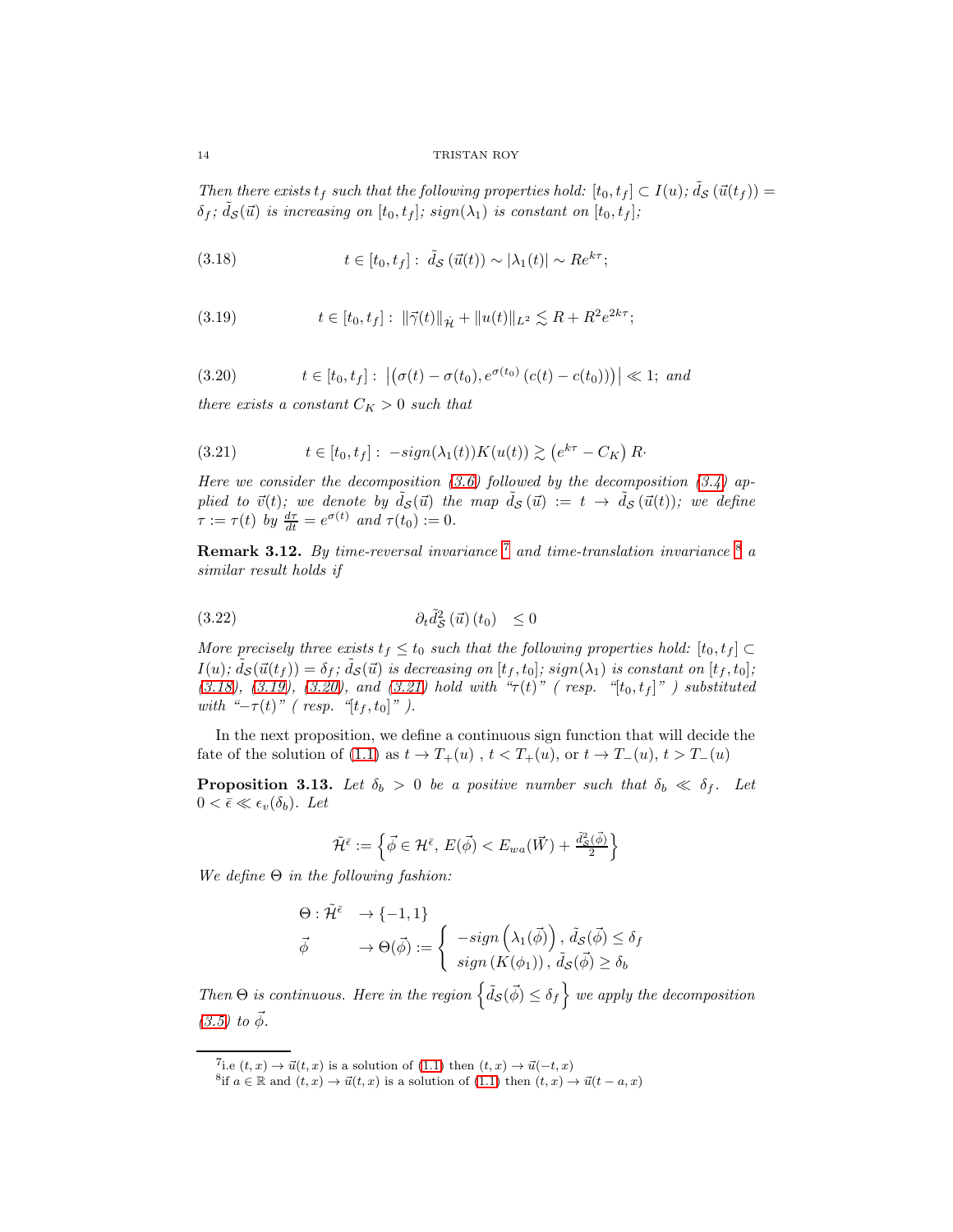*Then there exists $t_f$ such that the following properties hold: $[t_0, t_f] \subset I(u)$; $\tilde{d}_{\mathcal{S}}(\vec{u}(t_f)) = \delta_f$; $\tilde{d}_{\mathcal{S}}(\vec{u})$ is increasing on $[t_0, t_f]$; $sign(\lambda_1)$ is constant on $[t_0, t_f]$;*

$$t \in [t_0, t_f] : \; \tilde{d}_{\mathcal{S}}(\vec{u}(t)) \sim |\lambda_1(t)| \sim Re^{k\tau}; \tag{3.18}$$

$$t \in [t_0, t_f] : \; \|\vec{\gamma}(t)\|_{\dot{\mathcal{H}}} + \|u(t)\|_{L^2} \lesssim R + R^2 e^{2k\tau}; \tag{3.19}$$

$$t \in [t_0, t_f] : \; \left| \left( \sigma(t) - \sigma(t_0), e^{\sigma(t_0)} \left( c(t) - c(t_0) \right) \right) \right| \ll 1; \text{ and} \tag{3.20}$$

*there exists a constant $C_K > 0$ such that*

$$t \in [t_0, t_f] : \; -sign(\lambda_1(t)) K(u(t)) \gtrsim \left( e^{k\tau} - C_K \right) R \cdot \tag{3.21}$$

*Here we consider the decomposition (3.6) followed by the decomposition (3.4) applied to $\vec{v}(t)$; we denote by $\tilde{d}_{\mathcal{S}}(\vec{u})$ the map $\tilde{d}_{\mathcal{S}}(\vec{u}) := t \rightarrow \tilde{d}_{\mathcal{S}}(\vec{u}(t))$; we define $\tau := \tau(t)$ by $\frac{d\tau}{dt} = e^{\sigma(t)}$ and $\tau(t_0) := 0$.*

**Remark 3.12.** *By time-reversal invariance [7] and time-translation invariance [8] a similar result holds if*

$$\partial_t \tilde{d}^2_{\mathcal{S}}(\vec{u})(t_0) \quad \leq 0 \tag{3.22}$$

*More precisely three exists $t_f \leq t_0$ such that the following properties hold: $[t_0, t_f] \subset I(u)$; $\tilde{d}_{\mathcal{S}}(\vec{u}(t_f)) = \delta_f$; $\tilde{d}_{\mathcal{S}}(\vec{u})$ is decreasing on $[t_f, t_0]$; $sign(\lambda_1)$ is constant on $[t_f, t_0]$; (3.18), (3.19), (3.20), and (3.21) hold with "$\tau(t)$" ( resp. "$[t_0, t_f]$" ) substituted with "$-\tau(t)$" ( resp. "$[t_f, t_0]$" ).*

In the next proposition, we define a continuous sign function that will decide the fate of the solution of (1.1) as $t \rightarrow T_+(u)$ , $t < T_+(u)$, or $t \rightarrow T_-(u)$, $t > T_-(u)$

**Proposition 3.13.** *Let $\delta_b > 0$ be a positive number such that $\delta_b \ll \delta_f$. Let $0 < \bar{\epsilon} \ll \epsilon_v(\delta_b)$. Let*

$$\tilde{\mathcal{H}}^{\bar{\epsilon}} := \left\{ \vec{\phi} \in \mathcal{H}^{\bar{\epsilon}}, \, E(\vec{\phi}) < E_{wa}(\vec{W}) + \frac{\tilde{d}^2_{\mathcal{S}}(\vec{\phi})}{2} \right\}$$

*We define $\Theta$ in the following fashion:*

$$\begin{array}{ll} \Theta : \tilde{\mathcal{H}}^{\bar{\epsilon}} & \rightarrow \{-1, 1\} \\ \vec{\phi} & \rightarrow \Theta(\vec{\phi}) := \left\{ \begin{array}{l} -sign\left(\lambda_1(\vec{\phi})\right), \, \tilde{d}_{\mathcal{S}}(\vec{\phi}) \leq \delta_f \\ sign\left(K(\phi_1)\right), \, \tilde{d}_{\mathcal{S}}(\vec{\phi}) \geq \delta_b \end{array} \right. \end{array}$$

*Then $\Theta$ is continuous. Here in the region $\left\{ \tilde{d}_{\mathcal{S}}(\vec{\phi}) \leq \delta_f \right\}$ we apply the decomposition (3.5) to $\vec{\phi}$.*

[7] i.e $(t, x) \rightarrow \vec{u}(t, x)$ is a solution of (1.1) then $(t, x) \rightarrow \vec{u}(-t, x)$

[8] if $a \in \mathbb{R}$ and $(t, x) \rightarrow \vec{u}(t, x)$ is a solution of (1.1) then $(t, x) \rightarrow \vec{u}(t - a, x)$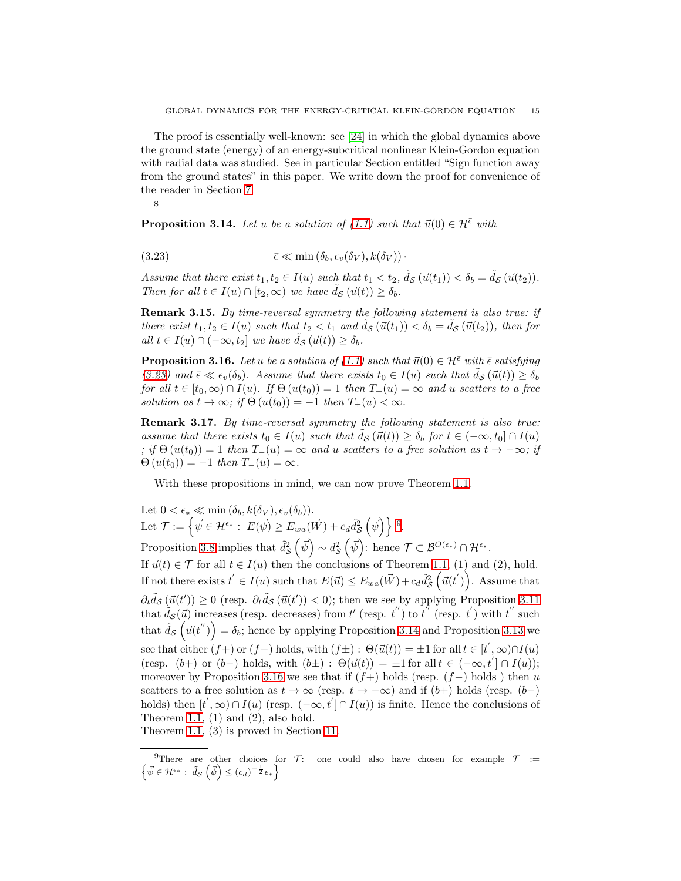The proof is essentially well-known: see [24] in which the global dynamics above the ground state (energy) of an energy-subcritical nonlinear Klein-Gordon equation with radial data was studied. See in particular Section entitled "Sign function away from the ground states" in this paper. We write down the proof for convenience of the reader in Section 7.

s

**Proposition 3.14.** *Let $u$ be a solution of (1.1) such that $\vec{u}(0) \in \mathcal{H}^{\bar{\epsilon}}$ with*

$$\bar{\epsilon} \ll \min\left(\delta_b, \epsilon_v(\delta_V), k(\delta_V)\right). \tag{3.23}$$

*Assume that there exist $t_1, t_2 \in I(u)$ such that $t_1 < t_2$, $\tilde{d}_{\mathcal{S}}\left(\vec{u}(t_1)\right) < \delta_b = \tilde{d}_{\mathcal{S}}\left(\vec{u}(t_2)\right)$. Then for all $t \in I(u) \cap [t_2, \infty)$ we have $\tilde{d}_{\mathcal{S}}\left(\vec{u}(t)\right) \geq \delta_b$.*

**Remark 3.15.** *By time-reversal symmetry the following statement is also true: if there exist $t_1, t_2 \in I(u)$ such that $t_2 < t_1$ and $\tilde{d}_{\mathcal{S}}\left(\vec{u}(t_1)\right) < \delta_b = \tilde{d}_{\mathcal{S}}\left(\vec{u}(t_2)\right)$, then for all $t \in I(u) \cap (-\infty, t_2]$ we have $\tilde{d}_{\mathcal{S}}\left(\vec{u}(t)\right) \geq \delta_b$.*

**Proposition 3.16.** *Let $u$ be a solution of (1.1) such that $\vec{u}(0) \in \mathcal{H}^{\bar{\epsilon}}$ with $\bar{\epsilon}$ satisfying (3.23) and $\bar{\epsilon} \ll \epsilon_v(\delta_b)$. Assume that there exists $t_0 \in I(u)$ such that $\tilde{d}_{\mathcal{S}}\left(\vec{u}(t)\right) \geq \delta_b$ for all $t \in [t_0, \infty) \cap I(u)$. If $\Theta\left(u(t_0)\right) = 1$ then $T_+(u) = \infty$ and $u$ scatters to a free solution as $t \to \infty$; if $\Theta\left(u(t_0)\right) = -1$ then $T_+(u) < \infty$.*

**Remark 3.17.** *By time-reversal symmetry the following statement is also true: assume that there exists $t_0 \in I(u)$ such that $\tilde{d}_{\mathcal{S}}\left(\vec{u}(t)\right) \geq \delta_b$ for $t \in (-\infty, t_0] \cap I(u)$ ; if $\Theta\left(u(t_0)\right) = 1$ then $T_-(u) = \infty$ and $u$ scatters to a free solution as $t \to -\infty$; if $\Theta\left(u(t_0)\right) = -1$ then $T_-(u) = \infty$.*

With these propositions in mind, we can now prove Theorem 1.1.

Let $0 < \epsilon_* \ll \min\left(\delta_b, k(\delta_V), \epsilon_v(\delta_b)\right)$.
Let $\mathcal{T} := \left\{ \vec{\psi} \in \mathcal{H}^{\epsilon_*} : \ E(\vec{\psi}) \geq E_{wa}(\vec{W}) + c_d \tilde{d}^2_{\mathcal{S}}\left(\vec{\psi}\right) \right\}$ [9].
Proposition 3.8 implies that $\tilde{d}^2_{\mathcal{S}}\left(\vec{\psi}\right) \sim d^2_{\mathcal{S}}\left(\vec{\psi}\right)$: hence $\mathcal{T} \subset \mathcal{B}^{O(\epsilon_*)} \cap \mathcal{H}^{\epsilon_*}$.
If $\vec{u}(t) \in \mathcal{T}$ for all $t \in I(u)$ then the conclusions of Theorem 1.1, (1) and (2), hold. If not there exists $t' \in I(u)$ such that $E(\vec{u}) \leq E_{wa}(\vec{W}) + c_d \tilde{d}^2_{\mathcal{S}}\left(\vec{u}(t')\right)$. Assume that $\partial_t \tilde{d}_{\mathcal{S}}\left(\vec{u}(t')\right) \geq 0$ (resp. $\partial_t \tilde{d}_{\mathcal{S}}\left(\vec{u}(t')\right) < 0$); then we see by applying Proposition 3.11 that $\tilde{d}_{\mathcal{S}}(\vec{u})$ increases (resp. decreases) from $t'$ (resp. $t''$) to $t''$ (resp. $t'$) with $t''$ such that $\tilde{d}_{\mathcal{S}}\left(\vec{u}(t'')\right) = \delta_b$; hence by applying Proposition 3.14 and Proposition 3.13 we see that either $(f+)$ or $(f-)$ holds, with $(f\pm)$ : $\Theta(\vec{u}(t)) = \pm 1$ for all $t \in [t', \infty) \cap I(u)$ (resp. $(b+)$ or $(b-)$ holds, with $(b\pm)$ : $\Theta(\vec{u}(t)) = \pm 1$ for all $t \in (-\infty, t'] \cap I(u)$); moreover by Proposition 3.16 we see that if $(f+)$ holds (resp. $(f-)$ holds ) then $u$ scatters to a free solution as $t \to \infty$ (resp. $t \to -\infty$) and if $(b+)$ holds (resp. $(b-)$ holds) then $[t', \infty) \cap I(u)$ (resp. $(-\infty, t'] \cap I(u)$) is finite. Hence the conclusions of Theorem 1.1, (1) and (2), also hold.
Theorem 1.1, (3) is proved in Section 11.

---

[9] There are other choices for $\mathcal{T}$: one could also have chosen for example $\mathcal{T} := \left\{ \vec{\psi} \in \mathcal{H}^{\epsilon_*} : \ \tilde{d}_{\mathcal{S}}\left(\vec{\psi}\right) \leq (c_d)^{-\frac{1}{2}} \epsilon_* \right\}$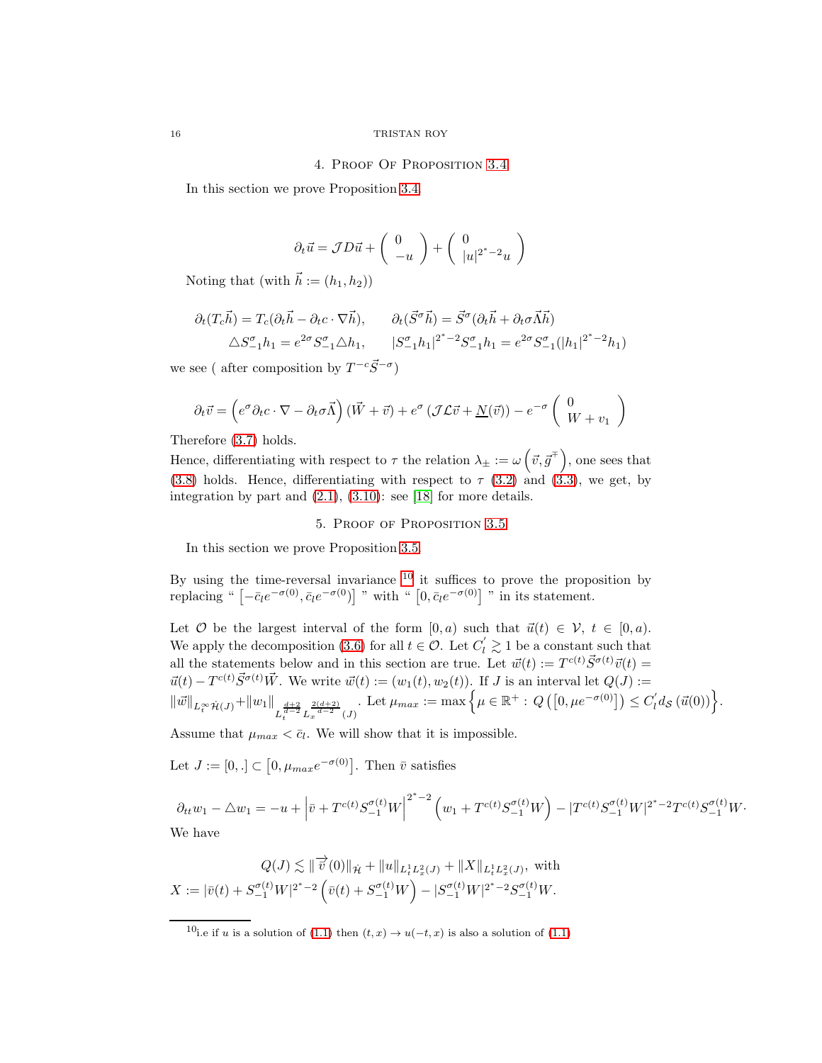## 4. Proof Of Proposition 3.4

In this section we prove Proposition 3.4.

$$\partial_t \vec{u} = \mathcal{J} D\vec{u} + \begin{pmatrix} 0 \\ -u \end{pmatrix} + \begin{pmatrix} 0 \\ |u|^{2^*-2} u \end{pmatrix}$$

Noting that (with $\vec{h} := (h_1, h_2)$)

$$\partial_t (T_c \vec{h}) = T_c(\partial_t \vec{h} - \partial_t c \cdot \nabla \vec{h}), \qquad \partial_t (\vec{S}^{\sigma} \vec{h}) = \vec{S}^{\sigma} (\partial_t \vec{h} + \partial_t \sigma \vec{\Lambda} \vec{h})$$

$$\triangle S^{\sigma}_{-1} h_1 = e^{2\sigma} S^{\sigma}_{-1} \triangle h_1, \qquad |S^{\sigma}_{-1} h_1|^{2^*-2} S^{\sigma}_{-1} h_1 = e^{2\sigma} S^{\sigma}_{-1} (|h_1|^{2^*-2} h_1)$$

we see ( after composition by $T^{-c} \vec{S}^{-\sigma}$ )

$$\partial_t \vec{v} = \left( e^{\sigma} \partial_t c \cdot \nabla - \partial_t \sigma \vec{\Lambda} \right) (\vec{W} + \vec{v}) + e^{\sigma} \left( \mathcal{J} \mathcal{L} \vec{v} + \underline{N}(\vec{v}) \right) - e^{-\sigma} \begin{pmatrix} 0 \\ W + v_1 \end{pmatrix}$$

Therefore (3.7) holds.
Hence, differentiating with respect to $\tau$ the relation $\lambda_{\pm} := \omega \left( \vec{v}, \vec{g}^{\mp} \right)$, one sees that (3.8) holds. Hence, differentiating with respect to $\tau$ (3.2) and (3.3), we get, by integration by part and (2.1), (3.10): see [18] for more details.

## 5. Proof of Proposition 3.5

In this section we prove Proposition 3.5.

By using the time-reversal invariance [10] it suffices to prove the proposition by replacing " $\left[ -\bar{c}_l e^{-\sigma(0)}, \bar{c}_l e^{-\sigma(0)} \right]$ " with " $\left[ 0, \bar{c}_l e^{-\sigma(0)} \right]$ " in its statement.

Let $\mathcal{O}$ be the largest interval of the form $[0, a)$ such that $\vec{u}(t) \in \mathcal{V}$, $t \in [0, a)$. We apply the decomposition (3.6) for all $t \in \mathcal{O}$. Let $C_l^{'} \gtrsim 1$ be a constant such that all the statements below and in this section are true. Let $\vec{w}(t) := T^{c(t)} \vec{S}^{\sigma(t)} \vec{v}(t) = \vec{u}(t) - T^{c(t)} \vec{S}^{\sigma(t)} \vec{W}$. We write $\vec{w}(t) := (w_1(t), w_2(t))$. If $J$ is an interval let $Q(J) := \| \vec{w} \|_{L_t^{\infty} \dot{\mathcal{H}}(J)} + \| w_1 \|_{L_t^{\frac{d+2}{d-2}} L_x^{\frac{2(d+2)}{d-2}}(J)}$. Let $\mu_{max} := \max \left\{ \mu \in \mathbb{R}^+ : \, Q \left( \left[ 0, \mu e^{-\sigma(0)} \right] \right) \leq C_l^{'} d_{\mathcal{S}} \left( \vec{u}(0) \right) \right\}$.

Assume that $\mu_{max} < \bar{c}_l$. We will show that it is impossible.

Let $J := [0, .] \subset \left[ 0, \mu_{max} e^{-\sigma(0)} \right]$. Then $\bar{v}$ satisfies

$$\partial_{tt} w_1 - \triangle w_1 = -u + \left| \bar{v} + T^{c(t)} S^{\sigma(t)}_{-1} W \right|^{2^*-2} \left( w_1 + T^{c(t)} S^{\sigma(t)}_{-1} W \right) - |T^{c(t)} S^{\sigma(t)}_{-1} W|^{2^*-2} T^{c(t)} S^{\sigma(t)}_{-1} W.$$

We have

$$Q(J) \lesssim \| \overrightarrow{\bar{v}}(0) \|_{\dot{\mathcal{H}}} + \| u \|_{L_t^1 L_x^2(J)} + \| X \|_{L_t^1 L_x^2(J)}, \text{ with}$$

$$X := |\bar{v}(t) + S^{\sigma(t)}_{-1} W|^{2^*-2} \left( \bar{v}(t) + S^{\sigma(t)}_{-1} W \right) - |S^{\sigma(t)}_{-1} W|^{2^*-2} S^{\sigma(t)}_{-1} W.$$

---

[10] i.e if $u$ is a solution of (1.1) then $(t, x) \to u(-t, x)$ is also a solution of (1.1)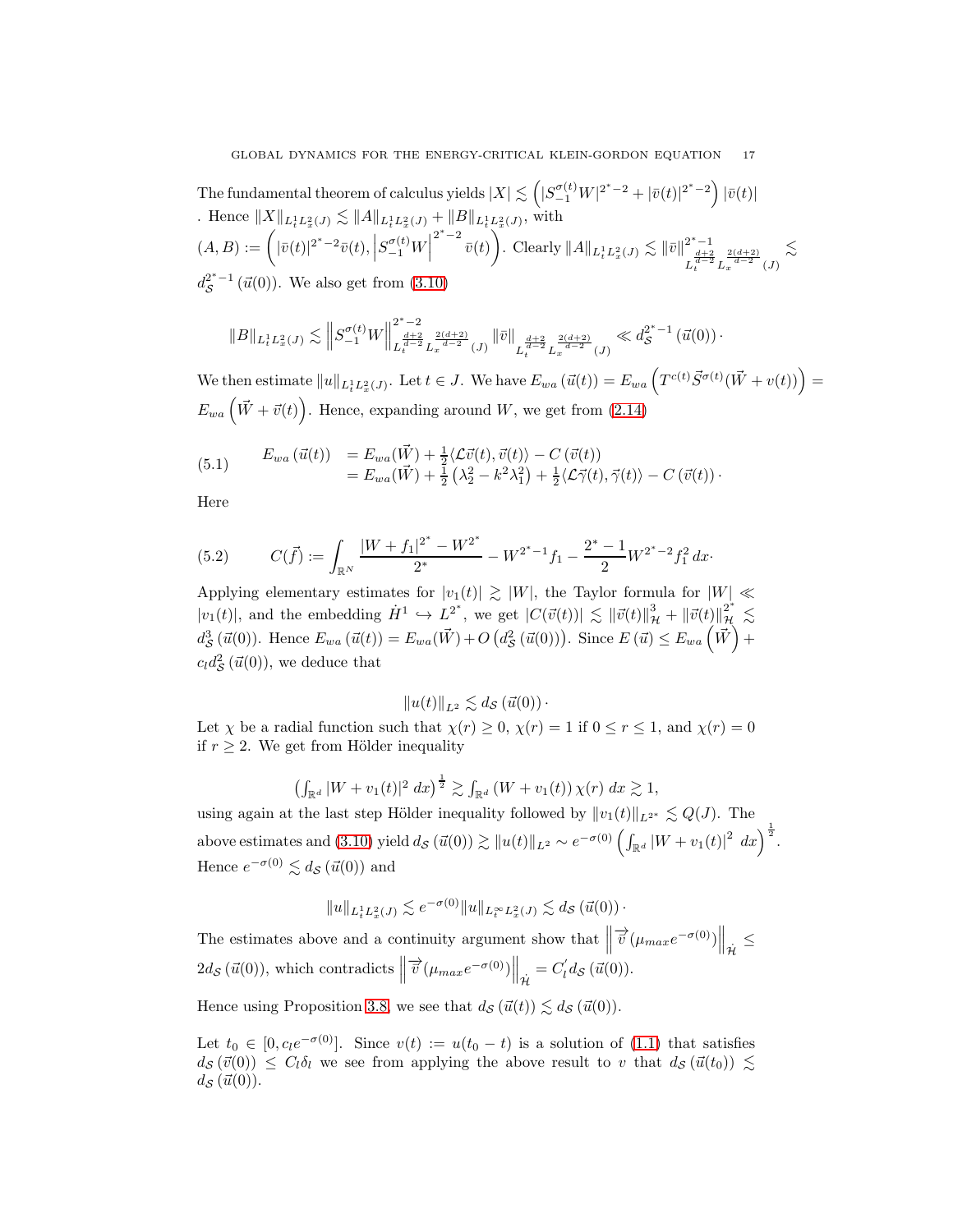The fundamental theorem of calculus yields $|X| \lesssim \left( |S_{-1}^{\sigma(t)} W|^{2^*-2} + |\bar{v}(t)|^{2^*-2} \right) |\bar{v}(t)|$ . Hence $\|X\|_{L_t^1 L_x^2(J)} \lesssim \|A\|_{L_t^1 L_x^2(J)} + \|B\|_{L_t^1 L_x^2(J)}$, with $(A, B) := \left( |\bar{v}(t)|^{2^*-2} \bar{v}(t), \left| S_{-1}^{\sigma(t)} W \right|^{2^*-2} \bar{v}(t) \right)$. Clearly $\|A\|_{L_t^1 L_x^2(J)} \lesssim \|\bar{v}\|^{2^*-1}_{L_t^{\frac{d+2}{d-2}} L_x^{\frac{2(d+2)}{d-2}}(J)} \lesssim d_{\mathcal{S}}^{2^*-1}(\vec{u}(0))$. We also get from (3.10)

$$\|B\|_{L_t^1 L_x^2(J)} \lesssim \left\| S_{-1}^{\sigma(t)} W \right\|^{2^*-2}_{L_t^{\frac{d+2}{d-2}} L_x^{\frac{2(d+2)}{d-2}}(J)} \|\bar{v}\|_{L_t^{\frac{d+2}{d-2}} L_x^{\frac{2(d+2)}{d-2}}(J)} \ll d_{\mathcal{S}}^{2^*-1}(\vec{u}(0)) \cdot$$

We then estimate $\|u\|_{L_t^1 L_x^2(J)}$. Let $t \in J$. We have $E_{wa}(\vec{u}(t)) = E_{wa}\left( T^{c(t)} \vec{S}^{\sigma(t)}(\vec{W} + v(t)) \right) = E_{wa}\left( \vec{W} + \vec{v}(t) \right)$. Hence, expanding around $W$, we get from (2.14)

$$\begin{aligned} E_{wa}(\vec{u}(t)) &= E_{wa}(\vec{W}) + \tfrac{1}{2} \langle \mathcal{L}\vec{v}(t), \vec{v}(t) \rangle - C(\vec{v}(t)) \\ &= E_{wa}(\vec{W}) + \tfrac{1}{2}\left( \lambda_2^2 - k^2 \lambda_1^2 \right) + \tfrac{1}{2} \langle \mathcal{L}\vec{\gamma}(t), \vec{\gamma}(t) \rangle - C(\vec{v}(t)) \cdot \end{aligned} \tag{5.1}$$

Here

$$C(\vec{f}) := \int_{\mathbb{R}^N} \frac{|W + f_1|^{2^*} - W^{2^*}}{2^*} - W^{2^*-1} f_1 - \frac{2^*-1}{2} W^{2^*-2} f_1^2 \, dx \cdot \tag{5.2}$$

Applying elementary estimates for $|v_1(t)| \gtrsim |W|$, the Taylor formula for $|W| \ll |v_1(t)|$, and the embedding $\dot{H}^1 \hookrightarrow L^{2^*}$, we get $|C(\vec{v}(t))| \lesssim \|\vec{v}(t)\|^3_{\mathcal{H}} + \|\vec{v}(t)\|^{2^*}_{\mathcal{H}} \lesssim d_{\mathcal{S}}^3(\vec{u}(0))$. Hence $E_{wa}(\vec{u}(t)) = E_{wa}(\vec{W}) + O\left( d_{\mathcal{S}}^2(\vec{u}(0)) \right)$. Since $E(\vec{u}) \leq E_{wa}\left( \vec{W} \right) + c_l d_{\mathcal{S}}^2(\vec{u}(0))$, we deduce that

$$\|u(t)\|_{L^2} \lesssim d_{\mathcal{S}}(\vec{u}(0)) \cdot$$

Let $\chi$ be a radial function such that $\chi(r) \geq 0$, $\chi(r) = 1$ if $0 \leq r \leq 1$, and $\chi(r) = 0$ if $r \geq 2$. We get from Hölder inequality

$$\left( \int_{\mathbb{R}^d} |W + v_1(t)|^2 \, dx \right)^{\frac{1}{2}} \gtrsim \int_{\mathbb{R}^d} (W + v_1(t)) \chi(r) \, dx \gtrsim 1,$$

using again at the last step Hölder inequality followed by $\|v_1(t)\|_{L^{2^*}} \lesssim Q(J)$. The above estimates and (3.10) yield $d_{\mathcal{S}}(\vec{u}(0)) \gtrsim \|u(t)\|_{L^2} \sim e^{-\sigma(0)} \left( \int_{\mathbb{R}^d} |W + v_1(t)|^2 \, dx \right)^{\frac{1}{2}}$. Hence $e^{-\sigma(0)} \lesssim d_{\mathcal{S}}(\vec{u}(0))$ and

$$\|u\|_{L_t^1 L_x^2(J)} \lesssim e^{-\sigma(0)} \|u\|_{L_t^\infty L_x^2(J)} \lesssim d_{\mathcal{S}}(\vec{u}(0)) \cdot$$

The estimates above and a continuity argument show that $\left\| \overrightarrow{v}(\mu_{max} e^{-\sigma(0)}) \right\|_{\dot{\mathcal{H}}} \leq 2 d_{\mathcal{S}}(\vec{u}(0))$, which contradicts $\left\| \overrightarrow{v}(\mu_{max} e^{-\sigma(0)}) \right\|_{\dot{\mathcal{H}}} = C_l' d_{\mathcal{S}}(\vec{u}(0))$.

Hence using Proposition 3.8, we see that $d_{\mathcal{S}}(\vec{u}(t)) \lesssim d_{\mathcal{S}}(\vec{u}(0))$.

Let $t_0 \in [0, c_l e^{-\sigma(0)}]$. Since $v(t) := u(t_0 - t)$ is a solution of (1.1) that satisfies $d_{\mathcal{S}}(\vec{v}(0)) \leq C_l \delta_l$ we see from applying the above result to $v$ that $d_{\mathcal{S}}(\vec{u}(t_0)) \lesssim d_{\mathcal{S}}(\vec{u}(0))$.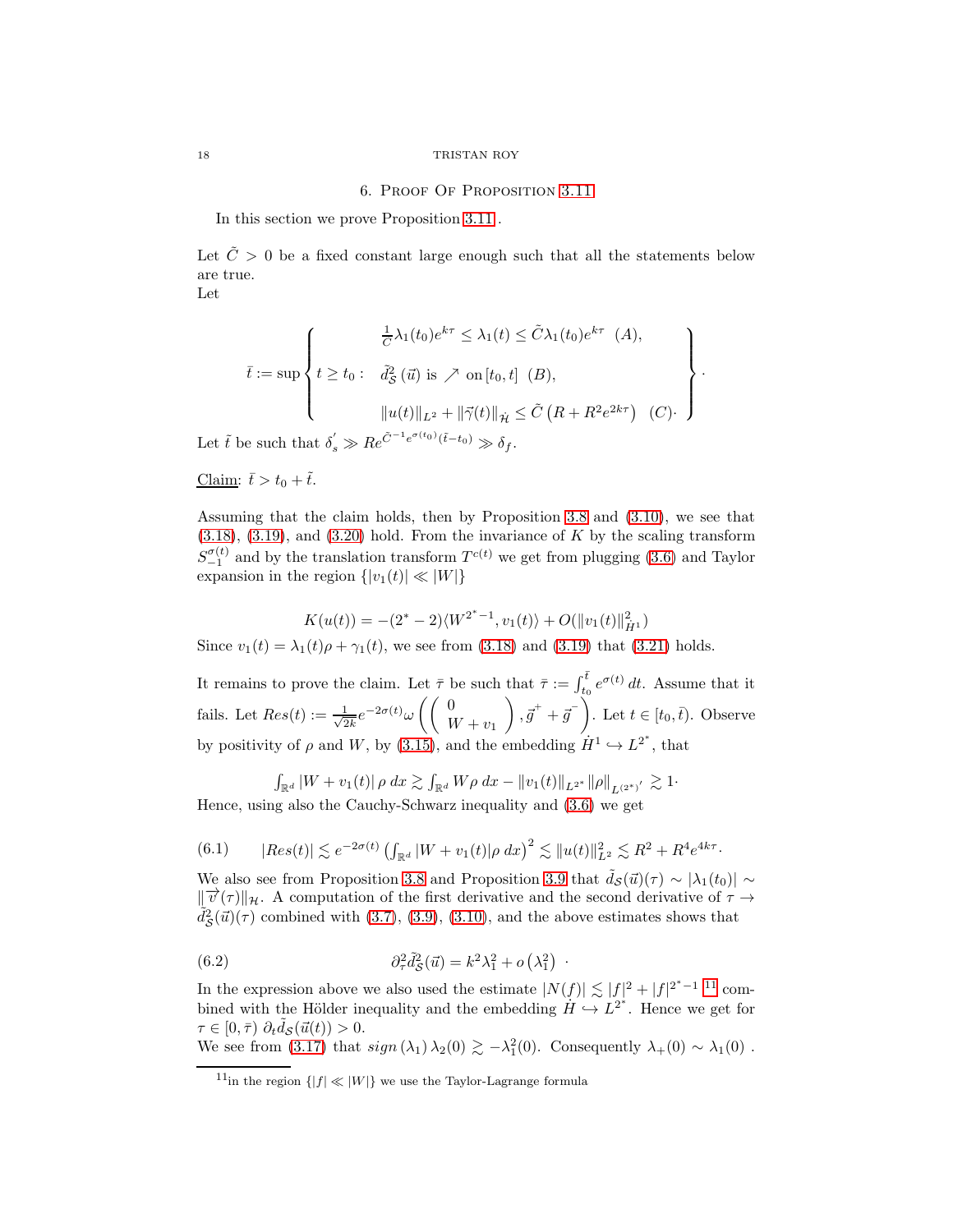## 6. Proof Of Proposition 3.11

In this section we prove Proposition 3.11.

Let $\tilde{C} > 0$ be a fixed constant large enough such that all the statements below are true.
Let

$$\bar{t} := \sup \left\{ t \geq t_0 : \begin{array}{l} \frac{1}{\tilde{C}} \lambda_1(t_0) e^{k\tau} \leq \lambda_1(t) \leq \tilde{C} \lambda_1(t_0) e^{k\tau} \quad (A), \\ \tilde{d}_{\mathcal{S}}^2(\vec{u}) \text{ is } \nearrow \text{ on } [t_0, t] \quad (B), \\ \|u(t)\|_{L^2} + \|\vec{\gamma}(t)\|_{\dot{\mathcal{H}}} \leq \tilde{C}\left(R + R^2 e^{2k\tau}\right) \quad (C) \cdot \end{array} \right\}.$$

Let $\tilde{t}$ be such that $\delta_s^{'} \gg R e^{\tilde{C}^{-1} e^{\sigma(t_0)} (\tilde{t} - t_0)} \gg \delta_f$.

<u>Claim</u>: $\bar{t} > t_0 + \tilde{t}$.

Assuming that the claim holds, then by Proposition 3.8 and (3.10), we see that (3.18), (3.19), and (3.20) hold. From the invariance of $K$ by the scaling transform $S_{-1}^{\sigma(t)}$ and by the translation transform $T^{c(t)}$ we get from plugging (3.6) and Taylor expansion in the region $\{|v_1(t)| \ll |W|\}$

$$K(u(t)) = -(2^* - 2)\langle W^{2^*-1}, v_1(t)\rangle + O(\|v_1(t)\|_{\dot{H}^1}^2)$$

Since $v_1(t) = \lambda_1(t)\rho + \gamma_1(t)$, we see from (3.18) and (3.19) that (3.21) holds.

It remains to prove the claim. Let $\bar{\tau}$ be such that $\bar{\tau} := \int_{t_0}^{\bar{t}} e^{\sigma(t)} \, dt$. Assume that it fails. Let $Res(t) := \frac{1}{\sqrt{2k}} e^{-2\sigma(t)} \omega \left( \left( \begin{array}{c} 0 \\ W + v_1 \end{array} \right), \vec{g}^{+} + \vec{g}^{-} \right)$. Let $t \in [t_0, \bar{t})$. Observe by positivity of $\rho$ and $W$, by (3.15), and the embedding $\dot{H}^1 \hookrightarrow L^{2^*}$, that

$$\int_{\mathbb{R}^d} |W + v_1(t)| \, \rho \, dx \gtrsim \int_{\mathbb{R}^d} W \rho \, dx - \|v_1(t)\|_{L^{2^*}} \|\rho\|_{L^{(2^*)'}} \gtrsim 1 \cdot$$

Hence, using also the Cauchy-Schwarz inequality and (3.6) we get

$$|Res(t)| \lesssim e^{-2\sigma(t)} \left( \int_{\mathbb{R}^d} |W + v_1(t)| \rho \, dx \right)^2 \lesssim \|u(t)\|_{L^2}^2 \lesssim R^2 + R^4 e^{4k\tau}. \tag{6.1}$$

We also see from Proposition 3.8 and Proposition 3.9 that $\tilde{d}_{\mathcal{S}}(\vec{u})(\tau) \sim |\lambda_1(t_0)| \sim \|\overrightarrow{v}(\tau)\|_{\mathcal{H}}$. A computation of the first derivative and the second derivative of $\tau \rightarrow \tilde{d}_{\mathcal{S}}^2(\vec{u})(\tau)$ combined with (3.7), (3.9), (3.10), and the above estimates shows that

$$\partial_\tau^2 \tilde{d}_{\mathcal{S}}^2(\vec{u}) = k^2 \lambda_1^2 + o\left(\lambda_1^2\right) \cdot \tag{6.2}$$

In the expression above we also used the estimate $|N(f)| \lesssim |f|^2 + |f|^{2^*-1}$ [11] combined with the Hölder inequality and the embedding $\dot{H} \hookrightarrow L^{2^*}$. Hence we get for $\tau \in [0, \bar{\tau})$ $\partial_t \tilde{d}_{\mathcal{S}}(\vec{u}(t)) > 0$.
We see from (3.17) that $sign\left(\lambda_1\right) \lambda_2(0) \gtrsim -\lambda_1^2(0)$. Consequently $\lambda_+(0) \sim \lambda_1(0)$.

[11] in the region $\{|f| \ll |W|\}$ we use the Taylor-Lagrange formula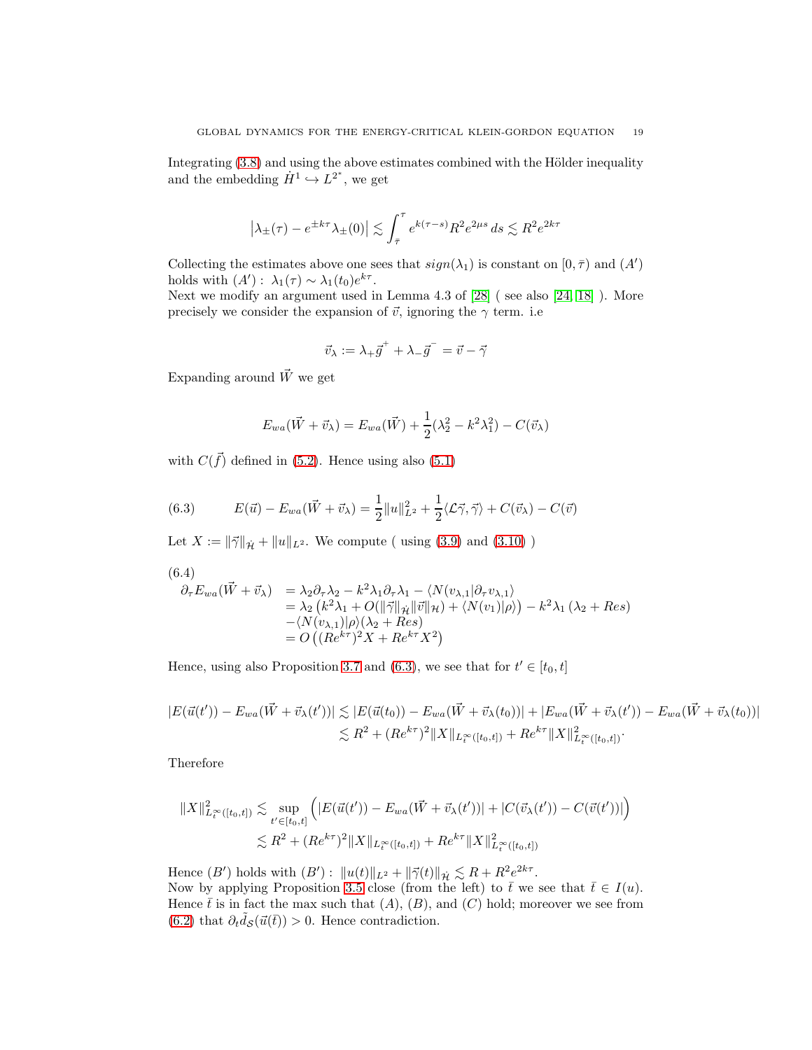Integrating (3.8) and using the above estimates combined with the Hölder inequality and the embedding $\dot{H}^1 \hookrightarrow L^{2^*}$, we get

$$\left|\lambda_{\pm}(\tau) - e^{\pm k\tau}\lambda_{\pm}(0)\right| \lesssim \int_{\bar{\tau}}^{\tau} e^{k(\tau-s)} R^2 e^{2\mu s}\, ds \lesssim R^2 e^{2k\tau}$$

Collecting the estimates above one sees that $sign(\lambda_1)$ is constant on $[0,\bar{\tau})$ and $(A')$ holds with $(A') :\ \lambda_1(\tau) \sim \lambda_1(t_0) e^{k\tau}$.
Next we modify an argument used in Lemma 4.3 of [28] ( see also [24, 18] ). More precisely we consider the expansion of $\vec{v}$, ignoring the $\gamma$ term. i.e

$$\vec{v}_\lambda := \lambda_+ \vec{g}^{\,+} + \lambda_- \vec{g}^{\,-} = \vec{v} - \vec{\gamma}$$

Expanding around $\vec{W}$ we get

$$E_{wa}(\vec{W} + \vec{v}_\lambda) = E_{wa}(\vec{W}) + \frac{1}{2}(\lambda_2^2 - k^2\lambda_1^2) - C(\vec{v}_\lambda)$$

with $C(\vec{f})$ defined in (5.2). Hence using also (5.1)

$$E(\vec{u}) - E_{wa}(\vec{W} + \vec{v}_\lambda) = \frac{1}{2}\|u\|_{L^2}^2 + \frac{1}{2}\langle \mathcal{L}\vec{\gamma}, \vec{\gamma}\rangle + C(\vec{v}_\lambda) - C(\vec{v}) \tag{6.3}$$

Let $X := \|\vec{\gamma}\|_{\dot{\mathcal{H}}} + \|u\|_{L^2}$. We compute ( using (3.9) and (3.10) )

$$\begin{array}{ll} \partial_\tau E_{wa}(\vec{W} + \vec{v}_\lambda) & = \lambda_2 \partial_\tau \lambda_2 - k^2 \lambda_1 \partial_\tau \lambda_1 - \langle N(v_{\lambda,1}) | \partial_\tau v_{\lambda,1}\rangle \\ & = \lambda_2 \left(k^2\lambda_1 + O(\|\vec{\gamma}\|_{\dot{\mathcal{H}}}\|\vec{v}\|_{\mathcal{H}}) + \langle N(v_1)|\rho\rangle\right) - k^2\lambda_1\left(\lambda_2 + Res\right) \\ & \quad - \langle N(v_{\lambda,1})|\rho\rangle(\lambda_2 + Res) \\ & = O\left((Re^{k\tau})^2 X + Re^{k\tau}X^2\right) \end{array} \tag{6.4}$$

Hence, using also Proposition 3.7 and (6.3), we see that for $t' \in [t_0, t]$

$$\begin{aligned} |E(\vec{u}(t')) - E_{wa}(\vec{W} + \vec{v}_\lambda(t'))| &\lesssim |E(\vec{u}(t_0)) - E_{wa}(\vec{W} + \vec{v}_\lambda(t_0))| + |E_{wa}(\vec{W} + \vec{v}_\lambda(t')) - E_{wa}(\vec{W} + \vec{v}_\lambda(t_0))| \\ &\lesssim R^2 + (Re^{k\tau})^2 \|X\|_{L_t^\infty([t_0,t])} + Re^{k\tau}\|X\|^2_{L_t^\infty([t_0,t])}. \end{aligned}$$

Therefore

$$\begin{aligned} \|X\|^2_{L_t^\infty([t_0,t])} &\lesssim \sup_{t' \in [t_0,t]} \Big( |E(\vec{u}(t')) - E_{wa}(\vec{W} + \vec{v}_\lambda(t'))| + |C(\vec{v}_\lambda(t')) - C(\vec{v}(t'))| \Big) \\ &\lesssim R^2 + (Re^{k\tau})^2 \|X\|_{L_t^\infty([t_0,t])} + Re^{k\tau}\|X\|^2_{L_t^\infty([t_0,t])} \end{aligned}$$

Hence $(B')$ holds with $(B') :\ \|u(t)\|_{L^2} + \|\vec{\gamma}(t)\|_{\dot{\mathcal{H}}} \lesssim R + R^2 e^{2k\tau}$.
Now by applying Proposition 3.5 close (from the left) to $\bar{t}$ we see that $\bar{t} \in I(u)$. Hence $\bar{t}$ is in fact the max such that $(A)$, $(B)$, and $(C)$ hold; moreover we see from (6.2) that $\partial_t \tilde{d}_{\mathcal{S}}(\vec{u}(\bar{t})) > 0$. Hence contradiction.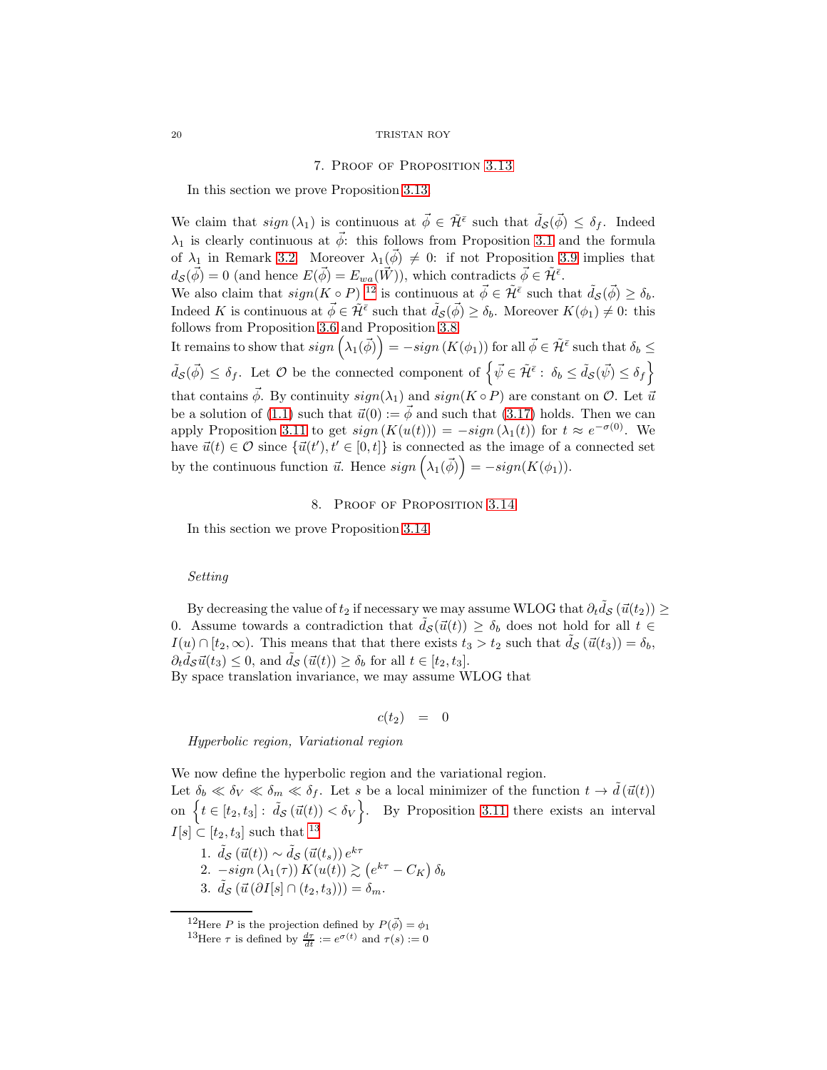## 7. Proof of Proposition 3.13

In this section we prove Proposition 3.13.

We claim that $sign\,(\lambda_1)$ is continuous at $\vec{\phi} \in \tilde{\mathcal{H}}^{\bar{\epsilon}}$ such that $\tilde{d}_{\mathcal{S}}(\vec{\phi}) \leq \delta_f$. Indeed $\lambda_1$ is clearly continuous at $\vec{\phi}$: this follows from Proposition 3.1 and the formula of $\lambda_1$ in Remark 3.2. Moreover $\lambda_1(\vec{\phi}) \neq 0$: if not Proposition 3.9 implies that $d_{\mathcal{S}}(\vec{\phi}) = 0$ (and hence $E(\vec{\phi}) = E_{wa}(\vec{W})$), which contradicts $\vec{\phi} \in \tilde{\mathcal{H}}^{\bar{\epsilon}}$.
We also claim that $sign(K \circ P)$ [12] is continuous at $\vec{\phi} \in \tilde{\mathcal{H}}^{\bar{\epsilon}}$ such that $\tilde{d}_{\mathcal{S}}(\vec{\phi}) \geq \delta_b$. Indeed $K$ is continuous at $\vec{\phi} \in \tilde{\mathcal{H}}^{\bar{\epsilon}}$ such that $\tilde{d}_{\mathcal{S}}(\vec{\phi}) \geq \delta_b$. Moreover $K(\phi_1) \neq 0$: this follows from Proposition 3.6 and Proposition 3.8.
It remains to show that $sign\left(\lambda_1(\vec{\phi})\right) = -sign\,(K(\phi_1))$ for all $\vec{\phi} \in \tilde{\mathcal{H}}^{\bar{\epsilon}}$ such that $\delta_b \leq \tilde{d}_{\mathcal{S}}(\vec{\phi}) \leq \delta_f$. Let $\mathcal{O}$ be the connected component of $\left\{ \vec{\psi} \in \tilde{\mathcal{H}}^{\bar{\epsilon}} :\ \delta_b \leq \tilde{d}_{\mathcal{S}}(\vec{\psi}) \leq \delta_f \right\}$ that contains $\vec{\phi}$. By continuity $sign(\lambda_1)$ and $sign(K \circ P)$ are constant on $\mathcal{O}$. Let $\vec{u}$ be a solution of (1.1) such that $\vec{u}(0) := \vec{\phi}$ and such that (3.17) holds. Then we can apply Proposition 3.11 to get $sign\,(K(u(t))) = -sign\,(\lambda_1(t))$ for $t \approx e^{-\sigma(0)}$. We have $\vec{u}(t) \in \mathcal{O}$ since $\{\vec{u}(t'), t' \in [0,t]\}$ is connected as the image of a connected set by the continuous function $\vec{u}$. Hence $sign\left(\lambda_1(\vec{\phi})\right) = -sign(K(\phi_1))$.

## 8. Proof of Proposition 3.14

In this section we prove Proposition 3.14.

*Setting*

By decreasing the value of $t_2$ if necessary we may assume WLOG that $\partial_t \tilde{d}_{\mathcal{S}}\left(\vec{u}(t_2)\right) \geq 0$. Assume towards a contradiction that $\tilde{d}_{\mathcal{S}}(\vec{u}(t)) \geq \delta_b$ does not hold for all $t \in I(u) \cap [t_2, \infty)$. This means that that there exists $t_3 > t_2$ such that $\tilde{d}_{\mathcal{S}}\left(\vec{u}(t_3)\right) = \delta_b$, $\partial_t \tilde{d}_{\mathcal{S}} \vec{u}(t_3) \leq 0$, and $\tilde{d}_{\mathcal{S}}\left(\vec{u}(t)\right) \geq \delta_b$ for all $t \in [t_2, t_3]$.
By space translation invariance, we may assume WLOG that

$$c(t_2) \quad = \quad 0$$

*Hyperbolic region, Variational region*

We now define the hyperbolic region and the variational region.
Let $\delta_b \ll \delta_V \ll \delta_m \ll \delta_f$. Let $s$ be a local minimizer of the function $t \to \tilde{d}\left(\vec{u}(t)\right)$ on $\left\{ t \in [t_2, t_3] :\ \tilde{d}_{\mathcal{S}}\left(\vec{u}(t)\right) < \delta_V \right\}$. By Proposition 3.11 there exists an interval $I[s] \subset [t_2, t_3]$ such that [13]

1. $\tilde{d}_{\mathcal{S}}\left(\vec{u}(t)\right) \sim \tilde{d}_{\mathcal{S}}\left(\vec{u}(t_s)\right) e^{k\tau}$
2. $-sign\left(\lambda_1(\tau)\right) K(u(t)) \gtrsim \left(e^{k\tau} - C_K\right) \delta_b$
3. $\tilde{d}_{\mathcal{S}}\left(\vec{u}\left(\partial I[s] \cap (t_2, t_3)\right)\right) = \delta_m$.

---

[12] Here $P$ is the projection defined by $P(\vec{\phi}) = \phi_1$

[13] Here $\tau$ is defined by $\frac{d\tau}{dt} := e^{\sigma(t)}$ and $\tau(s) := 0$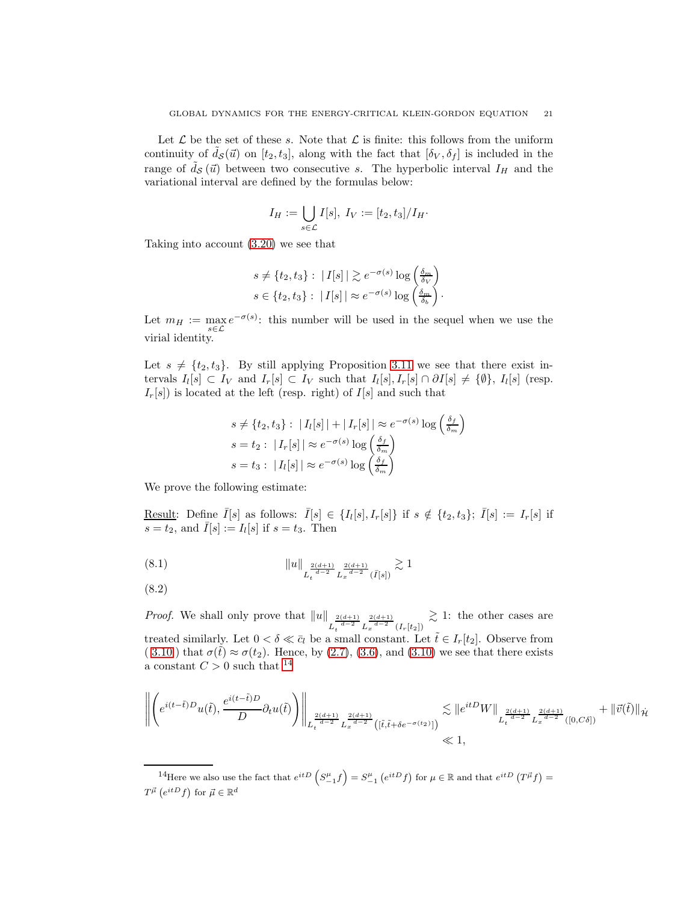Let $\mathcal{L}$ be the set of these $s$. Note that $\mathcal{L}$ is finite: this follows from the uniform continuity of $\tilde{d}_{\mathcal{S}}(\vec{u})$ on $[t_2, t_3]$, along with the fact that $[\delta_V, \delta_f]$ is included in the range of $\tilde{d}_{\mathcal{S}}(\vec{u})$ between two consecutive $s$. The hyperbolic interval $I_H$ and the variational interval are defined by the formulas below:

$$
I_H := \bigcup_{s \in \mathcal{L}} I[s], \; I_V := [t_2, t_3]/I_H.
$$

Taking into account (3.20) we see that

$$
\begin{array}{l}
s \neq \{t_2, t_3\} : \; |\, I[s]\,| \gtrsim e^{-\sigma(s)} \log\left(\frac{\delta_m}{\delta_V}\right) \\
s \in \{t_2, t_3\} : \; |\, I[s]\,| \approx e^{-\sigma(s)} \log\left(\frac{\delta_m}{\delta_b}\right).
\end{array}
$$

Let $m_H := \max_{s \in \mathcal{L}} e^{-\sigma(s)}$: this number will be used in the sequel when we use the virial identity.

Let $s \neq \{t_2, t_3\}$. By still applying Proposition 3.11 we see that there exist intervals $I_l[s] \subset I_V$ and $I_r[s] \subset I_V$ such that $I_l[s], I_r[s] \cap \partial I[s] \neq \{\emptyset\}$, $I_l[s]$ (resp. $I_r[s]$) is located at the left (resp. right) of $I[s]$ and such that

$$
\begin{array}{l}
s \neq \{t_2, t_3\} : \; |\, I_l[s]\,| + |\, I_r[s]\,| \approx e^{-\sigma(s)} \log\left(\frac{\delta_f}{\delta_m}\right) \\
s = t_2 : \; |\, I_r[s]\,| \approx e^{-\sigma(s)} \log\left(\frac{\delta_f}{\delta_m}\right) \\
s = t_3 : \; |\, I_l[s]\,| \approx e^{-\sigma(s)} \log\left(\frac{\delta_f}{\delta_m}\right)
\end{array}
$$

We prove the following estimate:

<u>Result</u>: Define $\bar{I}[s]$ as follows: $\bar{I}[s] \in \{I_l[s], I_r[s]\}$ if $s \notin \{t_2, t_3\}$; $\bar{I}[s] := I_r[s]$ if $s = t_2$, and $\bar{I}[s] := I_l[s]$ if $s = t_3$. Then

$$
\|u\|_{L_t^{\frac{2(d+1)}{d-2}} L_x^{\frac{2(d+1)}{d-2}} (\bar{I}[s])} \gtrsim 1 \tag{8.1}
$$

(8.2)

*Proof.* We shall only prove that $\|u\|_{L_t^{\frac{2(d+1)}{d-2}} L_x^{\frac{2(d+1)}{d-2}} (I_r[t_2])} \gtrsim 1$: the other cases are treated similarly. Let $0 < \delta \ll \bar{c}_l$ be a small constant. Let $\tilde{t} \in I_r[t_2]$. Observe from (3.10) that $\sigma(\tilde{t}) \approx \sigma(t_2)$. Hence, by (2.7), (3.6), and (3.10) we see that there exists a constant $C > 0$ such that [14]

$$
\begin{aligned}
\left\| \left( e^{i(t-\tilde{t})D} u(\tilde{t}), \frac{e^{i(t-\tilde{t})D}}{D} \partial_t u(\tilde{t}) \right) \right\|_{L_t^{\frac{2(d+1)}{d-2}} L_x^{\frac{2(d+1)}{d-2}} \left([\tilde{t}, \tilde{t}+\delta e^{-\sigma(t_2)}]\right)} & \lesssim \|e^{itD} W\|_{L_t^{\frac{2(d+1)}{d-2}} L_x^{\frac{2(d+1)}{d-2}} ([0, C\delta])} + \|\vec{v}(\tilde{t})\|_{\dot{\mathcal{H}}} \\
& \ll 1,
\end{aligned}
$$

[14]Here we also use the fact that $e^{itD}\left(S_{-1}^{\mu} f\right) = S_{-1}^{\mu}\left(e^{itD} f\right)$ for $\mu \in \mathbb{R}$ and that $e^{itD}\left(T^{\vec{\mu}} f\right) = T^{\vec{\mu}}\left(e^{itD} f\right)$ for $\vec{\mu} \in \mathbb{R}^d$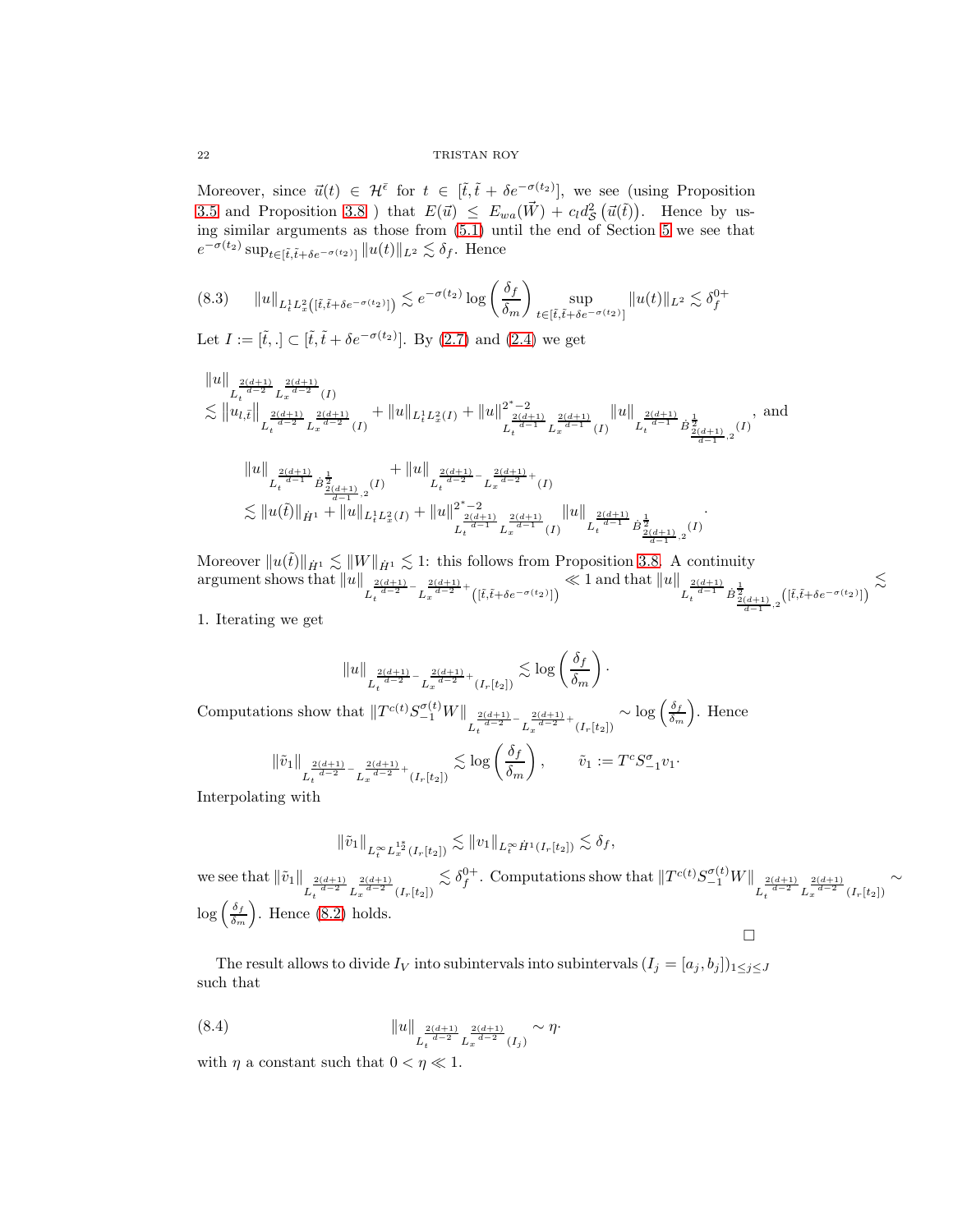Moreover, since $\vec{u}(t) \in \mathcal{H}^{\bar{\epsilon}}$ for $t \in [\tilde{t}, \tilde{t} + \delta e^{-\sigma(t_2)}]$, we see (using Proposition 3.5 and Proposition 3.8 ) that $E(\vec{u}) \leq E_{wa}(\vec{W}) + c_l d^2_{\mathcal{S}}\left(\vec{u}(\tilde{t})\right)$. Hence by using similar arguments as those from (5.1) until the end of Section 5 we see that $e^{-\sigma(t_2)} \sup_{t \in [\tilde{t}, \tilde{t} + \delta e^{-\sigma(t_2)}]} \|u(t)\|_{L^2} \lesssim \delta_f$. Hence

$$
(8.3) \qquad \|u\|_{L^1_t L^2_x\left([\tilde{t}, \tilde{t} + \delta e^{-\sigma(t_2)}]\right)} \lesssim e^{-\sigma(t_2)} \log\left(\frac{\delta_f}{\delta_m}\right) \sup_{t \in [\tilde{t}, \tilde{t} + \delta e^{-\sigma(t_2)}]} \|u(t)\|_{L^2} \lesssim \delta_f^{0+}
$$

Let $I := [\tilde{t}, .] \subset [\tilde{t}, \tilde{t} + \delta e^{-\sigma(t_2)}]$. By (2.7) and (2.4) we get

$$
\begin{array}{l}
\|u\|_{L_t^{\frac{2(d+1)}{d-2}} L_x^{\frac{2(d+1)}{d-2}}(I)} \\
\lesssim \left\|u_{l,\tilde{t}}\right\|_{L_t^{\frac{2(d+1)}{d-2}} L_x^{\frac{2(d+1)}{d-2}}(I)} + \|u\|_{L^1_t L^2_x(I)} + \|u\|^{2^*-2}_{L_t^{\frac{2(d+1)}{d-1}} L_x^{\frac{2(d+1)}{d-1}}(I)} \|u\|_{L_t^{\frac{2(d+1)}{d-1}} \dot{B}^{\frac{1}{2}}_{\frac{2(d+1)}{d-1},2}(I)}, \text{ and}
\end{array}
$$

$$
\begin{array}{l}
\|u\|_{L_t^{\frac{2(d+1)}{d-1}} \dot{B}^{\frac{1}{2}}_{\frac{2(d+1)}{d-1},2}(I)} + \|u\|_{L_t^{\frac{2(d+1)}{d-2}-} L_x^{\frac{2(d+1)}{d-2}+}(I)} \\
\lesssim \|u(\tilde{t})\|_{\dot{H}^1} + \|u\|_{L^1_t L^2_x(I)} + \|u\|^{2^*-2}_{L_t^{\frac{2(d+1)}{d-1}} L_x^{\frac{2(d+1)}{d-1}}(I)} \|u\|_{L_t^{\frac{2(d+1)}{d-1}} \dot{B}^{\frac{1}{2}}_{\frac{2(d+1)}{d-1},2}(I)}.
\end{array}
$$

Moreover $\|u(\tilde{t})\|_{\dot{H}^1} \lesssim \|W\|_{\dot{H}^1} \lesssim 1$: this follows from Proposition 3.8. A continuity argument shows that $\|u\|_{L_t^{\frac{2(d+1)}{d-2}-} L_x^{\frac{2(d+1)}{d-2}+}\left([\tilde{t}, \tilde{t} + \delta e^{-\sigma(t_2)}]\right)} \ll 1$ and that $\|u\|_{L_t^{\frac{2(d+1)}{d-1}} \dot{B}^{\frac{1}{2}}_{\frac{2(d+1)}{d-1},2}\left([\tilde{t}, \tilde{t} + \delta e^{-\sigma(t_2)}]\right)} \lesssim 1$. Iterating we get

$$
\|u\|_{L_t^{\frac{2(d+1)}{d-2}-} L_x^{\frac{2(d+1)}{d-2}+}(I_r[t_2])} \lesssim \log\left(\frac{\delta_f}{\delta_m}\right).
$$

Computations show that $\|T^{c(t)} S^{\sigma(t)}_{-1} W\|_{L_t^{\frac{2(d+1)}{d-2}-} L_x^{\frac{2(d+1)}{d-2}+}(I_r[t_2])} \sim \log\left(\frac{\delta_f}{\delta_m}\right)$. Hence

$$
\|\tilde{v}_1\|_{L_t^{\frac{2(d+1)}{d-2}-} L_x^{\frac{2(d+1)}{d-2}+}(I_r[t_2])} \lesssim \log\left(\frac{\delta_f}{\delta_m}\right), \qquad \tilde{v}_1 := T^c S^{\sigma}_{-1} v_1.
$$

Interpolating with

$$
\|\tilde{v}_1\|_{L_t^\infty L_x^{1^*_2}(I_r[t_2])} \lesssim \|v_1\|_{L_t^\infty \dot{H}^1(I_r[t_2])} \lesssim \delta_f,
$$

we see that $\|\tilde{v}_1\|_{L_t^{\frac{2(d+1)}{d-2}} L_x^{\frac{2(d+1)}{d-2}}(I_r[t_2])} \lesssim \delta_f^{0+}$. Computations show that $\|T^{c(t)} S^{\sigma(t)}_{-1} W\|_{L_t^{\frac{2(d+1)}{d-2}} L_x^{\frac{2(d+1)}{d-2}}(I_r[t_2])} \sim \log\left(\frac{\delta_f}{\delta_m}\right)$. Hence (8.2) holds.

□

The result allows to divide $I_V$ into subintervals into subintervals $(I_j = [a_j, b_j])_{1 \leq j \leq J}$ such that

$$
(8.4) \qquad \|u\|_{L_t^{\frac{2(d+1)}{d-2}} L_x^{\frac{2(d+1)}{d-2}}(I_j)} \sim \eta.
$$

with $\eta$ a constant such that $0 < \eta \ll 1$.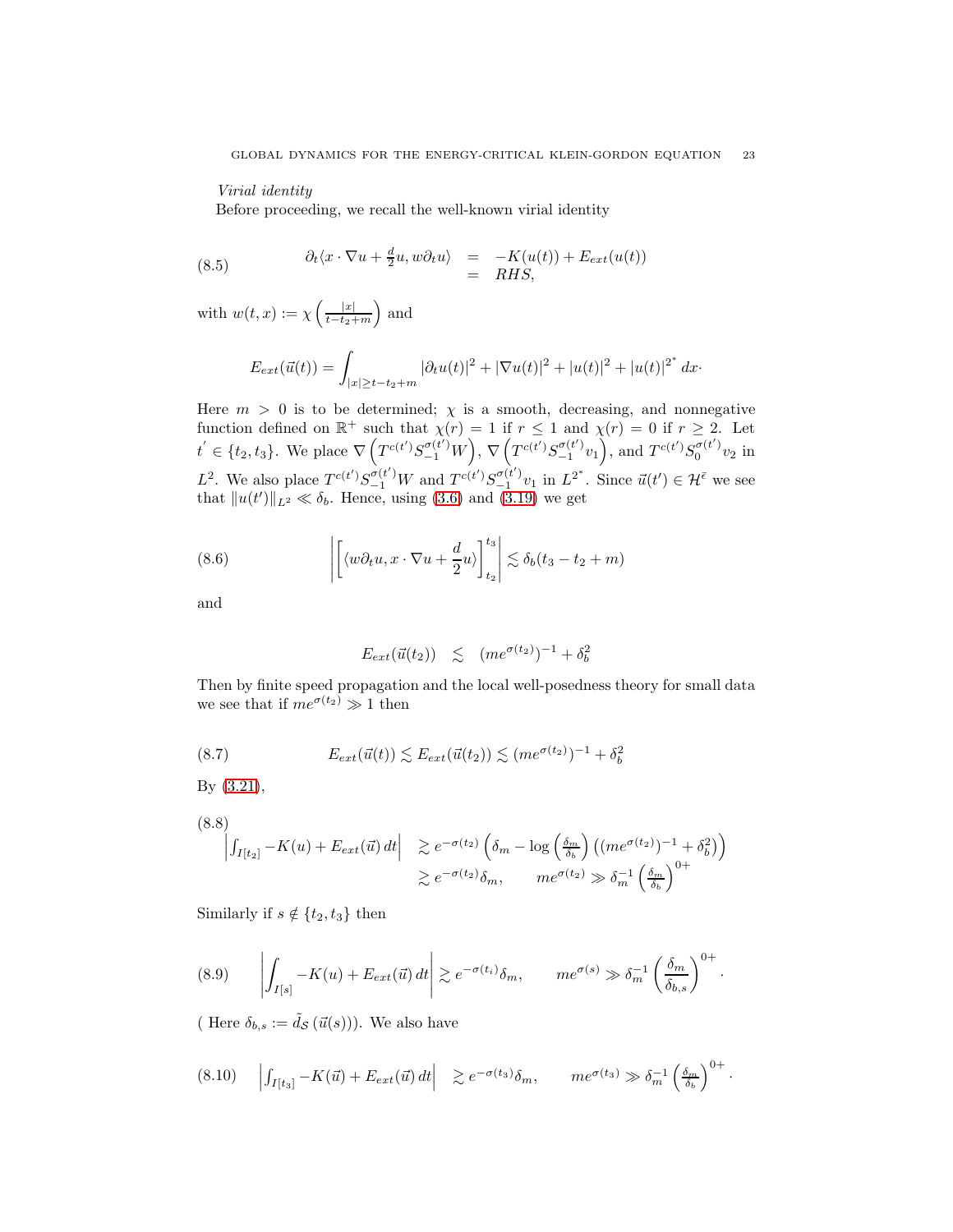*Virial identity*

Before proceeding, we recall the well-known virial identity

$$
\begin{aligned}
\partial_t \langle x \cdot \nabla u + \tfrac{d}{2} u, w \partial_t u \rangle &= -K(u(t)) + E_{ext}(u(t)) \\
&= RHS,
\end{aligned} \tag{8.5}
$$

with $w(t,x) := \chi\left(\frac{|x|}{t - t_2 + m}\right)$ and

$$
E_{ext}(\vec{u}(t)) = \int_{|x| \geq t - t_2 + m} |\partial_t u(t)|^2 + |\nabla u(t)|^2 + |u(t)|^2 + |u(t)|^{2^*} \, dx \cdot
$$

Here $m > 0$ is to be determined; $\chi$ is a smooth, decreasing, and nonnegative function defined on $\mathbb{R}^+$ such that $\chi(r) = 1$ if $r \leq 1$ and $\chi(r) = 0$ if $r \geq 2$. Let $t' \in \{t_2, t_3\}$. We place $\nabla\left(T^{c(t')} S_{-1}^{\sigma(t')} W\right)$, $\nabla\left(T^{c(t')} S_{-1}^{\sigma(t')} v_1\right)$, and $T^{c(t')} S_0^{\sigma(t')} v_2$ in $L^2$. We also place $T^{c(t')} S_{-1}^{\sigma(t')} W$ and $T^{c(t')} S_{-1}^{\sigma(t')} v_1$ in $L^{2^*}$. Since $\vec{u}(t') \in \mathcal{H}^{\bar{\epsilon}}$ we see that $\|u(t')\|_{L^2} \ll \delta_b$. Hence, using (3.6) and (3.19) we get

$$
\left| \left[ \langle w \partial_t u, x \cdot \nabla u + \frac{d}{2} u \rangle \right]_{t_2}^{t_3} \right| \lesssim \delta_b (t_3 - t_2 + m) \tag{8.6}
$$

and

$$
E_{ext}(\vec{u}(t_2)) \quad \lesssim \quad (m e^{\sigma(t_2)})^{-1} + \delta_b^2
$$

Then by finite speed propagation and the local well-posedness theory for small data we see that if $m e^{\sigma(t_2)} \gg 1$ then

$$
E_{ext}(\vec{u}(t)) \lesssim E_{ext}(\vec{u}(t_2)) \lesssim (m e^{\sigma(t_2)})^{-1} + \delta_b^2 \tag{8.7}
$$

By (3.21),

$$
\begin{aligned}
\left| \int_{I[t_2]} -K(u) + E_{ext}(\vec{u}) \, dt \right| &\gtrsim e^{-\sigma(t_2)} \left( \delta_m - \log\left(\frac{\delta_m}{\delta_b}\right) \left( (m e^{\sigma(t_2)})^{-1} + \delta_b^2 \right) \right) \\
&\gtrsim e^{-\sigma(t_2)} \delta_m, \qquad m e^{\sigma(t_2)} \gg \delta_m^{-1} \left(\frac{\delta_m}{\delta_b}\right)^{0+}
\end{aligned} \tag{8.8}
$$

Similarly if $s \notin \{t_2, t_3\}$ then

$$
\left| \int_{I[s]} -K(u) + E_{ext}(\vec{u}) \, dt \right| \gtrsim e^{-\sigma(t_i)} \delta_m, \qquad m e^{\sigma(s)} \gg \delta_m^{-1} \left(\frac{\delta_m}{\delta_{b,s}}\right)^{0+}. \tag{8.9}
$$

( Here $\delta_{b,s} := \tilde{d}_{\mathcal{S}}\left(\vec{u}(s)\right)$). We also have

$$
\left| \int_{I[t_3]} -K(\vec{u}) + E_{ext}(\vec{u}) \, dt \right| \quad \gtrsim e^{-\sigma(t_3)} \delta_m, \qquad m e^{\sigma(t_3)} \gg \delta_m^{-1} \left(\frac{\delta_m}{\delta_b}\right)^{0+}. \tag{8.10}
$$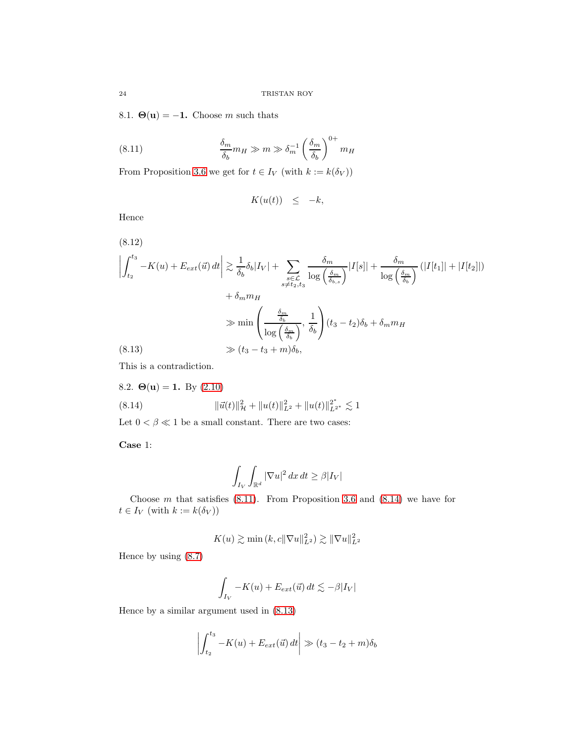### 8.1. $\mathbf{\Theta(u) = -1}$.

Choose $m$ such thats

$$\frac{\delta_m}{\delta_b} m_H \gg m \gg \delta_m^{-1} \left( \frac{\delta_m}{\delta_b} \right)^{0+} m_H \tag{8.11}$$

From Proposition 3.6 we get for $t \in I_V$ (with $k := k(\delta_V)$)

$$K(u(t)) \quad \leq \quad -k,$$

Hence

(8.12)

$$\begin{aligned}
\left| \int_{t_2}^{t_3} -K(u) + E_{ext}(\vec{u}) \, dt \right| &\gtrsim \frac{1}{\delta_b} \delta_b |I_V| + \sum_{\substack{s \in \mathcal{L} \\ s \neq t_2, t_3}} \frac{\delta_m}{\log \left( \frac{\delta_m}{\delta_{b,s}} \right)} |I[s]| + \frac{\delta_m}{\log \left( \frac{\delta_m}{\delta_b} \right)} \left( |I[t_1]| + |I[t_2]| \right) \\
&\quad + \delta_m m_H \\
&\gg \min \left( \frac{\frac{\delta_m}{\delta_b}}{\log \left( \frac{\delta_m}{\delta_b} \right)}, \frac{1}{\delta_b} \right) (t_3 - t_2) \delta_b + \delta_m m_H \\
&\gg (t_3 - t_3 + m) \delta_b, \qquad (8.13)
\end{aligned}$$

This is a contradiction.

### 8.2. $\mathbf{\Theta(u) = 1}$.

By (2.10)

$$\|\vec{u}(t)\|_{\mathcal{H}}^2 + \|u(t)\|_{L^2}^2 + \|u(t)\|_{L^{2^*}}^{2^*} \lesssim 1 \tag{8.14}$$

Let $0 < \beta \ll 1$ be a small constant. There are two cases:

**Case** 1:

$$\int_{I_V} \int_{\mathbb{R}^d} |\nabla u|^2 \, dx \, dt \geq \beta |I_V|$$

Choose $m$ that satisfies (8.11). From Proposition 3.6 and (8.14) we have for $t \in I_V$ (with $k := k(\delta_V)$)

$$K(u) \gtrsim \min \left( k, c \|\nabla u\|_{L^2}^2 \right) \gtrsim \|\nabla u\|_{L^2}^2$$

Hence by using (8.7)

$$\int_{I_V} -K(u) + E_{ext}(\vec{u}) \, dt \lesssim -\beta |I_V|$$

Hence by a similar argument used in (8.13)

$$\left| \int_{t_2}^{t_3} -K(u) + E_{ext}(\vec{u}) \, dt \right| \gg (t_3 - t_2 + m) \delta_b$$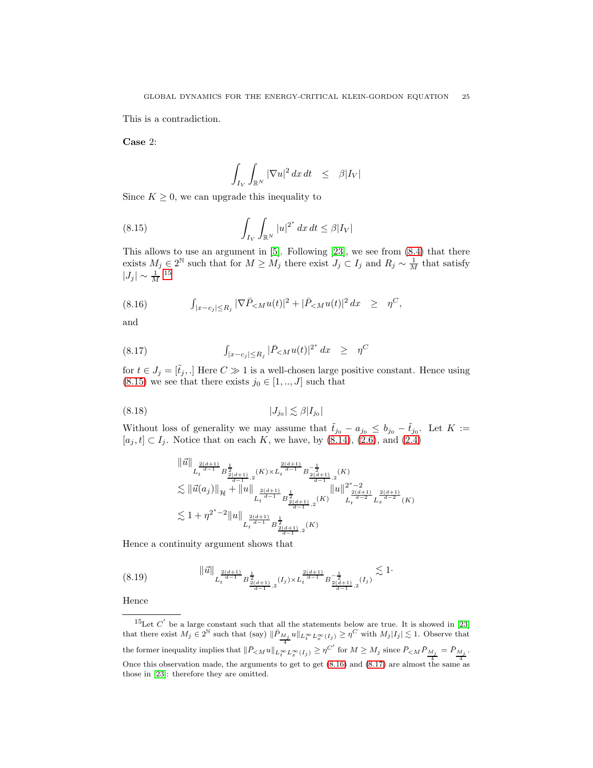This is a contradiction.

**Case** 2:

$$\int_{I_V} \int_{\mathbb{R}^N} |\nabla u|^2 \, dx \, dt \quad \leq \quad \beta |I_V|$$

Since $K \geq 0$, we can upgrade this inequality to

$$\int_{I_V} \int_{\mathbb{R}^N} |u|^{2^*} \, dx \, dt \leq \beta |I_V| \tag{8.15}$$

This allows to use an argument in [5]. Following [23], we see from (8.4) that there exists $M_j \in 2^{\mathbb{N}}$ such that for $M \geq M_j$ there exist $J_j \subset I_j$ and $R_j \sim \frac{1}{M}$ that satisfy $|J_j| \sim \frac{1}{M}$ [15]

$$\textstyle\int_{|x-c_j| \leq R_j} |\nabla \bar{P}_{<M} u(t)|^2 + |\bar{P}_{<M} u(t)|^2 \, dx \quad \geq \quad \eta^C, \tag{8.16}$$

and

$$\textstyle\int_{|x-c_j| \leq R_j} |\bar{P}_{<M} u(t)|^{2^*} \, dx \quad \geq \quad \eta^C \tag{8.17}$$

for $t \in J_j = [\tilde{t}_j, .]$ Here $C \gg 1$ is a well-chosen large positive constant. Hence using (8.15) we see that there exists $j_0 \in [1, .., J]$ such that

$$|J_{j_0}| \lesssim \beta |I_{j_0}| \tag{8.18}$$

Without loss of generality we may assume that $\tilde{t}_{j_0} - a_{j_0} \leq b_{j_0} - \tilde{t}_{j_0}$. Let $K := [a_j, t] \subset I_j$. Notice that on each $K$, we have, by (8.14), (2.6), and (2.4)

$$\begin{aligned}
& \|\vec{u}\|_{L_t^{\frac{2(d+1)}{d-1}} B^{\frac{1}{2}}_{\frac{2(d+1)}{d-1},2}(K) \times L_t^{\frac{2(d+1)}{d-1}} B^{-\frac{1}{2}}_{\frac{2(d+1)}{d-1},2}(K)} \\
& \lesssim \|\vec{u}(a_j)\|_{\mathcal{H}} + \|u\|_{L_t^{\frac{2(d+1)}{d-1}} B^{\frac{1}{2}}_{\frac{2(d+1)}{d-1},2}(K)} \|u\|^{2^*-2}_{L_t^{\frac{2(d+1)}{d-2}} L_x^{\frac{2(d+1)}{d-2}}(K)} \\
& \lesssim 1 + \eta^{2^*-2} \|u\|_{L_t^{\frac{2(d+1)}{d-1}} B^{\frac{1}{2}}_{\frac{2(d+1)}{d-1},2}(K)}
\end{aligned}$$

Hence a continuity argument shows that

$$\|\vec{u}\|_{L_t^{\frac{2(d+1)}{d-1}} B^{\frac{1}{2}}_{\frac{2(d+1)}{d-1},2}(I_j) \times L_t^{\frac{2(d+1)}{d-1}} B^{-\frac{1}{2}}_{\frac{2(d+1)}{d-1},2}(I_j)} \lesssim 1. \tag{8.19}$$

Hence

---

[15] Let $C'$ be a large constant such that all the statements below are true. It is showed in [23] that there exist $M_j \in 2^{\mathbb{N}}$ such that (say) $\|\bar{P}_{\frac{M_j}{4}} u\|_{L_t^\infty L_x^\infty(I_j)} \geq \eta^C$ with $M_j |I_j| \lesssim 1$. Observe that the former inequality implies that $\|\bar{P}_{<M} u\|_{L_t^\infty L_x^\infty(I_j)} \geq \eta^{C'}$ for $M \geq M_j$ since $\bar{P}_{<M} \bar{P}_{\frac{M_j}{4}} = \bar{P}_{\frac{M_j}{4}}$. Once this observation made, the arguments to get to get (8.16) and (8.17) are almost the same as those in [23]: therefore they are omitted.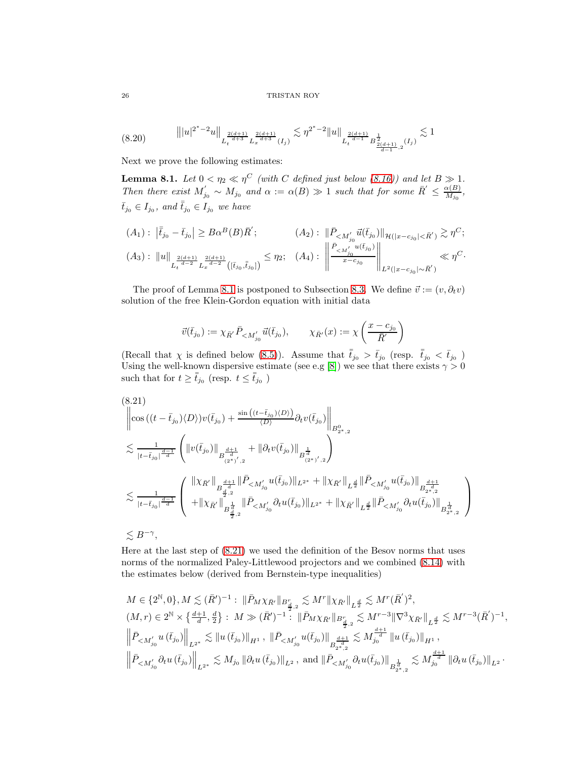$$
\left\| |u|^{2^*-2} u \right\|_{L_t^{\frac{2(d+1)}{d+3}} L_x^{\frac{2(d+1)}{d+3}}(I_j)} \lesssim \eta^{2^*-2} \|u\|_{L_t^{\frac{2(d+1)}{d-1}} B^{\frac{1}{2}}_{\frac{2(d+1)}{d-1},2}(I_j)} \lesssim 1 \tag{8.20}
$$

Next we prove the following estimates:

**Lemma 8.1.** *Let $0 < \eta_2 \ll \eta^C$ (with $C$ defined just below (8.16)) and let $B \gg 1$. Then there exist $M_{j_0}^{'} \sim M_{j_0}$ and $\alpha := \alpha(B) \gg 1$ such that for some $\bar{R}^{'} \leq \frac{\alpha(B)}{M_{j_0}}$, $\bar{t}_{j_0} \in I_{j_0}$, and $\bar{\bar{t}}_{j_0} \in I_{j_0}$ we have*

$$
(A_1): \left| \bar{\bar{t}}_{j_0} - \bar{t}_{j_0} \right| \geq B \alpha^B(B) \bar{R}^{'}; \qquad (A_2): \|\bar{P}_{<M_{j_0}^{'}} \vec{u}(\bar{t}_{j_0})\|_{\mathcal{H}(|x-c_{j_0}|<\bar{R}^{'})} \gtrsim \eta^C;
$$

$$
(A_3): \|u\|_{L_t^{\frac{2(d+1)}{d-2}} L_x^{\frac{2(d+1)}{d-2}}\left([\bar{t}_{j_0}, \bar{\bar{t}}_{j_0}]\right)} \leq \eta_2; \quad (A_4): \left\| \frac{\bar{P}_{<M_{j_0}^{'}} u(\bar{t}_{j_0})}{x - c_{j_0}} \right\|_{L^2(|x-c_{j_0}| \sim \bar{R}^{'})} \ll \eta^C.
$$

The proof of Lemma 8.1 is postponed to Subsection 8.3. We define $\vec{v} := (v, \partial_t v)$ solution of the free Klein-Gordon equation with initial data

$$
\vec{v}(\bar{t}_{j_0}) := \chi_{\bar{R}^{'}} \bar{P}_{<M_{j_0}^{'}} \vec{u}(\bar{t}_{j_0}), \qquad \chi_{\bar{R}^{'}}(x) := \chi\left( \frac{x - c_{j_0}}{\bar{R}^{'}} \right)
$$

(Recall that $\chi$ is defined below (8.5)). Assume that $\bar{\bar{t}}_{j_0} > \bar{t}_{j_0}$ (resp. $\bar{\bar{t}}_{j_0} < \bar{t}_{j_0}$ ) Using the well-known dispersive estimate (see e.g [8]) we see that there exists $\gamma > 0$ such that for $t \geq \bar{\bar{t}}_{j_0}$ (resp. $t \leq \bar{\bar{t}}_{j_0}$ )

$$
\begin{aligned}
&\left\| \cos\left((t - \bar{t}_{j_0})\langle D \rangle\right) v(\bar{t}_{j_0}) + \frac{\sin\left((t-\bar{t}_{j_0})\langle D \rangle\right)}{\langle D \rangle} \partial_t v(\bar{t}_{j_0}) \right\|_{B^0_{2^*,2}} \\
&\lesssim \frac{1}{|t - \bar{t}_{j_0}|^{\frac{d-1}{d}}} \left( \|v(\bar{t}_{j_0})\|_{B^{\frac{d+1}{d}}_{(2^*)',2}} + \|\partial_t v(\bar{t}_{j_0})\|_{B^{\frac{1}{d}}_{(2^*)',2}} \right) \\
&\lesssim \frac{1}{|t - \bar{t}_{j_0}|^{\frac{d-1}{d}}} \left( \begin{array}{l} \|\chi_{\bar{R}^{'}}\|_{B^{\frac{d+1}{d}}_{\frac{d}{2},2}} \|\bar{P}_{<M_{j_0}^{'}} u(\bar{t}_{j_0})\|_{L^{2^*}} + \|\chi_{\bar{R}^{'}}\|_{L^{\frac{d}{2}}} \|\bar{P}_{<M_{j_0}^{'}} u(\bar{t}_{j_0})\|_{B^{\frac{d+1}{d}}_{2^*,2}} \\ + \|\chi_{\bar{R}^{'}}\|_{B^{\frac{1}{d}}_{\frac{d}{2},2}} \|\bar{P}_{<M_{j_0}^{'}} \partial_t u(\bar{t}_{j_0})\|_{L^{2^*}} + \|\chi_{\bar{R}^{'}}\|_{L^{\frac{d}{2}}} \|\bar{P}_{<M_{j_0}^{'}} \partial_t u(\bar{t}_{j_0})\|_{B^{\frac{1}{d}}_{2^*,2}} \end{array} \right) \\
&\lesssim B^{-\gamma},
\end{aligned} \tag{8.21}
$$

Here at the last step of (8.21) we used the definition of the Besov norms that uses norms of the normalized Paley-Littlewood projectors and we combined (8.14) with the estimates below (derived from Bernstein-type inequalities)

$$
\begin{aligned}
&M \in \{2^{\mathbb{N}}, 0\}, M \lesssim (\bar{R}^{'})^{-1}: \|\bar{P}_M \chi_{\bar{R}^{'}}\|_{B^r_{\frac{d}{2},2}} \lesssim M^r \|\chi_{\bar{R}^{'}}\|_{L^{\frac{d}{2}}} \lesssim M^r (\bar{R}^{'})^2, \\
&(M, r) \in 2^{\mathbb{N}} \times \left\{ \tfrac{d+1}{d}, \tfrac{d}{2} \right\}: M \gg (\bar{R}^{'})^{-1}: \|\bar{P}_M \chi_{\bar{R}^{'}}\|_{B^r_{\frac{d}{2},2}} \lesssim M^{r-3} \|\nabla^3 \chi_{\bar{R}^{'}}\|_{L^{\frac{d}{2}}} \lesssim M^{r-3} (\bar{R}^{'})^{-1}, \\
&\left\| \bar{P}_{<M_{j_0}^{'}} u\left(\bar{t}_{j_0}\right) \right\|_{L^{2^*}} \lesssim \|u\left(\bar{t}_{j_0}\right)\|_{H^1}, \ \|\bar{P}_{<M_{j_0}^{'}} u(\bar{t}_{j_0})\|_{B^{\frac{d+1}{d}}_{2^*,2}} \lesssim M_{j_0}^{\frac{d+1}{d}} \|u\left(\bar{t}_{j_0}\right)\|_{H^1}, \\
&\left\| \bar{P}_{<M_{j_0}^{'}} \partial_t u\left(\bar{t}_{j_0}\right) \right\|_{L^{2^*}} \lesssim M_{j_0} \|\partial_t u\left(\bar{t}_{j_0}\right)\|_{L^2}, \text{ and } \|\bar{P}_{<M_{j_0}^{'}} \partial_t u(\bar{t}_{j_0})\|_{B^{\frac{1}{d}}_{2^*,2}} \lesssim M_{j_0}^{\frac{d+1}{d}} \|\partial_t u\left(\bar{t}_{j_0}\right)\|_{L^2}.
\end{aligned}
$$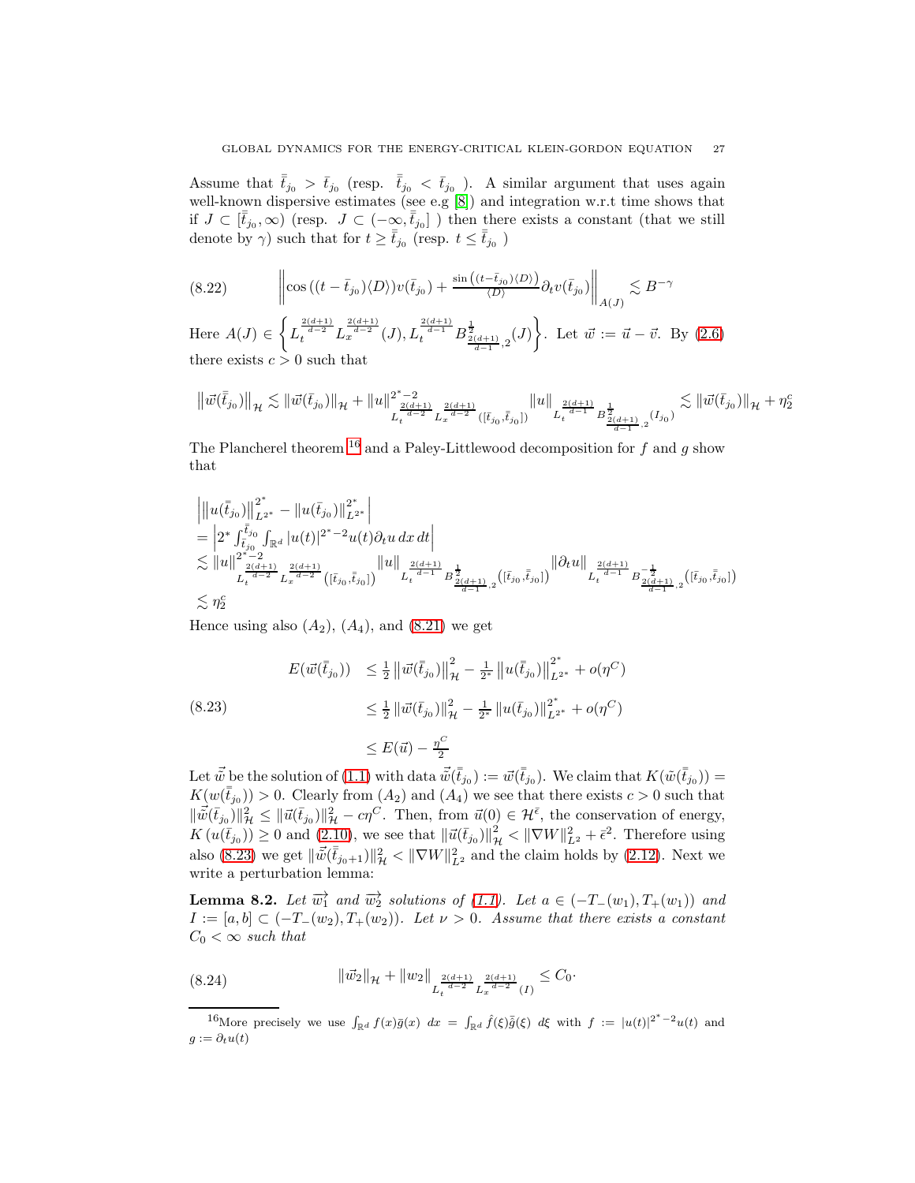Assume that $\bar{\bar{t}}_{j_0} > \bar{t}_{j_0}$ (resp. $\bar{\bar{t}}_{j_0} < \bar{t}_{j_0}$ ). A similar argument that uses again well-known dispersive estimates (see e.g [8]) and integration w.r.t time shows that if $J \subset [\bar{\bar{t}}_{j_0}, \infty)$ (resp. $J \subset (-\infty, \bar{\bar{t}}_{j_0}]$ ) then there exists a constant (that we still denote by $\gamma$) such that for $t \geq \bar{\bar{t}}_{j_0}$ (resp. $t \leq \bar{\bar{t}}_{j_0}$ )

$$
\left\| \cos\left((t - \bar{t}_{j_0})\langle D \rangle\right) v(\bar{t}_{j_0}) + \frac{\sin\left((t-\bar{t}_{j_0})\langle D\rangle\right)}{\langle D \rangle} \partial_t v(\bar{t}_{j_0}) \right\|_{A(J)} \lesssim B^{-\gamma} \tag{8.22}
$$

Here $A(J) \in \left\{ L_t^{\frac{2(d+1)}{d-2}} L_x^{\frac{2(d+1)}{d-2}}(J), L_t^{\frac{2(d+1)}{d-1}} B^{\frac{1}{2}}_{\frac{2(d+1)}{d-1},2}(J) \right\}$. Let $\vec{w} := \vec{u} - \vec{v}$. By (2.6) there exists $c > 0$ such that

$$
\left\|\vec{w}(\bar{\bar{t}}_{j_0})\right\|_{\mathcal{H}} \lesssim \|\vec{w}(\bar{t}_{j_0})\|_{\mathcal{H}} + \|u\|^{2^*-2}_{L_t^{\frac{2(d+1)}{d-2}} L_x^{\frac{2(d+1)}{d-2}}([\bar{t}_{j_0}, \bar{\bar{t}}_{j_0}])} \|u\|_{L_t^{\frac{2(d+1)}{d-1}} B^{\frac{1}{2}}_{\frac{2(d+1)}{d-1},2}(I_{j_0})} \lesssim \|\vec{w}(\bar{t}_{j_0})\|_{\mathcal{H}} + \eta_2^c
$$

The Plancherel theorem [16] and a Paley-Littlewood decomposition for $f$ and $g$ show that

$$
\begin{aligned}
&\left| \left\|u(\bar{\bar{t}}_{j_0})\right\|^{2^*}_{L^{2^*}} - \left\|u(\bar{t}_{j_0})\right\|^{2^*}_{L^{2^*}} \right| \\
&= \left| 2^* \int_{\bar{t}_{j_0}}^{\bar{\bar{t}}_{j_0}} \int_{\mathbb{R}^d} |u(t)|^{2^*-2} u(t) \partial_t u \, dx \, dt \right| \\
&\lesssim \|u\|^{2^*-2}_{L_t^{\frac{2(d+1)}{d-2}} L_x^{\frac{2(d+1)}{d-2}}\left([\bar{t}_{j_0}, \bar{\bar{t}}_{j_0}]\right)} \|u\|_{L_t^{\frac{2(d+1)}{d-1}} B^{\frac{1}{2}}_{\frac{2(d+1)}{d-1},2}\left([\bar{t}_{j_0}, \bar{\bar{t}}_{j_0}]\right)} \|\partial_t u\|_{L_t^{\frac{2(d+1)}{d-1}} B^{-\frac{1}{2}}_{\frac{2(d+1)}{d-1},2}\left([\bar{t}_{j_0}, \bar{\bar{t}}_{j_0}]\right)} \\
&\lesssim \eta_2^c
\end{aligned}
$$

Hence using also $(A_2)$, $(A_4)$, and (8.21) we get

$$
\begin{aligned}
E(\vec{w}(\bar{\bar{t}}_{j_0})) &\leq \tfrac{1}{2} \left\|\vec{w}(\bar{\bar{t}}_{j_0})\right\|^2_{\mathcal{H}} - \tfrac{1}{2^*} \left\|u(\bar{\bar{t}}_{j_0})\right\|^{2^*}_{L^{2^*}} + o(\eta^C) \\
&\leq \tfrac{1}{2} \left\|\vec{w}(\bar{t}_{j_0})\right\|^2_{\mathcal{H}} - \tfrac{1}{2^*} \left\|u(\bar{t}_{j_0})\right\|^{2^*}_{L^{2^*}} + o(\eta^C) \\
&\leq E(\vec{u}) - \tfrac{\eta^C}{2}
\end{aligned} \tag{8.23}
$$

Let $\vec{\tilde{w}}$ be the solution of (1.1) with data $\vec{\tilde{w}}(\bar{\bar{t}}_{j_0}) := \vec{w}(\bar{\bar{t}}_{j_0})$. We claim that $K(\tilde{w}(\bar{\bar{t}}_{j_0})) = K(w(\bar{\bar{t}}_{j_0})) > 0$. Clearly from $(A_2)$ and $(A_4)$ we see that there exists $c > 0$ such that $\|\vec{\tilde{w}}(\bar{t}_{j_0})\|^2_{\mathcal{H}} \leq \|\vec{u}(\bar{t}_{j_0})\|^2_{\mathcal{H}} - c\eta^C$. Then, from $\vec{u}(0) \in \mathcal{H}^{\bar{\epsilon}}$, the conservation of energy, $K\left(u(\bar{t}_{j_0})\right) \geq 0$ and (2.10), we see that $\|\vec{u}(\bar{t}_{j_0})\|^2_{\mathcal{H}} < \|\nabla W\|^2_{L^2} + \bar{\epsilon}^2$. Therefore using also (8.23) we get $\|\vec{\tilde{w}}(\bar{\bar{t}}_{j_0+1})\|^2_{\mathcal{H}} < \|\nabla W\|^2_{L^2}$ and the claim holds by (2.12). Next we write a perturbation lemma:

**Lemma 8.2.** *Let $\overrightarrow{w_1}$ and $\overrightarrow{w_2}$ solutions of (1.1). Let $a \in (-T_-(w_1), T_+(w_1))$ and $I := [a, b] \subset (-T_-(w_2), T_+(w_2))$. Let $\nu > 0$. Assume that there exists a constant $C_0 < \infty$ such that*

$$
\|\vec{w}_2\|_{\mathcal{H}} + \|w_2\|_{L_t^{\frac{2(d+1)}{d-2}} L_x^{\frac{2(d+1)}{d-2}}(I)} \leq C_0. \tag{8.24}
$$

---

[16] More precisely we use $\int_{\mathbb{R}^d} f(x)\bar{g}(x) \, dx = \int_{\mathbb{R}^d} \hat{f}(\xi)\bar{\hat{g}}(\xi) \, d\xi$ with $f := |u(t)|^{2^*-2}u(t)$ and $g := \partial_t u(t)$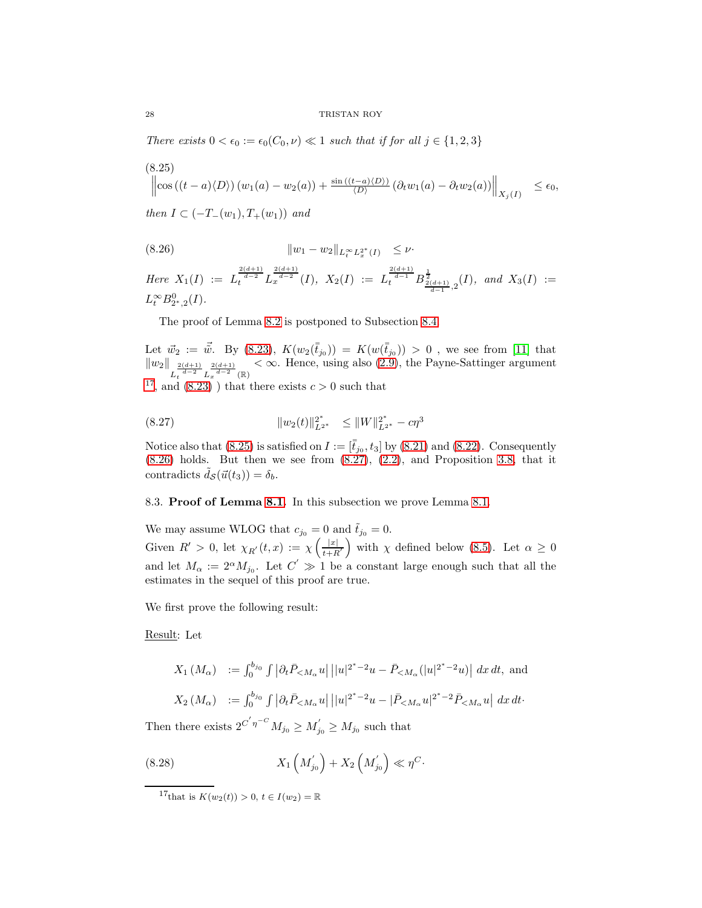*There exists $0 < \epsilon_0 := \epsilon_0(C_0, \nu) \ll 1$ such that if for all $j \in \{1, 2, 3\}$*

$$
\left\| \cos\left((t-a)\langle D\rangle\right)(w_1(a) - w_2(a)) + \frac{\sin\left((t-a)\langle D\rangle\right)}{\langle D\rangle}\left(\partial_t w_1(a) - \partial_t w_2(a)\right) \right\|_{X_j(I)} \leq \epsilon_0, \tag{8.25}
$$

*then $I \subset (-T_-(w_1), T_+(w_1))$ and*

$$
\| w_1 - w_2 \|_{L_t^\infty L_x^{2^*}(I)} \leq \nu. \tag{8.26}
$$

*Here $X_1(I) := L_t^{\frac{2(d+1)}{d-2}} L_x^{\frac{2(d+1)}{d-2}}(I)$, $X_2(I) := L_t^{\frac{2(d+1)}{d-1}} B^{\frac{1}{2}}_{\frac{2(d+1)}{d-1},2}(I)$, and $X_3(I) := L_t^\infty B^0_{2^*,2}(I)$.*

The proof of Lemma 8.2 is postponed to Subsection 8.4.

Let $\vec{w}_2 := \vec{\bar{w}}$. By (8.23), $K(w_2(\bar{\bar{t}}_{j_0})) = K(w(\bar{\bar{t}}_{j_0})) > 0$ , we see from [11] that $\|w_2\|_{L_t^{\frac{2(d+1)}{d-2}} L_x^{\frac{2(d+1)}{d-2}}(\mathbb{R})} < \infty$. Hence, using also (2.9), the Payne-Sattinger argument [17], and (8.23) ) that there exists $c > 0$ such that

$$
\|w_2(t)\|^{2^*}_{L^{2^*}} \leq \|W\|^{2^*}_{L^{2^*}} - c\eta^3 \tag{8.27}
$$

Notice also that (8.25) is satisfied on $I := [\bar{\bar{t}}_{j_0}, t_3]$ by (8.21) and (8.22). Consequently (8.26) holds. But then we see from (8.27), (2.2), and Proposition 3.8, that it contradicts $\tilde{d}_{\mathcal{S}}(\vec{u}(t_3)) = \delta_b$.

### 8.3. Proof of Lemma 8.1.

In this subsection we prove Lemma 8.1.

We may assume WLOG that $c_{j_0} = 0$ and $\tilde{t}_{j_0} = 0$.
Given $R' > 0$, let $\chi_{R'}(t,x) := \chi\left(\frac{|x|}{t+R'}\right)$ with $\chi$ defined below (8.5). Let $\alpha \geq 0$ and let $M_\alpha := 2^\alpha M_{j_0}$. Let $C' \gg 1$ be a constant large enough such that all the estimates in the sequel of this proof are true.

We first prove the following result:

<u>Result</u>: Let

$$
\begin{aligned}
X_1(M_\alpha) &:= \int_0^{b_{j_0}} \int \left|\partial_t \bar{P}_{<M_\alpha} u\right| \left| |u|^{2^*-2}u - \bar{P}_{<M_\alpha}(|u|^{2^*-2}u)\right| \, dx\, dt, \text{ and} \\
X_2(M_\alpha) &:= \int_0^{b_{j_0}} \int \left|\partial_t \bar{P}_{<M_\alpha} u\right| \left| |u|^{2^*-2}u - |\bar{P}_{<M_\alpha} u|^{2^*-2} \bar{P}_{<M_\alpha} u\right| \, dx\, dt.
\end{aligned}
$$

Then there exists $2^{C'\eta^{-C}} M_{j_0} \geq M'_{j_0} \geq M_{j_0}$ such that

$$
X_1\left(M'_{j_0}\right) + X_2\left(M'_{j_0}\right) \ll \eta^C. \tag{8.28}
$$

---

[17] that is $K(w_2(t)) > 0$, $t \in I(w_2) = \mathbb{R}$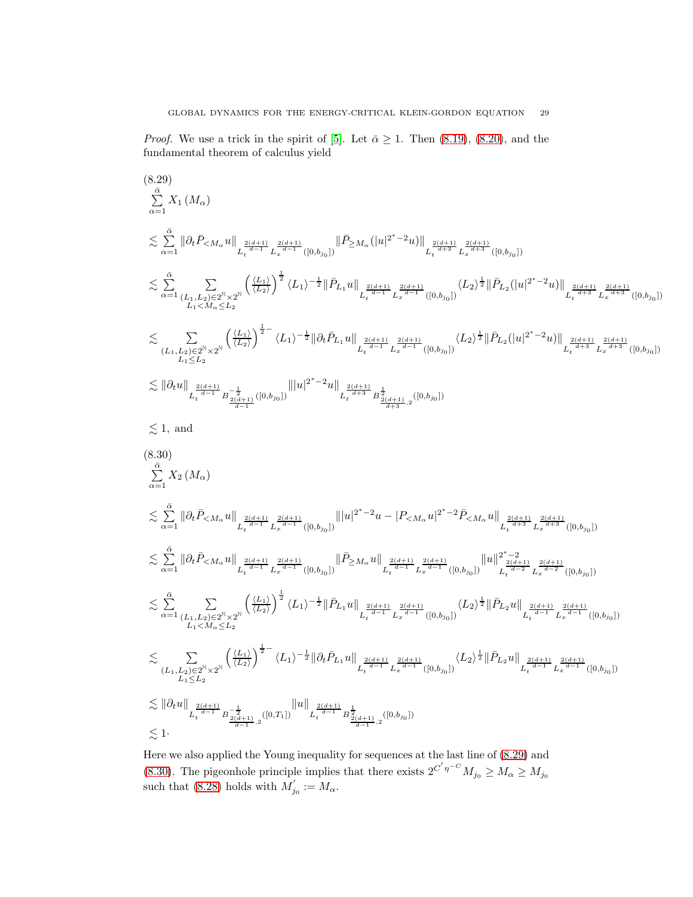*Proof.* We use a trick in the spirit of [5]. Let $\bar{\alpha} \geq 1$. Then (8.19), (8.20), and the fundamental theorem of calculus yield

(8.29)

$$
\begin{aligned}
&\sum_{\alpha=1}^{\bar{\alpha}} X_1(M_\alpha) \\
&\lesssim \sum_{\alpha=1}^{\bar{\alpha}} \| \partial_t \bar{P}_{<M_\alpha} u \|_{L_t^{\frac{2(d+1)}{d-1}} L_x^{\frac{2(d+1)}{d-1}}([0,b_{j_0}])} \| \bar{P}_{\geq M_\alpha} (|u|^{2^*-2} u) \|_{L_t^{\frac{2(d+1)}{d+3}} L_x^{\frac{2(d+1)}{d+3}}([0,b_{j_0}])} \\
&\lesssim \sum_{\alpha=1}^{\bar{\alpha}} \sum_{\substack{(L_1,L_2) \in 2^{\mathbb{N}} \times 2^{\mathbb{N}} \\ L_1 < M_\alpha \leq L_2}} \left( \frac{\langle L_1 \rangle}{\langle L_2 \rangle} \right)^{\frac{1}{2}} \langle L_1 \rangle^{-\frac{1}{2}} \| \bar{P}_{L_1} u \|_{L_t^{\frac{2(d+1)}{d-1}} L_x^{\frac{2(d+1)}{d-1}}([0,b_{j_0}])} \langle L_2 \rangle^{\frac{1}{2}} \| \bar{P}_{L_2} (|u|^{2^*-2} u) \|_{L_t^{\frac{2(d+1)}{d+3}} L_x^{\frac{2(d+1)}{d+3}}([0,b_{j_0}])} \\
&\lesssim \sum_{\substack{(L_1,L_2) \in 2^{\mathbb{N}} \times 2^{\mathbb{N}} \\ L_1 \leq L_2}} \left( \frac{\langle L_1 \rangle}{\langle L_2 \rangle} \right)^{\frac{1}{2}-} \langle L_1 \rangle^{-\frac{1}{2}} \| \partial_t \bar{P}_{L_1} u \|_{L_t^{\frac{2(d+1)}{d-1}} L_x^{\frac{2(d+1)}{d-1}}([0,b_{j_0}])} \langle L_2 \rangle^{\frac{1}{2}} \| \bar{P}_{L_2} (|u|^{2^*-2} u) \|_{L_t^{\frac{2(d+1)}{d+3}} L_x^{\frac{2(d+1)}{d+3}}([0,b_{j_0}])} \\
&\lesssim \| \partial_t u \|_{L_t^{\frac{2(d+1)}{d-1}} B^{-\frac{1}{2}}_{\frac{2(d+1)}{d-1}}([0,b_{j_0}])} \| |u|^{2^*-2} u \|_{L_t^{\frac{2(d+1)}{d+3}} B^{\frac{1}{2}}_{\frac{2(d+1)}{d+3},2}([0,b_{j_0}])} \\
&\lesssim 1, \text{ and}
\end{aligned}
$$

(8.30)

$$
\begin{aligned}
&\sum_{\alpha=1}^{\bar{\alpha}} X_2(M_\alpha) \\
&\lesssim \sum_{\alpha=1}^{\bar{\alpha}} \| \partial_t \bar{P}_{<M_\alpha} u \|_{L_t^{\frac{2(d+1)}{d-1}} L_x^{\frac{2(d+1)}{d-1}}([0,b_{j_0}])} \| |u|^{2^*-2} u - |P_{<M_\alpha} u|^{2^*-2} \bar{P}_{<M_\alpha} u \|_{L_t^{\frac{2(d+1)}{d+3}} L_x^{\frac{2(d+1)}{d+3}}([0,b_{j_0}])} \\
&\lesssim \sum_{\alpha=1}^{\bar{\alpha}} \| \partial_t \bar{P}_{<M_\alpha} u \|_{L_t^{\frac{2(d+1)}{d-1}} L_x^{\frac{2(d+1)}{d-1}}([0,b_{j_0}])} \| \bar{P}_{\geq M_\alpha} u \|_{L_t^{\frac{2(d+1)}{d-1}} L_x^{\frac{2(d+1)}{d-1}}([0,b_{j_0}])} \| u \|^{2^*-2}_{L_t^{\frac{2(d+1)}{d-2}} L_x^{\frac{2(d+1)}{d-2}}([0,b_{j_0}])} \\
&\lesssim \sum_{\alpha=1}^{\bar{\alpha}} \sum_{\substack{(L_1,L_2) \in 2^{\mathbb{N}} \times 2^{\mathbb{N}} \\ L_1 < M_\alpha \leq L_2}} \left( \frac{\langle L_1 \rangle}{\langle L_2 \rangle} \right)^{\frac{1}{2}} \langle L_1 \rangle^{-\frac{1}{2}} \| \bar{P}_{L_1} u \|_{L_t^{\frac{2(d+1)}{d-1}} L_x^{\frac{2(d+1)}{d-1}}([0,b_{j_0}])} \langle L_2 \rangle^{\frac{1}{2}} \| \bar{P}_{L_2} u \|_{L_t^{\frac{2(d+1)}{d-1}} L_x^{\frac{2(d+1)}{d-1}}([0,b_{j_0}])} \\
&\lesssim \sum_{\substack{(L_1,L_2) \in 2^{\mathbb{N}} \times 2^{\mathbb{N}} \\ L_1 \leq L_2}} \left( \frac{\langle L_1 \rangle}{\langle L_2 \rangle} \right)^{\frac{1}{2}-} \langle L_1 \rangle^{-\frac{1}{2}} \| \partial_t \bar{P}_{L_1} u \|_{L_t^{\frac{2(d+1)}{d-1}} L_x^{\frac{2(d+1)}{d-1}}([0,b_{j_0}])} \langle L_2 \rangle^{\frac{1}{2}} \| \bar{P}_{L_2} u \|_{L_t^{\frac{2(d+1)}{d-1}} L_x^{\frac{2(d+1)}{d-1}}([0,b_{j_0}])} \\
&\lesssim \| \partial_t u \|_{L_t^{\frac{2(d+1)}{d-1}} B^{-\frac{1}{2}}_{\frac{2(d+1)}{d-1},2}([0,T_1])} \| u \|_{L_t^{\frac{2(d+1)}{d-1}} B^{\frac{1}{2}}_{\frac{2(d+1)}{d-1},2}([0,b_{j_0}])} \\
&\lesssim 1.
\end{aligned}
$$

Here we also applied the Young inequality for sequences at the last line of (8.29) and (8.30). The pigeonhole principle implies that there exists $2^{C' \eta^{-C}} M_{j_0} \geq M_\alpha \geq M_{j_0}$ such that (8.28) holds with $M'_{j_0} := M_\alpha$.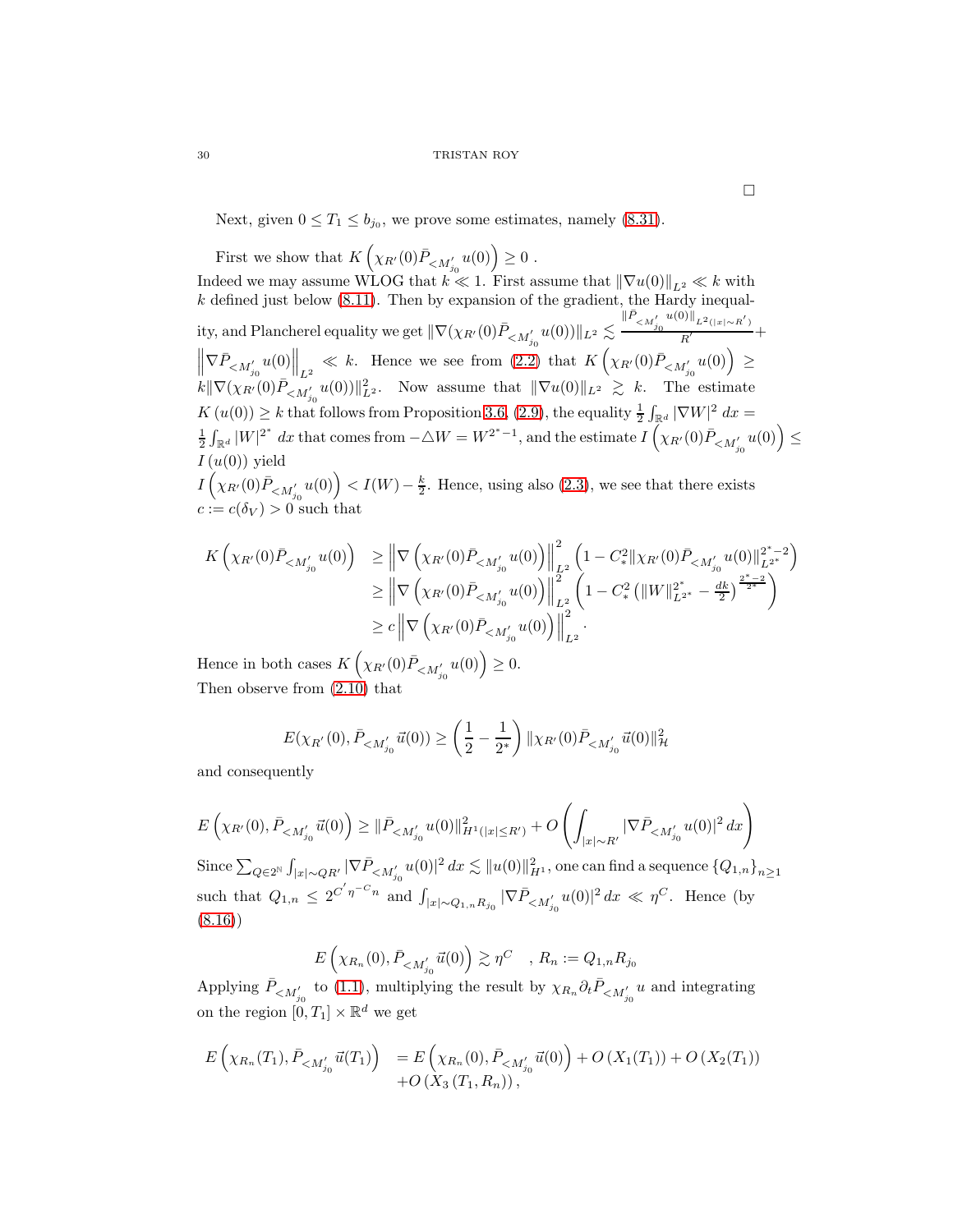$\square$

Next, given $0 \leq T_1 \leq b_{j_0}$, we prove some estimates, namely (8.31).

First we show that $K\left(\chi_{R'}(0)\bar{P}_{<M'_{j_0}} u(0)\right) \geq 0$ .
Indeed we may assume WLOG that $k \ll 1$. First assume that $\|\nabla u(0)\|_{L^2} \ll k$ with $k$ defined just below (8.11). Then by expansion of the gradient, the Hardy inequality, and Plancherel equality we get $\|\nabla(\chi_{R'}(0)\bar{P}_{<M'_{j_0}} u(0))\|_{L^2} \lesssim \frac{\|\bar{P}_{<M'_{j_0}} u(0)\|_{L^2(|x|\sim R')}}{R'} + \left\|\nabla \bar{P}_{<M'_{j_0}} u(0)\right\|_{L^2} \ll k$. Hence we see from (2.2) that $K\left(\chi_{R'}(0)\bar{P}_{<M'_{j_0}} u(0)\right) \geq k\|\nabla(\chi_{R'}(0)\bar{P}_{<M'_{j_0}} u(0))\|^2_{L^2}$. Now assume that $\|\nabla u(0)\|_{L^2} \gtrsim k$. The estimate $K\left(u(0)\right) \geq k$ that follows from Proposition 3.6, (2.9), the equality $\frac{1}{2}\int_{\mathbb{R}^d} |\nabla W|^2 \, dx = \frac{1}{2}\int_{\mathbb{R}^d} |W|^{2^*} \, dx$ that comes from $-\triangle W = W^{2^*-1}$, and the estimate $I\left(\chi_{R'}(0)\bar{P}_{<M'_{j_0}} u(0)\right) \leq I\left(u(0)\right)$ yield
$I\left(\chi_{R'}(0)\bar{P}_{<M'_{j_0}} u(0)\right) < I(W) - \frac{k}{2}$. Hence, using also (2.3), we see that there exists $c := c(\delta_V) > 0$ such that

$$
\begin{aligned}
K\left(\chi_{R'}(0)\bar{P}_{<M'_{j_0}} u(0)\right) & \geq \left\|\nabla\left(\chi_{R'}(0)\bar{P}_{<M'_{j_0}} u(0)\right)\right\|^2_{L^2}\left(1 - C_*^2\|\chi_{R'}(0)\bar{P}_{<M'_{j_0}} u(0)\|^{2^*-2}_{L^{2^*}}\right) \\
& \geq \left\|\nabla\left(\chi_{R'}(0)\bar{P}_{<M'_{j_0}} u(0)\right)\right\|^2_{L^2}\left(1 - C_*^2\left(\|W\|^{2^*}_{L^{2^*}} - \frac{dk}{2}\right)^{\frac{2^*-2}{2^*}}\right) \\
& \geq c\left\|\nabla\left(\chi_{R'}(0)\bar{P}_{<M'_{j_0}} u(0)\right)\right\|^2_{L^2}.
\end{aligned}
$$

Hence in both cases $K\left(\chi_{R'}(0)\bar{P}_{<M'_{j_0}} u(0)\right) \geq 0$.
Then observe from (2.10) that

$$
E(\chi_{R'}(0), \bar{P}_{<M'_{j_0}} \vec{u}(0)) \geq \left(\frac{1}{2} - \frac{1}{2^*}\right)\|\chi_{R'}(0)\bar{P}_{<M'_{j_0}} \vec{u}(0)\|^2_{\mathcal{H}}
$$

and consequently

$$
E\left(\chi_{R'}(0), \bar{P}_{<M'_{j_0}} \vec{u}(0)\right) \geq \|\bar{P}_{<M'_{j_0}} u(0)\|^2_{H^1(|x|\leq R')} + O\left(\int_{|x|\sim R'} |\nabla \bar{P}_{<M'_{j_0}} u(0)|^2 \, dx\right)
$$

Since $\sum_{Q\in 2^{\mathbb{N}}}\int_{|x|\sim QR'} |\nabla \bar{P}_{<M'_{j_0}} u(0)|^2 \, dx \lesssim \|u(0)\|^2_{H^1}$, one can find a sequence $\{Q_{1,n}\}_{n\geq 1}$ such that $Q_{1,n} \leq 2^{C'\eta^{-C}n}$ and $\int_{|x|\sim Q_{1,n}R_{j_0}} |\nabla \bar{P}_{<M'_{j_0}} u(0)|^2 \, dx \ll \eta^C$. Hence (by (8.16))

$$
E\left(\chi_{R_n}(0), \bar{P}_{<M'_{j_0}} \vec{u}(0)\right) \gtrsim \eta^C \quad , \; R_n := Q_{1,n}R_{j_0}
$$

Applying $\bar{P}_{<M'_{j_0}}$ to (1.1), multiplying the result by $\chi_{R_n}\partial_t \bar{P}_{<M'_{j_0}} u$ and integrating on the region $[0, T_1] \times \mathbb{R}^d$ we get

$$
\begin{aligned}
E\left(\chi_{R_n}(T_1), \bar{P}_{<M'_{j_0}} \vec{u}(T_1)\right) & = E\left(\chi_{R_n}(0), \bar{P}_{<M'_{j_0}} \vec{u}(0)\right) + O\left(X_1(T_1)\right) + O\left(X_2(T_1)\right) \\
& + O\left(X_3\left(T_1, R_n\right)\right),
\end{aligned}
$$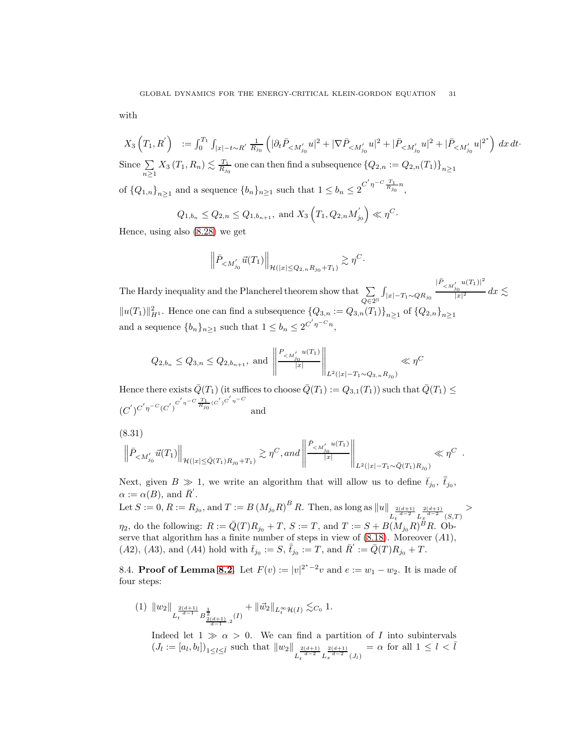with

$$X_3\left(T_1, R^{'}\right) \quad := \int_0^{T_1} \int_{|x|-t \sim R^{'}} \frac{1}{R_{j_0}} \left( |\partial_t \bar{P}_{<M^{'}_{j_0}} u|^2 + |\nabla \bar{P}_{<M^{'}_{j_0}} u|^2 + |\bar{P}_{<M^{'}_{j_0}} u|^2 + |\bar{P}_{<M^{'}_{j_0}} u|^{2^*} \right) \, dx \, dt \cdot$$

Since $\sum_{n \geq 1} X_3\left(T_1, R_n\right) \lesssim \frac{T_1}{R_{j_0}}$ one can then find a subsequence $\{Q_{2,n} := Q_{2,n}(T_1)\}_{n \geq 1}$ of $\{Q_{1,n}\}_{n \geq 1}$ and a sequence $\{b_n\}_{n \geq 1}$ such that $1 \leq b_n \leq 2^{C^{'} \eta^{-C} \frac{T_1}{R_{j_0}} n}$,

$$Q_{1,b_n} \leq Q_{2,n} \leq Q_{1,b_{n+1}}, \text{ and } X_3\left(T_1, Q_{2,n} M^{'}_{j_0}\right) \ll \eta^C.$$

Hence, using also (8.28) we get

$$\left\| \bar{P}_{<M^{'}_{j_0}} \vec{u}(T_1) \right\|_{\mathcal{H}(|x| \leq Q_{2,n} R_{j_0} + T_1)} \gtrsim \eta^C.$$

The Hardy inequality and the Plancherel theorem show that $\sum_{Q \in 2^{\mathbb{N}}} \int_{|x| - T_1 \sim Q R_{j_0}} \frac{|\bar{P}_{<M^{'}_{j_0}} u(T_1)|^2}{|x|^2} \, dx \lesssim \|u(T_1)\|^2_{H^1}$. Hence one can find a subsequence $\{Q_{3,n} := Q_{3,n}(T_1)\}_{n \geq 1}$ of $\{Q_{2,n}\}_{n \geq 1}$ and a sequence $\{b_n\}_{n \geq 1}$ such that $1 \leq b_n \leq 2^{C^{'} \eta^{-C} n}$,

$$Q_{2,b_n} \leq Q_{3,n} \leq Q_{2,b_{n+1}}, \text{ and } \left\| \frac{P_{<M^{'}_{j_0}} u(T_1)}{|x|} \right\|_{L^2(|x| - T_1 \sim Q_{3,n} R_{j_0})} \ll \eta^C$$

Hence there exists $\bar{Q}(T_1)$ (it suffices to choose $\bar{Q}(T_1) := Q_{3,1}(T_1)$) such that $\bar{Q}(T_1) \leq (C^{'})^{C^{'} \eta^{-C} (C^{'})^{C^{'} \eta^{-C} \frac{T_1}{R_{j_0}} (C^{'})^{C^{'} \eta^{-C}}}}$ and

(8.31)

$$\left\| \bar{P}_{<M^{'}_{j_0}} \vec{u}(T_1) \right\|_{\mathcal{H}(|x| \leq \bar{Q}(T_1) R_{j_0} + T_1)} \gtrsim \eta^C, \text{and} \left\| \frac{\bar{P}_{<M^{'}_{j_0}} u(T_1)}{|x|} \right\|_{L^2(|x| - T_1 \sim \bar{Q}(T_1) R_{j_0})} \ll \eta^C \ .$$

Next, given $B \gg 1$, we write an algorithm that will allow us to define $\bar{t}_{j_0}$, $\bar{\bar{t}}_{j_0}$, $\alpha := \alpha(B)$, and $\bar{R}^{'}$.

Let $S := 0$, $R := R_{j_0}$, and $T := B\left(M_{j_0} R\right)^B R$. Then, as long as $\|u\|_{L_t^{\frac{2(d+1)}{d-2}} L_x^{\frac{2(d+1)}{d-2}}(S,T)} > \eta_2$, do the following: $R := \bar{Q}(T) R_{j_0} + T$, $S := T$, and $T := S + B(M_{j_0} R)^B R$. Observe that algorithm has a finite number of steps in view of (8.18). Moreover (A1), (A2), (A3), and (A4) hold with $\bar{t}_{j_0} := S$, $\bar{\bar{t}}_{j_0} := T$, and $\bar{R}^{'} := \bar{Q}(T) R_{j_0} + T$.

8.4. **Proof of Lemma 8.2.** Let $F(v) := |v|^{2^*-2} v$ and $e := w_1 - w_2$. It is made of four steps:

(1) $\|w_2\|_{L_t^{\frac{2(d+1)}{d-1}} B^{\frac{1}{2}}_{\frac{2(d+1)}{d-1},2}(I)} + \|\vec{w}_2\|_{L_t^\infty \mathcal{H}(I)} \lesssim_{C_0} 1.$

Indeed let $1 \gg \alpha > 0$. We can find a partition of $I$ into subintervals $(J_l := [a_l, b_l])_{1 \leq l \leq \bar{l}}$ such that $\|w_2\|_{L_t^{\frac{2(d+1)}{d-2}} L_x^{\frac{2(d+1)}{d-2}}(J_l)} = \alpha$ for all $1 \leq l < \bar{l}$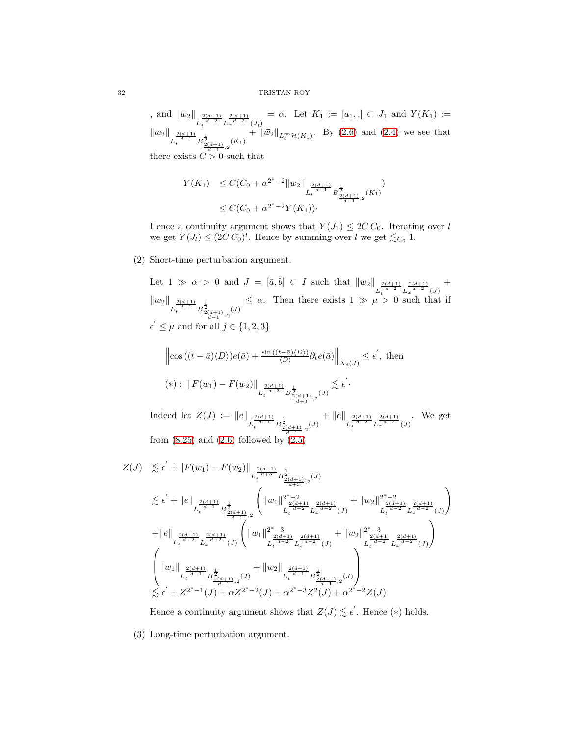, and $\|w_2\|_{L_t^{\frac{2(d+1)}{d-2}} L_x^{\frac{2(d+1)}{d-2}} (J_{\bar{l}})} = \alpha$. Let $K_1 := [a_1, .] \subset J_1$ and $Y(K_1) := \|w_2\|_{L_t^{\frac{2(d+1)}{d-1}} B^{\frac{1}{2}}_{\frac{2(d+1)}{d-1},2} (K_1)} + \|\vec{w}_2\|_{L_t^\infty \mathcal{H}(K_1)}$. By (2.6) and (2.4) we see that there exists $C > 0$ such that

$$
\begin{aligned}
Y(K_1) & \leq C(C_0 + \alpha^{2^*-2} \|w_2\|_{L_t^{\frac{2(d+1)}{d-1}} B^{\frac{1}{2}}_{\frac{2(d+1)}{d-1},2} (K_1)}) \\
& \leq C(C_0 + \alpha^{2^*-2} Y(K_1))\cdot
\end{aligned}
$$

Hence a continuity argument shows that $Y(J_1) \leq 2C\,C_0$. Iterating over $l$ we get $Y(J_l) \leq (2C\,C_0)^l$. Hence by summing over $l$ we get $\lesssim_{C_0} 1$.

(2) Short-time perturbation argument.

Let $1 \gg \alpha > 0$ and $J = [\bar{a}, \bar{b}] \subset I$ such that $\|w_2\|_{L_t^{\frac{2(d+1)}{d-2}} L_x^{\frac{2(d+1)}{d-2}} (J)} + \|w_2\|_{L_t^{\frac{2(d+1)}{d-1}} B^{\frac{1}{2}}_{\frac{2(d+1)}{d-1},2} (J)} \leq \alpha$. Then there exists $1 \gg \mu > 0$ such that if $\epsilon' \leq \mu$ and for all $j \in \{1, 2, 3\}$

$$
\left\| \cos\left((t-\bar{a})\langle D \rangle\right) e(\bar{a}) + \tfrac{\sin\left((t-\bar{a})\langle D \rangle\right)}{\langle D \rangle} \partial_t e(\bar{a}) \right\|_{X_j(J)} \leq \epsilon', \text{ then}
$$

$$
(*):\ \|F(w_1) - F(w_2)\|_{L_t^{\frac{2(d+1)}{d+3}} B^{\frac{1}{2}}_{\frac{2(d+1)}{d+3},2} (J)} \lesssim \epsilon'.
$$

Indeed let $Z(J) := \|e\|_{L_t^{\frac{2(d+1)}{d-1}} B^{\frac{1}{2}}_{\frac{2(d+1)}{d-1},2} (J)} + \|e\|_{L_t^{\frac{2(d+1)}{d-2}} L_x^{\frac{2(d+1)}{d-2}} (J)}$. We get from (8.25) and (2.6) followed by (2.5)

$$
\begin{aligned}
Z(J) & \lesssim \epsilon' + \|F(w_1) - F(w_2)\|_{L_t^{\frac{2(d+1)}{d+3}} B^{\frac{1}{2}}_{\frac{2(d+1)}{d+3},2} (J)} \\
& \lesssim \epsilon' + \|e\|_{L_t^{\frac{2(d+1)}{d-1}} B^{\frac{1}{2}}_{\frac{2(d+1)}{d-1},2}} \left( \|w_1\|^{2^*-2}_{L_t^{\frac{2(d+1)}{d-2}} L_x^{\frac{2(d+1)}{d-2}} (J)} + \|w_2\|^{2^*-2}_{L_t^{\frac{2(d+1)}{d-2}} L_x^{\frac{2(d+1)}{d-2}} (J)} \right) \\
& + \|e\|_{L_t^{\frac{2(d+1)}{d-2}} L_x^{\frac{2(d+1)}{d-2}} (J)} \left( \|w_1\|^{2^*-3}_{L_t^{\frac{2(d+1)}{d-2}} L_x^{\frac{2(d+1)}{d-2}} (J)} + \|w_2\|^{2^*-3}_{L_t^{\frac{2(d+1)}{d-2}} L_x^{\frac{2(d+1)}{d-2}} (J)} \right) \\
& \left( \|w_1\|_{L_t^{\frac{2(d+1)}{d-1}} B^{\frac{1}{2}}_{\frac{2(d+1)}{d-1},2} (J)} + \|w_2\|_{L_t^{\frac{2(d+1)}{d-1}} B^{\frac{1}{2}}_{\frac{2(d+1)}{d-1},2} (J)} \right) \\
& \lesssim \epsilon' + Z^{2^*-1}(J) + \alpha Z^{2^*-2}(J) + \alpha^{2^*-3} Z^2(J) + \alpha^{2^*-2} Z(J)
\end{aligned}
$$

Hence a continuity argument shows that $Z(J) \lesssim \epsilon'$. Hence $(*)$ holds.

(3) Long-time perturbation argument.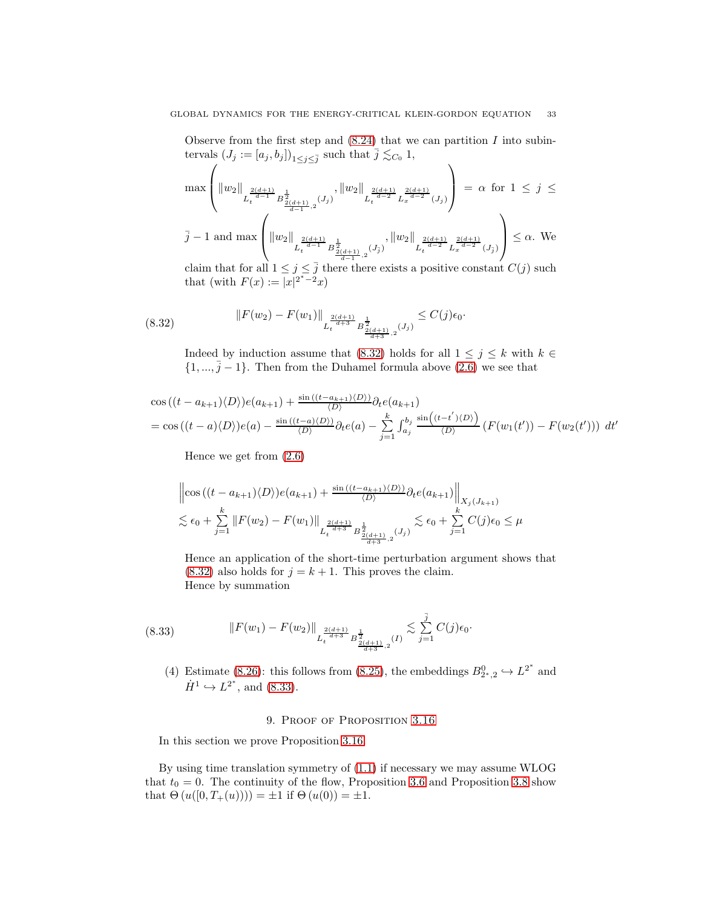Observe from the first step and (8.24) that we can partition $I$ into subintervals $(J_j := [a_j, b_j])_{1 \leq j \leq \bar{j}}$ such that $\bar{j} \lesssim_{C_0} 1$, $\max \left( \|w_2\|_{L_t^{\frac{2(d+1)}{d-1}} B^{\frac{1}{2}}_{\frac{2(d+1)}{d-1},2}(J_j)}, \|w_2\|_{L_t^{\frac{2(d+1)}{d-2}} L_x^{\frac{2(d+1)}{d-2}}(J_j)} \right) = \alpha$ for $1 \leq j \leq \bar{j} - 1$ and $\max \left( \|w_2\|_{L_t^{\frac{2(d+1)}{d-1}} B^{\frac{1}{2}}_{\frac{2(d+1)}{d-1},2}(J_{\bar{j}})}, \|w_2\|_{L_t^{\frac{2(d+1)}{d-2}} L_x^{\frac{2(d+1)}{d-2}}(J_{\bar{j}})} \right) \leq \alpha$. We claim that for all $1 \leq j \leq \bar{j}$ there there exists a positive constant $C(j)$ such that (with $F(x) := |x|^{2^*-2}x$)

$$
\|F(w_2) - F(w_1)\|_{L_t^{\frac{2(d+1)}{d+3}} B^{\frac{1}{2}}_{\frac{2(d+1)}{d+3},2}(J_j)} \leq C(j)\epsilon_0. \tag{8.32}
$$

Indeed by induction assume that (8.32) holds for all $1 \leq j \leq k$ with $k \in \{1, ..., \bar{j} - 1\}$. Then from the Duhamel formula above (2.6) we see that

$$
\begin{aligned}
&\cos\left((t - a_{k+1})\langle D\rangle\right)e(a_{k+1}) + \tfrac{\sin\left((t-a_{k+1})\langle D\rangle\right)}{\langle D\rangle}\partial_t e(a_{k+1}) \\
&= \cos\left((t-a)\langle D\rangle\right)e(a) - \tfrac{\sin\left((t-a)\langle D\rangle\right)}{\langle D\rangle}\partial_t e(a) - \sum_{j=1}^{k}\int_{a_j}^{b_j} \frac{\sin\left((t-t')\langle D\rangle\right)}{\langle D\rangle}\left(F(w_1(t')) - F(w_2(t'))\right)\, dt'
\end{aligned}
$$

Hence we get from (2.6)

$$
\begin{aligned}
&\left\|\cos\left((t - a_{k+1})\langle D\rangle\right)e(a_{k+1}) + \tfrac{\sin\left((t-a_{k+1})\langle D\rangle\right)}{\langle D\rangle}\partial_t e(a_{k+1})\right\|_{X_j(J_{k+1})} \\
&\lesssim \epsilon_0 + \sum_{j=1}^{k}\|F(w_2) - F(w_1)\|_{L_t^{\frac{2(d+1)}{d+3}} B^{\frac{1}{2}}_{\frac{2(d+1)}{d+3},2}(J_j)} \lesssim \epsilon_0 + \sum_{j=1}^{k} C(j)\epsilon_0 \leq \mu
\end{aligned}
$$

Hence an application of the short-time perturbation argument shows that (8.32) also holds for $j = k+1$. This proves the claim.
Hence by summation

$$
\|F(w_1) - F(w_2)\|_{L_t^{\frac{2(d+1)}{d+3}} B^{\frac{1}{2}}_{\frac{2(d+1)}{d+3},2}(I)} \lesssim \sum_{j=1}^{\bar{j}} C(j)\epsilon_0. \tag{8.33}
$$

(4) Estimate (8.26): this follows from (8.25), the embeddings $B^0_{2^*,2} \hookrightarrow L^{2^*}$ and $\dot{H}^1 \hookrightarrow L^{2^*}$, and (8.33).

## 9. Proof of Proposition 3.16

In this section we prove Proposition 3.16.

By using time translation symmetry of (1.1) if necessary we may assume WLOG that $t_0 = 0$. The continuity of the flow, Proposition 3.6 and Proposition 3.8 show that $\Theta\left(u([0, T_+(u)))\right) = \pm 1$ if $\Theta\left(u(0)\right) = \pm 1$.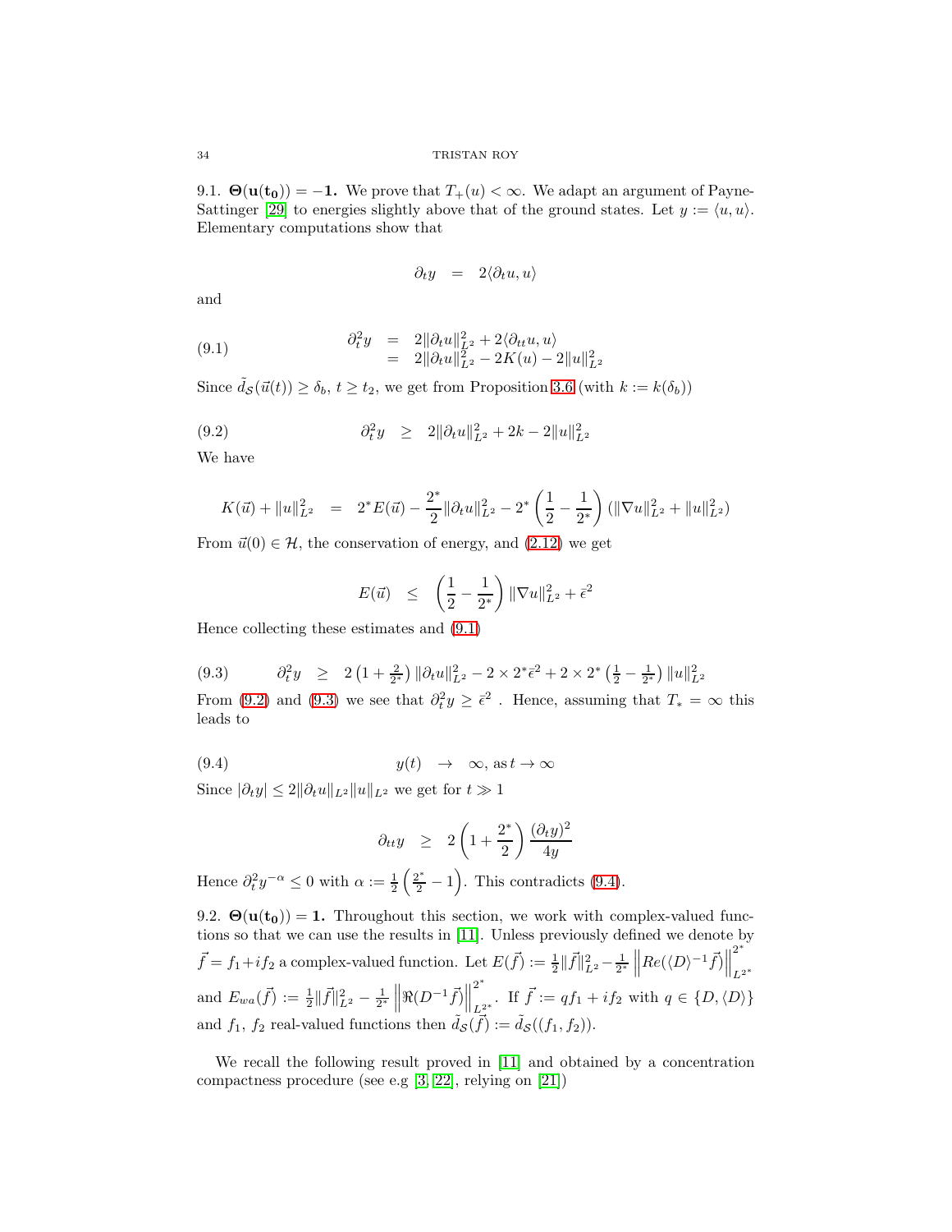9.1. $\mathbf{\Theta(u(t_0)) = -1.}$ We prove that $T_+(u) < \infty$. We adapt an argument of Payne-Sattinger [29] to energies slightly above that of the ground states. Let $y := \langle u, u \rangle$. Elementary computations show that

$$\partial_t y \quad = \quad 2\langle \partial_t u, u \rangle$$

and

$$\begin{array}{rcl} \partial_t^2 y & = & 2\|\partial_t u\|_{L^2}^2 + 2\langle \partial_{tt} u, u \rangle \\ & = & 2\|\partial_t u\|_{L^2}^2 - 2K(u) - 2\|u\|_{L^2}^2 \end{array} \tag{9.1}$$

Since $\tilde{d}_{\mathcal{S}}(\vec{u}(t)) \geq \delta_b$, $t \geq t_2$, we get from Proposition 3.6 (with $k := k(\delta_b)$)

$$\partial_t^2 y \quad \geq \quad 2\|\partial_t u\|_{L^2}^2 + 2k - 2\|u\|_{L^2}^2 \tag{9.2}$$

We have

$$K(\vec{u}) + \|u\|_{L^2}^2 \quad = \quad 2^* E(\vec{u}) - \frac{2^*}{2}\|\partial_t u\|_{L^2}^2 - 2^*\left(\frac{1}{2} - \frac{1}{2^*}\right)\left(\|\nabla u\|_{L^2}^2 + \|u\|_{L^2}^2\right)$$

From $\vec{u}(0) \in \mathcal{H}$, the conservation of energy, and (2.12) we get

$$E(\vec{u}) \quad \leq \quad \left(\frac{1}{2} - \frac{1}{2^*}\right)\|\nabla u\|_{L^2}^2 + \bar{\epsilon}^2$$

Hence collecting these estimates and (9.1)

$$\partial_t^2 y \quad \geq \quad 2\left(1 + \tfrac{2}{2^*}\right)\|\partial_t u\|_{L^2}^2 - 2 \times 2^* \bar{\epsilon}^2 + 2 \times 2^*\left(\tfrac{1}{2} - \tfrac{1}{2^*}\right)\|u\|_{L^2}^2 \tag{9.3}$$

From (9.2) and (9.3) we see that $\partial_t^2 y \geq \bar{\epsilon}^2$ . Hence, assuming that $T_* = \infty$ this leads to

$$y(t) \quad \rightarrow \quad \infty, \text{as}\, t \rightarrow \infty \tag{9.4}$$

Since $|\partial_t y| \leq 2\|\partial_t u\|_{L^2}\|u\|_{L^2}$ we get for $t \gg 1$

$$\partial_{tt} y \quad \geq \quad 2\left(1 + \frac{2^*}{2}\right)\frac{(\partial_t y)^2}{4y}$$

Hence $\partial_t^2 y^{-\alpha} \leq 0$ with $\alpha := \frac{1}{2}\left(\frac{2^*}{2} - 1\right)$. This contradicts (9.4).

9.2. $\mathbf{\Theta(u(t_0)) = 1.}$ Throughout this section, we work with complex-valued functions so that we can use the results in [11]. Unless previously defined we denote by $\vec{f} = f_1 + i f_2$ a complex-valued function. Let $E(\vec{f}) := \frac{1}{2}\|\vec{f}\|_{L^2}^2 - \frac{1}{2^*}\left\|Re(\langle D \rangle^{-1}\vec{f})\right\|_{L^{2^*}}^{2^*}$ and $E_{wa}(\vec{f}) := \frac{1}{2}\|\vec{f}\|_{L^2}^2 - \frac{1}{2^*}\left\|\Re(D^{-1}\vec{f})\right\|_{L^{2^*}}^{2^*}$. If $\vec{f} := q f_1 + i f_2$ with $q \in \{D, \langle D \rangle\}$ and $f_1$, $f_2$ real-valued functions then $\tilde{d}_{\mathcal{S}}(\vec{f}) := \tilde{d}_{\mathcal{S}}((f_1, f_2))$.

We recall the following result proved in [11] and obtained by a concentration compactness procedure (see e.g [3, 22], relying on [21])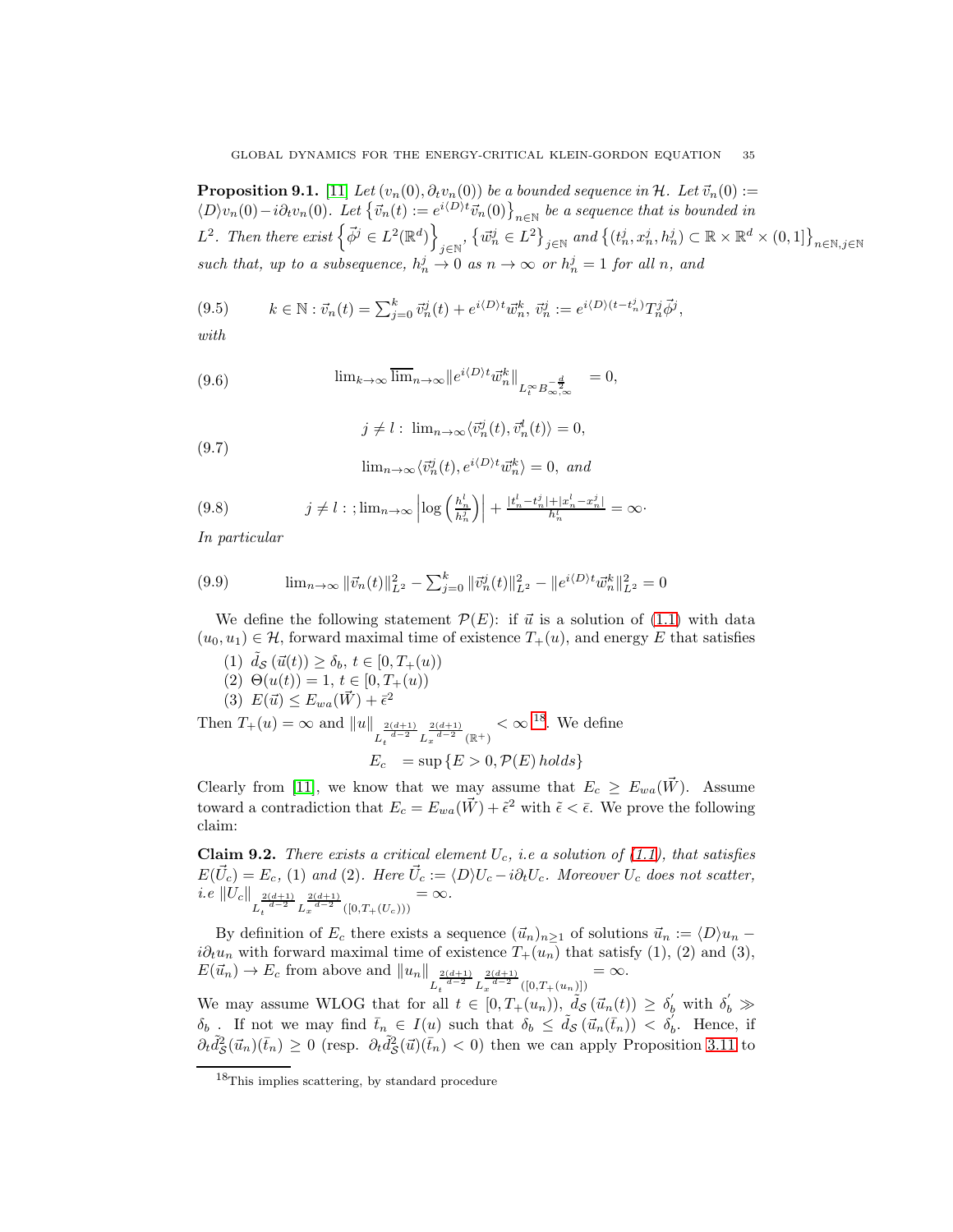**Proposition 9.1.** [11] *Let $(v_n(0), \partial_t v_n(0))$ be a bounded sequence in $\mathcal{H}$. Let $\vec{v}_n(0) := \langle D \rangle v_n(0) - i\partial_t v_n(0)$. Let $\left\{ \vec{v}_n(t) := e^{i\langle D \rangle t} \vec{v}_n(0) \right\}_{n \in \mathbb{N}}$ be a sequence that is bounded in $L^2$. Then there exist $\left\{ \vec{\phi}^j \in L^2(\mathbb{R}^d) \right\}_{j \in \mathbb{N}}$, $\left\{ \vec{w}_n^j \in L^2 \right\}_{j \in \mathbb{N}}$ and $\left\{ (t_n^j, x_n^j, h_n^j) \subset \mathbb{R} \times \mathbb{R}^d \times (0,1] \right\}_{n \in \mathbb{N}, j \in \mathbb{N}}$ such that, up to a subsequence, $h_n^j \to 0$ as $n \to \infty$ or $h_n^j = 1$ for all $n$, and*

$$
k \in \mathbb{N} : \vec{v}_n(t) = \sum_{j=0}^{k} \vec{v}_n^j(t) + e^{i\langle D \rangle t} \vec{w}_n^k, \; \vec{v}_n^j := e^{i\langle D \rangle (t - t_n^j)} T_n^j \vec{\phi}^j, \tag{9.5}
$$

*with*

$$
\lim_{k \to \infty} \overline{\lim}_{n \to \infty} \| e^{i\langle D \rangle t} \vec{w}_n^k \|_{L_t^\infty B_{\infty,\infty}^{-\frac{d}{2}}} = 0, \tag{9.6}
$$

$$
\begin{aligned}
&j \neq l : \; \lim_{n \to \infty} \langle \vec{v}_n^j(t), \vec{v}_n^l(t) \rangle = 0, \\
&\lim_{n \to \infty} \langle \vec{v}_n^j(t), e^{i\langle D \rangle t} \vec{w}_n^k \rangle = 0, \; \textit{and}
\end{aligned} \tag{9.7}
$$

$$
j \neq l : ; \lim_{n \to \infty} \left| \log \left( \frac{h_n^l}{h_n^j} \right) \right| + \frac{|t_n^l - t_n^j| + |x_n^l - x_n^j|}{h_n^l} = \infty \cdot \tag{9.8}
$$

*In particular*

$$
\lim_{n \to \infty} \| \vec{v}_n(t) \|_{L^2}^2 - \sum_{j=0}^{k} \| \vec{v}_n^j(t) \|_{L^2}^2 - \| e^{i\langle D \rangle t} \vec{w}_n^k \|_{L^2}^2 = 0 \tag{9.9}
$$

We define the following statement $\mathcal{P}(E)$: if $\vec{u}$ is a solution of (1.1) with data $(u_0, u_1) \in \mathcal{H}$, forward maximal time of existence $T_+(u)$, and energy $E$ that satisfies

1. $\tilde{d}_{\mathcal{S}}(\vec{u}(t)) \geq \delta_b$, $t \in [0, T_+(u))$
2. $\Theta(u(t)) = 1$, $t \in [0, T_+(u))$
3. $E(\vec{u}) \leq E_{wa}(\vec{W}) + \bar{\epsilon}^2$

Then $T_+(u) = \infty$ and $\|u\|_{L_t^{\frac{2(d+1)}{d-2}} L_x^{\frac{2(d+1)}{d-2}} (\mathbb{R}^+)} < \infty$ [18]. We define

$$
E_c \quad = \sup \{ E > 0, \mathcal{P}(E) \, holds \}
$$

Clearly from [11], we know that we may assume that $E_c \geq E_{wa}(\vec{W})$. Assume toward a contradiction that $E_c = E_{wa}(\vec{W}) + \tilde{\epsilon}^2$ with $\tilde{\epsilon} < \bar{\epsilon}$. We prove the following claim:

**Claim 9.2.** *There exists a critical element $U_c$, i.e a solution of (1.1), that satisfies $E(\vec{U}_c) = E_c$, (1) and (2). Here $\vec{U}_c := \langle D \rangle U_c - i\partial_t U_c$. Moreover $U_c$ does not scatter, i.e $\|U_c\|_{L_t^{\frac{2(d+1)}{d-2}} L_x^{\frac{2(d+1)}{d-2}} ([0, T_+(U_c)))} = \infty$.*

By definition of $E_c$ there exists a sequence $(\vec{u}_n)_{n \geq 1}$ of solutions $\vec{u}_n := \langle D \rangle u_n - i\partial_t u_n$ with forward maximal time of existence $T_+(u_n)$ that satisfy (1), (2) and (3), $E(\vec{u}_n) \to E_c$ from above and $\|u_n\|_{L_t^{\frac{2(d+1)}{d-2}} L_x^{\frac{2(d+1)}{d-2}} ([0, T_+(u_n)])} = \infty$.
We may assume WLOG that for all $t \in [0, T_+(u_n))$, $\tilde{d}_{\mathcal{S}}(\vec{u}_n(t)) \geq \delta_b^{'}$ with $\delta_b^{'} \gg \delta_b$ . If not we may find $\bar{t}_n \in I(u)$ such that $\delta_b \leq \tilde{d}_{\mathcal{S}}(\vec{u}_n(\bar{t}_n)) < \delta_b^{'}$. Hence, if $\partial_t \tilde{d}_{\mathcal{S}}^2(\vec{u}_n)(\bar{t}_n) \geq 0$ (resp. $\partial_t \tilde{d}_{\mathcal{S}}^2(\vec{u})(\bar{t}_n) < 0$) then we can apply Proposition 3.11 to

[18] This implies scattering, by standard procedure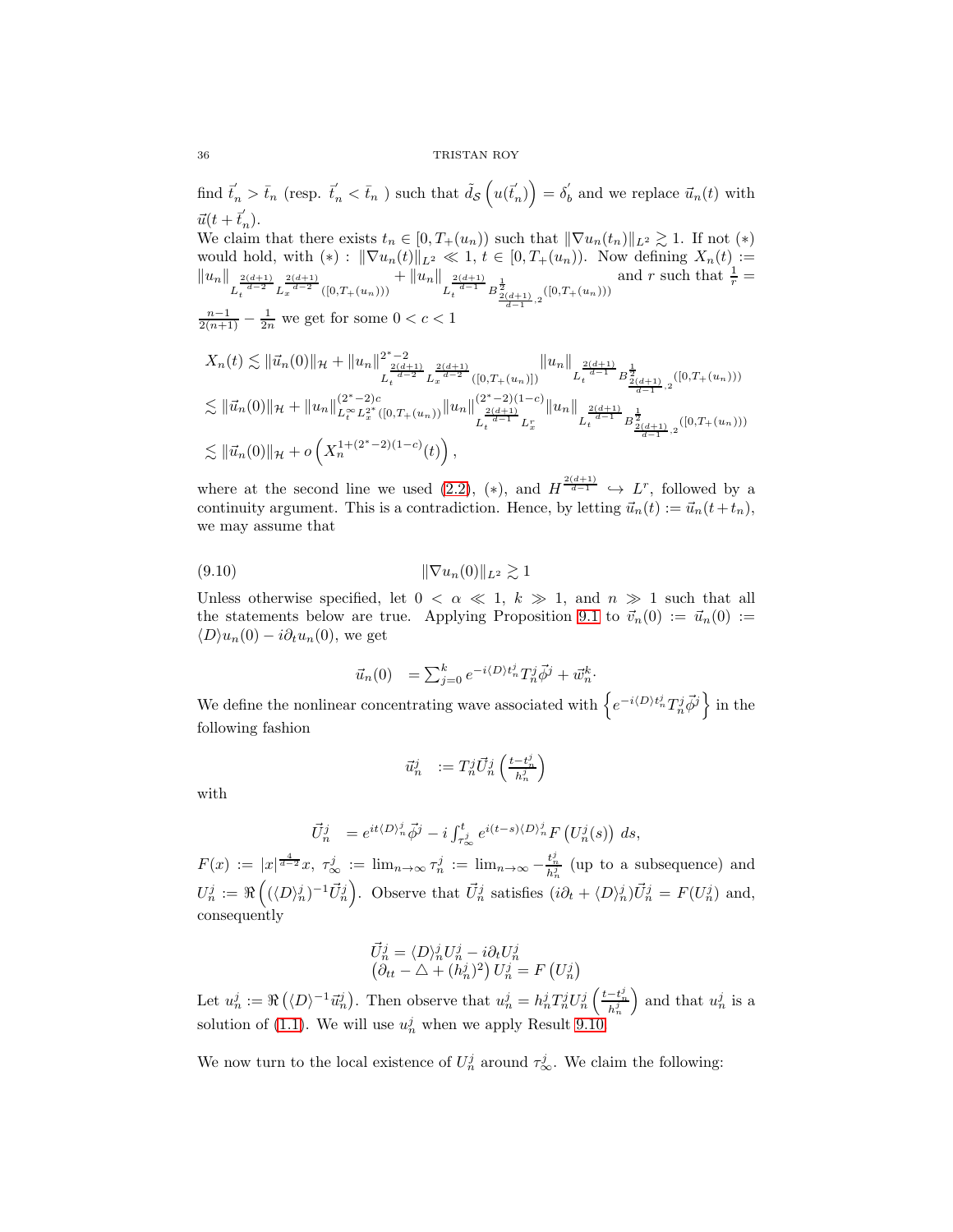find $\vec{t}_n^{'} > \bar{t}_n$ (resp. $\vec{t}_n^{'} < \bar{t}_n$ ) such that $\tilde{d}_{\mathcal{S}}\left(u(\vec{t}_n^{'})\right) = \delta_b^{'}$ and we replace $\vec{u}_n(t)$ with $\vec{u}(t + \vec{t}_n^{'})$.

We claim that there exists $t_n \in [0, T_+(u_n))$ such that $\|\nabla u_n(t_n)\|_{L^2} \gtrsim 1$. If not $(*)$ would hold, with $(*)$ : $\|\nabla u_n(t)\|_{L^2} \ll 1$, $t \in [0, T_+(u_n))$. Now defining $X_n(t) := \|u_n\|_{L_t^{\frac{2(d+1)}{d-2}} L_x^{\frac{2(d+1)}{d-2}}([0,T_+(u_n)))} + \|u_n\|_{L_t^{\frac{2(d+1)}{d-1}} B^{\frac{1}{2}}_{\frac{2(d+1)}{d-1},2}([0,T_+(u_n)))}$ and $r$ such that $\frac{1}{r} = \frac{n-1}{2(n+1)} - \frac{1}{2n}$ we get for some $0 < c < 1$

$$
\begin{aligned}
X_n(t) &\lesssim \|\vec{u}_n(0)\|_{\mathcal{H}} + \|u_n\|^{2^*-2}_{L_t^{\frac{2(d+1)}{d-2}} L_x^{\frac{2(d+1)}{d-2}}([0,T_+(u_n)])} \|u_n\|_{L_t^{\frac{2(d+1)}{d-1}} B^{\frac{1}{2}}_{\frac{2(d+1)}{d-1},2}([0,T_+(u_n)))} \\
&\lesssim \|\vec{u}_n(0)\|_{\mathcal{H}} + \|u_n\|^{(2^*-2)c}_{L_t^\infty L_x^{2^*}([0,T_+(u_n)))} \|u_n\|^{(2^*-2)(1-c)}_{L_t^{\frac{2(d+1)}{d-1}} L_x^r} \|u_n\|_{L_t^{\frac{2(d+1)}{d-1}} B^{\frac{1}{2}}_{\frac{2(d+1)}{d-1},2}([0,T_+(u_n)))} \\
&\lesssim \|\vec{u}_n(0)\|_{\mathcal{H}} + o\left(X_n^{1+(2^*-2)(1-c)}(t)\right),
\end{aligned}
$$

where at the second line we used (2.2), $(*)$, and $H^{\frac{2(d+1)}{d-1}} \hookrightarrow L^r$, followed by a continuity argument. This is a contradiction. Hence, by letting $\vec{u}_n(t) := \vec{u}_n(t + t_n)$, we may assume that

$$
\|\nabla u_n(0)\|_{L^2} \gtrsim 1 \tag{9.10}
$$

Unless otherwise specified, let $0 < \alpha \ll 1$, $k \gg 1$, and $n \gg 1$ such that all the statements below are true. Applying Proposition 9.1 to $\vec{v}_n(0) := \vec{u}_n(0) := \langle D \rangle u_n(0) - i\partial_t u_n(0)$, we get

$$
\vec{u}_n(0) \quad = \sum_{j=0}^k e^{-i\langle D \rangle t_n^j} T_n^j \vec{\phi}^j + \vec{w}_n^k.
$$

We define the nonlinear concentrating wave associated with $\left\{ e^{-i\langle D \rangle t_n^j} T_n^j \vec{\phi}^j \right\}$ in the following fashion

$$
\vec{u}_n^j \quad := T_n^j \vec{U}_n^j \left( \frac{t - t_n^j}{h_n^j} \right)
$$

with

$$
\vec{U}_n^j \quad = e^{it\langle D \rangle_n^j} \vec{\phi}^j - i \int_{\tau_\infty^j}^t e^{i(t-s)\langle D \rangle_n^j} F\left(U_n^j(s)\right) \, ds,
$$

$F(x) := |x|^{\frac{4}{d-2}} x$, $\tau_\infty^j := \lim_{n \to \infty} \tau_n^j := \lim_{n \to \infty} -\frac{t_n^j}{h_n^j}$ (up to a subsequence) and $U_n^j := \Re\left( (\langle D \rangle_n^j)^{-1} \vec{U}_n^j \right)$. Observe that $\vec{U}_n^j$ satisfies $(i\partial_t + \langle D \rangle_n^j) \vec{U}_n^j = F(U_n^j)$ and, consequently

$$
\begin{aligned}
&\vec{U}_n^j = \langle D \rangle_n^j U_n^j - i\partial_t U_n^j \\
&\left(\partial_{tt} - \triangle + (h_n^j)^2\right) U_n^j = F\left(U_n^j\right)
\end{aligned}
$$

Let $u_n^j := \Re\left(\langle D \rangle^{-1} \vec{u}_n^j\right)$. Then observe that $u_n^j = h_n^j T_n^j U_n^j \left( \frac{t - t_n^j}{h_n^j} \right)$ and that $u_n^j$ is a solution of (1.1). We will use $u_n^j$ when we apply Result 9.10.

We now turn to the local existence of $U_n^j$ around $\tau_\infty^j$. We claim the following: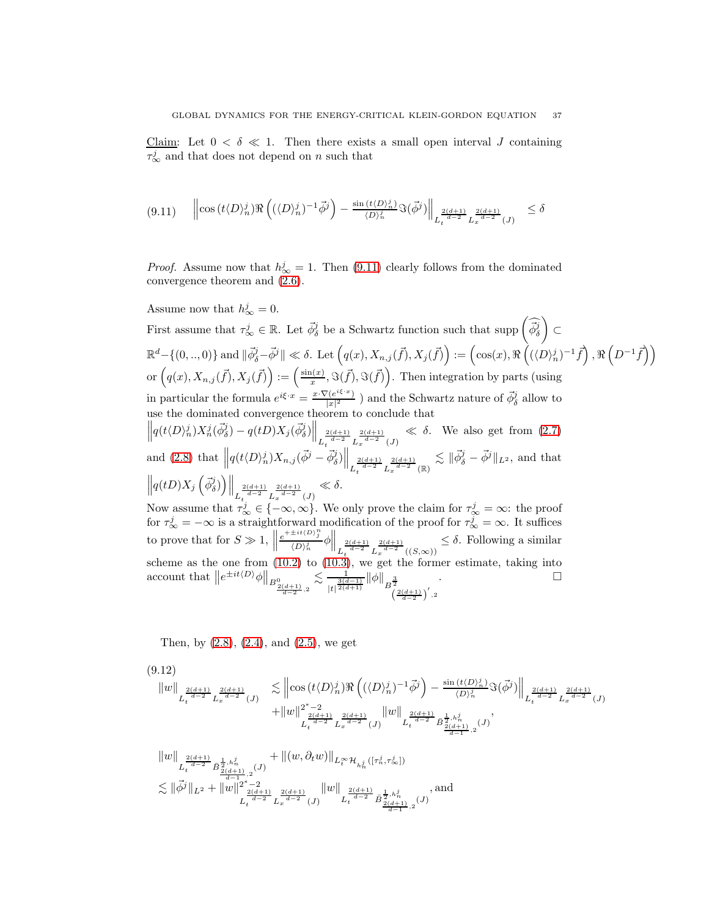Claim: Let $0 < \delta \ll 1$. Then there exists a small open interval $J$ containing $\tau_\infty^j$ and that does not depend on $n$ such that

$$
(9.11) \quad \left\| \cos\left(t\langle D\rangle_n^j\right) \Re\left( (\langle D\rangle_n^j)^{-1} \vec{\phi}^j \right) - \frac{\sin\left(t\langle D\rangle_n^j\right)}{\langle D\rangle_n^j} \Im(\vec{\phi}^j) \right\|_{L_t^{\frac{2(d+1)}{d-2}} L_x^{\frac{2(d+1)}{d-2}} (J)} \leq \delta
$$

*Proof.* Assume now that $h_\infty^j = 1$. Then (9.11) clearly follows from the dominated convergence theorem and (2.6).

Assume now that $h_\infty^j = 0$.
First assume that $\tau_\infty^j \in \mathbb{R}$. Let $\vec{\phi}_\delta^j$ be a Schwartz function such that $\operatorname{supp}\left(\widehat{\vec{\phi}_\delta^j}\right) \subset \mathbb{R}^d - \{(0,..,0)\}$ and $\|\vec{\phi}_\delta^j - \vec{\phi}^j\| \ll \delta$. Let $\left(q(x), X_{n,j}(\vec{f}), X_j(\vec{f})\right) := \left(\cos(x), \Re\left((\langle D\rangle_n^j)^{-1}\vec{f}\right), \Re\left(D^{-1}\vec{f}\right)\right)$ or $\left(q(x), X_{n,j}(\vec{f}), X_j(\vec{f})\right) := \left(\frac{\sin(x)}{x}, \Im(\vec{f}), \Im(\vec{f})\right)$. Then integration by parts (using in particular the formula $e^{i\xi\cdot x} = \frac{x \cdot \nabla(e^{i\xi \cdot x})}{|x|^2}$ ) and the Schwartz nature of $\vec{\phi}_\delta^j$ allow to use the dominated convergence theorem to conclude that $\left\| q(t\langle D\rangle_n^j) X_n^j(\vec{\phi}_\delta^j) - q(tD) X_j(\vec{\phi}_\delta^j) \right\|_{L_t^{\frac{2(d+1)}{d-2}} L_x^{\frac{2(d+1)}{d-2}} (J)} \ll \delta$. We also get from (2.7) and (2.8) that $\left\| q(t\langle D\rangle_n^j) X_{n,j}(\vec{\phi}^j - \vec{\phi}_\delta^j) \right\|_{L_t^{\frac{2(d+1)}{d-2}} L_x^{\frac{2(d+1)}{d-2}} (\mathbb{R})} \lesssim \|\vec{\phi}_\delta^j - \vec{\phi}^j\|_{L^2}$, and that $\left\| q(tD) X_j\left(\vec{\phi}_\delta^j\right) \right\|_{L_t^{\frac{2(d+1)}{d-2}} L_x^{\frac{2(d+1)}{d-2}} (J)} \ll \delta$.
Now assume that $\tau_\infty^j \in \{-\infty, \infty\}$. We only prove the claim for $\tau_\infty^j = \infty$: the proof for $\tau_\infty^j = -\infty$ is a straightforward modification of the proof for $\tau_\infty^j = \infty$. It suffices to prove that for $S \gg 1$, $\left\| \frac{e^{+\pm it\langle D\rangle_j^n}}{\langle D\rangle_n^j} \phi \right\|_{L_t^{\frac{2(d+1)}{d-2}} L_x^{\frac{2(d+1)}{d-2}} ((S,\infty))} \leq \delta$. Following a similar scheme as the one from (10.2) to (10.3), we get the former estimate, taking into account that $\left\| e^{\pm it\langle D\rangle} \phi \right\|_{B^0_{\frac{2(d+1)}{d-2},2}} \lesssim \frac{1}{|t|^{\frac{3(d-1)}{2(d+1)}}} \|\phi\|_{B^{\frac{3}{2}}_{\left(\frac{2(d+1)}{d-2}\right)',2}}$. $\square$

Then, by (2.8), (2.4), and (2.5), we get

$$
(9.12) \quad
\begin{aligned}
\|w\|_{L_t^{\frac{2(d+1)}{d-2}} L_x^{\frac{2(d+1)}{d-2}} (J)} & \lesssim \left\| \cos\left(t\langle D\rangle_n^j\right) \Re\left( (\langle D\rangle_n^j)^{-1} \vec{\phi}^j \right) - \frac{\sin\left(t\langle D\rangle_n^j\right)}{\langle D\rangle_n^j} \Im(\vec{\phi}^j) \right\|_{L_t^{\frac{2(d+1)}{d-2}} L_x^{\frac{2(d+1)}{d-2}} (J)} \\
& \quad + \|w\|^{2^*-2}_{L_t^{\frac{2(d+1)}{d-2}} L_x^{\frac{2(d+1)}{d-2}} (J)} \|w\|_{L_t^{\frac{2(d+1)}{d-2}} \tilde{B}^{\frac{1}{2}, h_n^j}_{\frac{2(d+1)}{d-1},2} (J)},
\end{aligned}
$$

$$
\begin{aligned}
& \|w\|_{L_t^{\frac{2(d+1)}{d-2}} \tilde{B}^{\frac{1}{2}, h_n^j}_{\frac{2(d+1)}{d-1},2} (J)} + \|(w, \partial_t w)\|_{L_t^\infty \mathcal{H}_{h_n^j}([\tau_n^j, \tau_\infty^j])} \\
& \lesssim \|\vec{\phi}^j\|_{L^2} + \|w\|^{2^*-2}_{L_t^{\frac{2(d+1)}{d-2}} L_x^{\frac{2(d+1)}{d-2}} (J)} \|w\|_{L_t^{\frac{2(d+1)}{d-2}} \tilde{B}^{\frac{1}{2}, h_n^j}_{\frac{2(d+1)}{d-1},2} (J)}, \text{ and}
\end{aligned}
$$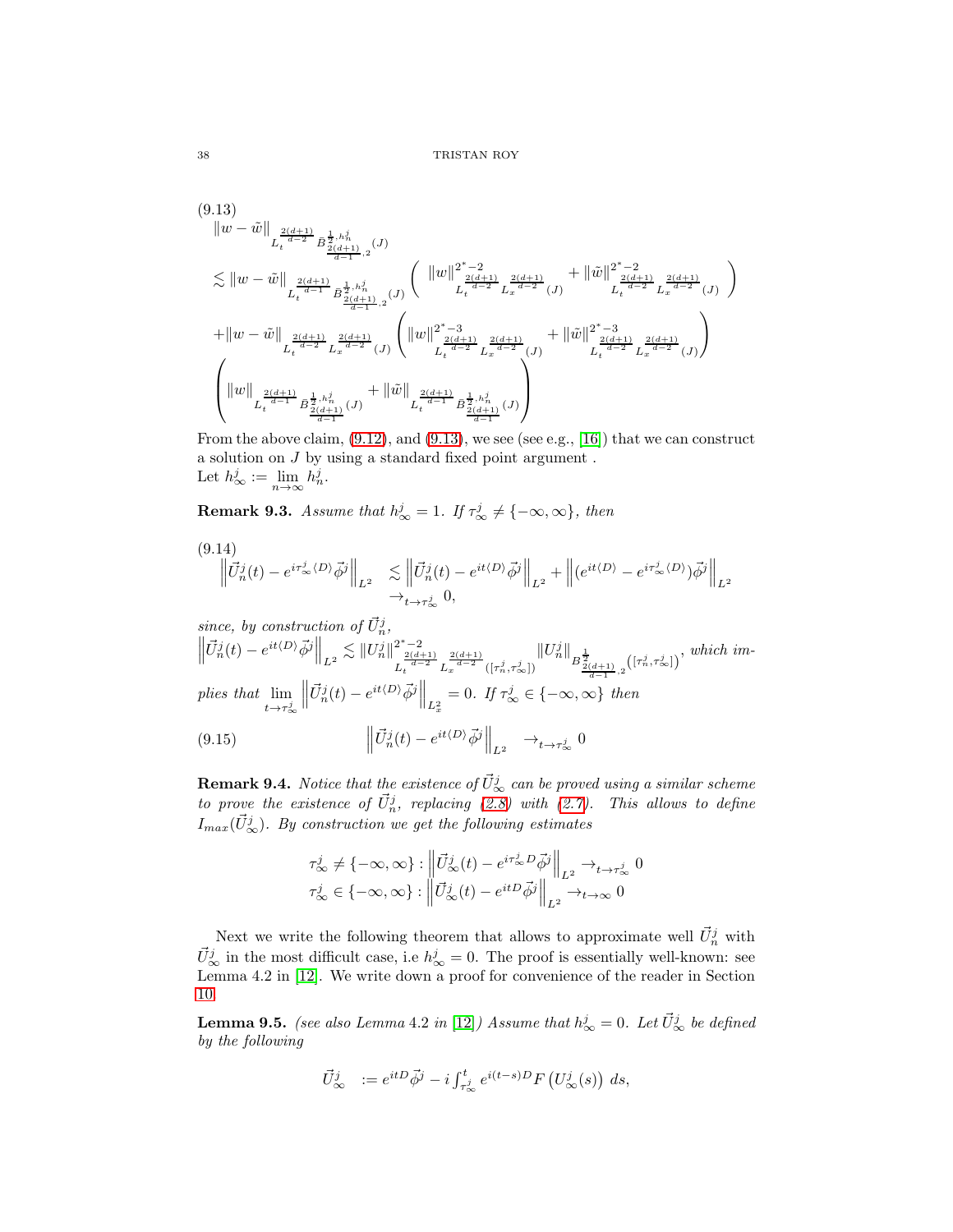(9.13)

$$
\begin{aligned}
& \|w-\tilde{w}\|_{L_t^{\frac{2(d+1)}{d-2}} \tilde{B}^{\frac{1}{2},h_n^j}_{\frac{2(d+1)}{d-1},2}(J)} \\
& \lesssim \|w-\tilde{w}\|_{L_t^{\frac{2(d+1)}{d-1}} \tilde{B}^{\frac{1}{2},h_n^j}_{\frac{2(d+1)}{d-1},2}(J)} \left( \|w\|^{2^*-2}_{L_t^{\frac{2(d+1)}{d-2}} L_x^{\frac{2(d+1)}{d-2}}(J)} + \|\tilde{w}\|^{2^*-2}_{L_t^{\frac{2(d+1)}{d-2}} L_x^{\frac{2(d+1)}{d-2}}(J)} \right) \\
& + \|w-\tilde{w}\|_{L_t^{\frac{2(d+1)}{d-2}} L_x^{\frac{2(d+1)}{d-2}}(J)} \left( \|w\|^{2^*-3}_{L_t^{\frac{2(d+1)}{d-2}} L_x^{\frac{2(d+1)}{d-2}}(J)} + \|\tilde{w}\|^{2^*-3}_{L_t^{\frac{2(d+1)}{d-2}} L_x^{\frac{2(d+1)}{d-2}}(J)} \right) \\
& \left( \|w\|_{L_t^{\frac{2(d+1)}{d-1}} \tilde{B}^{\frac{1}{2},h_n^j}_{\frac{2(d+1)}{d-1}}(J)} + \|\tilde{w}\|_{L_t^{\frac{2(d+1)}{d-1}} \tilde{B}^{\frac{1}{2},h_n^j}_{\frac{2(d+1)}{d-1}}(J)} \right)
\end{aligned}
$$

From the above claim, (9.12), and (9.13), we see (see e.g., [16]) that we can construct a solution on $J$ by using a standard fixed point argument .
Let $h_\infty^j := \lim_{n \to \infty} h_n^j$.

**Remark 9.3.** *Assume that $h_\infty^j = 1$. If $\tau_\infty^j \neq \{-\infty, \infty\}$, then*

(9.14)

$$
\begin{aligned}
\left\| \vec{U}_n^j(t) - e^{i\tau_\infty^j \langle D \rangle} \vec{\phi}^j \right\|_{L^2} & \lesssim \left\| \vec{U}_n^j(t) - e^{it\langle D \rangle} \vec{\phi}^j \right\|_{L^2} + \left\| (e^{it\langle D \rangle} - e^{i\tau_\infty^j \langle D \rangle}) \vec{\phi}^j \right\|_{L^2} \\
& \to_{t \to \tau_\infty^j} 0,
\end{aligned}
$$

*since, by construction of $\vec{U}_n^j$,*
$\left\| \vec{U}_n^j(t) - e^{it\langle D \rangle} \vec{\phi}^j \right\|_{L^2} \lesssim \|U_n^j\|^{2^*-2}_{L_t^{\frac{2(d+1)}{d-2}} L_x^{\frac{2(d+1)}{d-2}}([\tau_n^j, \tau_\infty^j])} \|U_n^j\|_{B^{\frac{1}{2}}_{\frac{2(d+1)}{d-1},2}([\tau_n^j, \tau_\infty^j])}$, *which implies that* $\lim_{t \to \tau_\infty^j} \left\| \vec{U}_n^j(t) - e^{it\langle D \rangle} \vec{\phi}^j \right\|_{L_x^2} = 0$. *If $\tau_\infty^j \in \{-\infty, \infty\}$ then*

$$
\left\| \vec{U}_n^j(t) - e^{it\langle D \rangle} \vec{\phi}^j \right\|_{L^2} \to_{t \to \tau_\infty^j} 0 \tag{9.15}
$$

**Remark 9.4.** *Notice that the existence of $\vec{U}_\infty^j$ can be proved using a similar scheme to prove the existence of $\vec{U}_n^j$, replacing (2.8) with (2.7). This allows to define $I_{max}(\vec{U}_\infty^j)$. By construction we get the following estimates*

$$
\begin{aligned}
\tau_\infty^j \neq \{-\infty, \infty\} : \left\| \vec{U}_\infty^j(t) - e^{i\tau_\infty^j D} \vec{\phi}^j \right\|_{L^2} \to_{t \to \tau_\infty^j} 0 \\
\tau_\infty^j \in \{-\infty, \infty\} : \left\| \vec{U}_\infty^j(t) - e^{itD} \vec{\phi}^j \right\|_{L^2} \to_{t \to \infty} 0
\end{aligned}
$$

Next we write the following theorem that allows to approximate well $\vec{U}_n^j$ with $\vec{U}_\infty^j$ in the most difficult case, i.e $h_\infty^j = 0$. The proof is essentially well-known: see Lemma 4.2 in [12]. We write down a proof for convenience of the reader in Section 10.

**Lemma 9.5.** *(see also Lemma 4.2 in [12]) Assume that $h_\infty^j = 0$. Let $\vec{U}_\infty^j$ be defined by the following*

$$
\vec{U}_\infty^j \quad := e^{itD} \vec{\phi}^j - i \int_{\tau_\infty^j}^t e^{i(t-s)D} F\left(U_\infty^j(s)\right) \, ds,
$$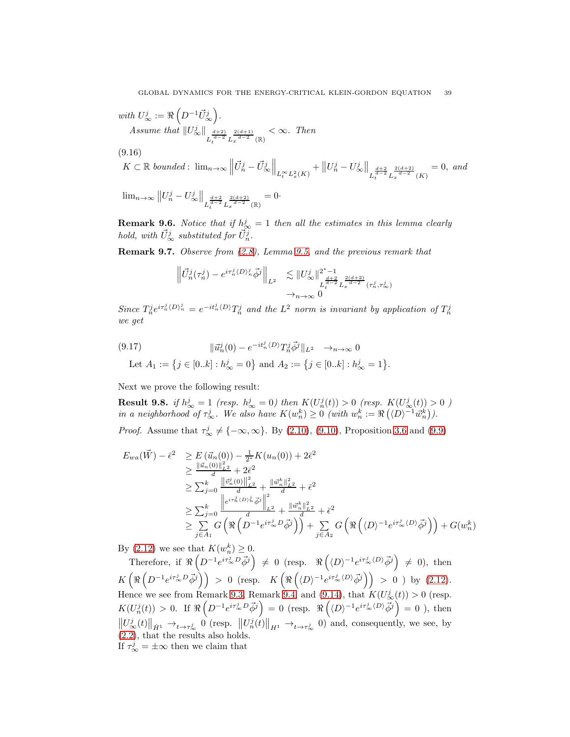*with* $U^j_\infty := \Re\left(D^{-1}\vec{U}^j_\infty\right)$.

*Assume that* $\|U^j_\infty\|_{L_t^{\frac{d+2)}{d-2}} L_x^{\frac{2(d+1)}{d-2}}(\mathbb{R})} < \infty$. *Then*

(9.16)

$$K \subset \mathbb{R} \text{ bounded}: \lim_{n\to\infty} \left\|\vec{U}^j_n - \vec{U}^j_\infty\right\|_{L_t^\infty L_x^2(K)} + \left\|U^j_n - U^j_\infty\right\|_{L_t^{\frac{d+2}{d-2}} L_x^{\frac{2(d+2)}{d-2}}(K)} = 0, \text{ and}$$

$$\lim_{n\to\infty} \left\|U^j_n - U^j_\infty\right\|_{L_t^{\frac{d+2}{d-2}} L_x^{\frac{2(d+2)}{d-2}}(\mathbb{R})} = 0\cdot$$

**Remark 9.6.** *Notice that if* $h^j_\infty = 1$ *then all the estimates in this lemma clearly hold, with* $\vec{U}^j_\infty$ *substituted for* $\vec{U}^j_n$.

**Remark 9.7.** *Observe from (2.8), Lemma 9.5, and the previous remark that*

$$\begin{array}{ll} \left\|\vec{U}^j_n(\tau^j_n) - e^{i\tau^j_n\langle D\rangle^j_n}\vec{\phi}^j\right\|_{L^2} & \lesssim \|U^j_\infty\|^{2^*-1}_{L_t^{\frac{d+2}{d-2}} L_x^{\frac{2(d+2)}{d-2}}(\tau^j_n,\tau^j_\infty)} \\ & \to_{n\to\infty} 0 \end{array}$$

*Since* $T^j_n e^{i\tau^j_n\langle D\rangle^j_n} = e^{-it^j_n\langle D\rangle}T^j_n$ *and the* $L^2$ *norm is invariant by application of* $T^j_n$ *we get*

$$\|\vec{u}^j_n(0) - e^{-it^j_n\langle D\rangle}T^j_n\vec{\phi}^j\|_{L^2} \quad \to_{n\to\infty} 0 \tag{9.17}$$

Let $A_1 := \left\{j \in [0..k] : h^j_\infty = 0\right\}$ and $A_2 := \left\{j \in [0..k] : h^j_\infty = 1\right\}$.

Next we prove the following result:

**Result 9.8.** *if* $h^j_\infty = 1$ *(resp.* $h^j_\infty = 0$*) then* $K(U^j_n(t)) > 0$ *(resp.* $K(U^j_\infty(t)) > 0$ *) in a neighborhood of* $\tau^j_\infty$. *We also have* $K(w^k_n) \geq 0$ *(with* $w^k_n := \Re\left(\langle D\rangle^{-1}\vec{w}^k_n\right)$*).*

*Proof.* Assume that $\tau^j_\infty \neq \{-\infty,\infty\}$. By (2.10), (9.10), Proposition 3.6 and (9.9)

$$\begin{array}{ll} E_{wa}(\vec{W}) - \bar{\epsilon}^2 & \geq E\left(\vec{u}_n(0)\right) - \frac{1}{2^*}K(u_n(0)) + 2\bar{\epsilon}^2 \\ & \geq \frac{\|\vec{u}_n(0)\|^2_{L^2}}{d} + 2\bar{\epsilon}^2 \\ & \geq \sum_{j=0}^k \frac{\left\|\vec{v}^j_n(0)\right\|^2_{L^2}}{d} + \frac{\|\vec{w}^k_n\|^2_{L^2}}{d} + \bar{\epsilon}^2 \\ & \geq \sum_{j=0}^k \frac{\left\|e^{i\tau^j_n\langle D\rangle^j_n}\vec{\phi}^j\right\|^2_{L^2}}{d} + \frac{\|\vec{w}^k_n\|^2_{L^2}}{d} + \bar{\epsilon}^2 \\ & \geq \sum\limits_{j\in A_1} G\left(\Re\left(D^{-1}e^{i\tau^j_\infty D}\vec{\phi}^j\right)\right) + \sum\limits_{j\in A_2} G\left(\Re\left(\langle D\rangle^{-1}e^{i\tau^j_\infty\langle D\rangle}\vec{\phi}^j\right)\right) + G(w^k_n) \end{array}$$

By (2.12) we see that $K(w^k_n) \geq 0$.

Therefore, if $\Re\left(D^{-1}e^{i\tau^j_\infty D}\vec{\phi}^j\right) \neq 0$ (resp. $\Re\left(\langle D\rangle^{-1}e^{i\tau^j_\infty\langle D\rangle}\vec{\phi}^j\right) \neq 0$), then $K\left(\Re\left(D^{-1}e^{i\tau^j_\infty D}\vec{\phi}^j\right)\right) > 0$ (resp. $K\left(\Re\left(\langle D\rangle^{-1}e^{i\tau^j_\infty\langle D\rangle}\vec{\phi}^j\right)\right) > 0$ ) by (2.12). Hence we see from Remark 9.3, Remark 9.4 and (9.14), that $K(U^j_\infty(t)) > 0$ (resp. $K(U^j_n(t)) > 0$. If $\Re\left(D^{-1}e^{i\tau^j_\infty D}\vec{\phi}^j\right) = 0$ (resp. $\Re\left(\langle D\rangle^{-1}e^{i\tau^j_\infty\langle D\rangle}\vec{\phi}^j\right) = 0$ ), then $\left\|U^j_\infty(t)\right\|_{\dot{H}^1} \to_{t\to\tau^j_\infty} 0$ (resp. $\left\|U^j_n(t)\right\|_{H^1} \to_{t\to\tau^j_\infty} 0$) and, consequently, we see, by (2.2), that the results also holds.

If $\tau^j_\infty = \pm\infty$ then we claim that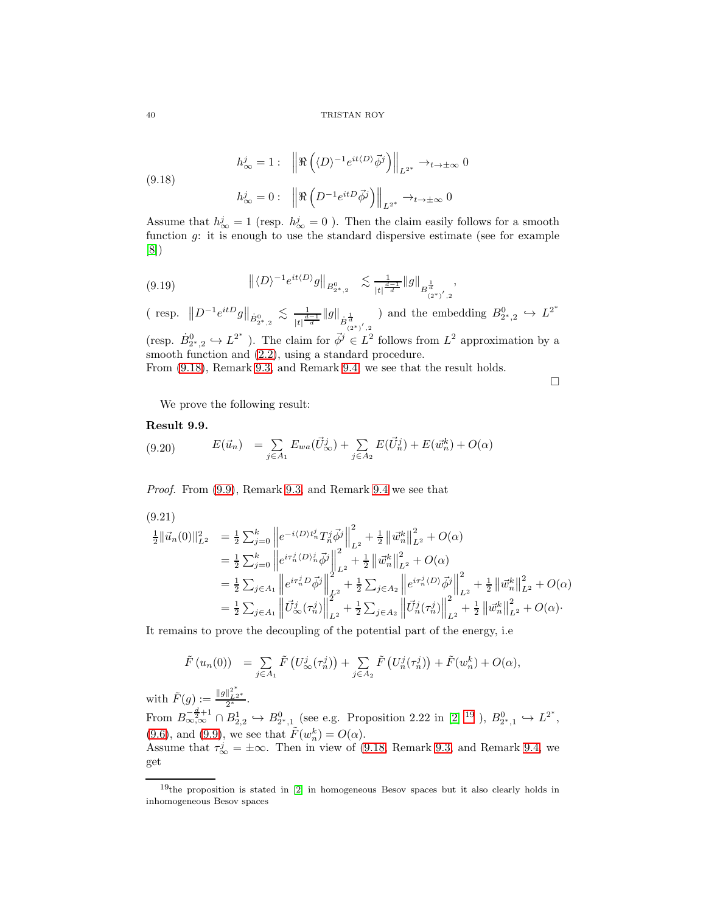$$
(9.18) \qquad \begin{array}{ll} h^j_\infty = 1: & \left\| \Re \left( \langle D \rangle^{-1} e^{it\langle D \rangle} \vec{\phi}^j \right) \right\|_{L^{2^*}} \rightarrow_{t \rightarrow \pm\infty} 0 \\ h^j_\infty = 0: & \left\| \Re \left( D^{-1} e^{itD} \vec{\phi}^j \right) \right\|_{L^{2^*}} \rightarrow_{t \rightarrow \pm\infty} 0 \end{array}
$$

Assume that $h^j_\infty = 1$ (resp. $h^j_\infty = 0$ ). Then the claim easily follows for a smooth function $g$: it is enough to use the standard dispersive estimate (see for example [8])

$$
(9.19) \qquad \left\| \langle D \rangle^{-1} e^{it\langle D \rangle} g \right\|_{B^0_{2^*,2}} \lesssim \frac{1}{|t|^{\frac{d-1}{d}}} \|g\|_{B^{\frac{1}{d}}_{(2^*)',2}},
$$

( resp. $\left\| D^{-1} e^{itD} g \right\|_{\dot{B}^0_{2^*,2}} \lesssim \frac{1}{|t|^{\frac{d-1}{d}}} \|g\|_{\dot{B}^{\frac{1}{d}}_{(2^*)',2}}$ ) and the embedding $B^0_{2^*,2} \hookrightarrow L^{2^*}$ (resp. $\dot{B}^0_{2^*,2} \hookrightarrow L^{2^*}$ ). The claim for $\vec{\phi}^j \in L^2$ follows from $L^2$ approximation by a smooth function and (2.2), using a standard procedure.
From (9.18), Remark 9.3, and Remark 9.4, we see that the result holds.

□

We prove the following result:

**Result 9.9.**

$$
(9.20) \qquad E(\vec{u}_n) = \sum_{j \in A_1} E_{wa}(\vec{U}^j_\infty) + \sum_{j \in A_2} E(\vec{U}^j_n) + E(\vec{w}^k_n) + O(\alpha)
$$

*Proof.* From (9.9), Remark 9.3, and Remark 9.4 we see that

$$
(9.21)
$$

$$
\begin{array}{ll}
\frac{1}{2} \|\vec{u}_n(0)\|^2_{L^2} & = \frac{1}{2} \sum_{j=0}^k \left\| e^{-i\langle D \rangle t^j_n} T^j_n \vec{\phi}^j \right\|^2_{L^2} + \frac{1}{2} \left\| \vec{w}^k_n \right\|^2_{L^2} + O(\alpha) \\
& = \frac{1}{2} \sum_{j=0}^k \left\| e^{i\tau^j_n \langle D \rangle^j_n} \vec{\phi}^j \right\|^2_{L^2} + \frac{1}{2} \left\| \vec{w}^k_n \right\|^2_{L^2} + O(\alpha) \\
& = \frac{1}{2} \sum_{j \in A_1} \left\| e^{i\tau^j_n D} \vec{\phi}^j \right\|^2_{L^2} + \frac{1}{2} \sum_{j \in A_2} \left\| e^{i\tau^j_n \langle D \rangle} \vec{\phi}^j \right\|^2_{L^2} + \frac{1}{2} \left\| \vec{w}^k_n \right\|^2_{L^2} + O(\alpha) \\
& = \frac{1}{2} \sum_{j \in A_1} \left\| \vec{U}^j_\infty(\tau^j_n) \right\|^2_{L^2} + \frac{1}{2} \sum_{j \in A_2} \left\| \vec{U}^j_n(\tau^j_n) \right\|^2_{L^2} + \frac{1}{2} \left\| \vec{w}^k_n \right\|^2_{L^2} + O(\alpha) \cdot
\end{array}
$$

It remains to prove the decoupling of the potential part of the energy, i.e

$$
\tilde{F}(u_n(0)) = \sum_{j \in A_1} \tilde{F}\left( U^j_\infty(\tau^j_n) \right) + \sum_{j \in A_2} \tilde{F}\left( U^j_n(\tau^j_n) \right) + \tilde{F}(w^k_n) + O(\alpha),
$$

with $\tilde{F}(g) := \frac{\|g\|^{2^*}_{L^{2^*}}}{2^*}$.
From $B^{-\frac{d}{2}+1}_{\infty,\infty} \cap B^1_{2,2} \hookrightarrow B^0_{2^*,1}$ (see e.g. Proposition 2.22 in [2] [19] ), $B^0_{2^*,1} \hookrightarrow L^{2^*}$, (9.6), and (9.9), we see that $\tilde{F}(w^k_n) = O(\alpha)$.
Assume that $\tau^j_\infty = \pm\infty$. Then in view of (9.18, Remark 9.3, and Remark 9.4, we get

[19] the proposition is stated in [2] in homogeneous Besov spaces but it also clearly holds in inhomogeneous Besov spaces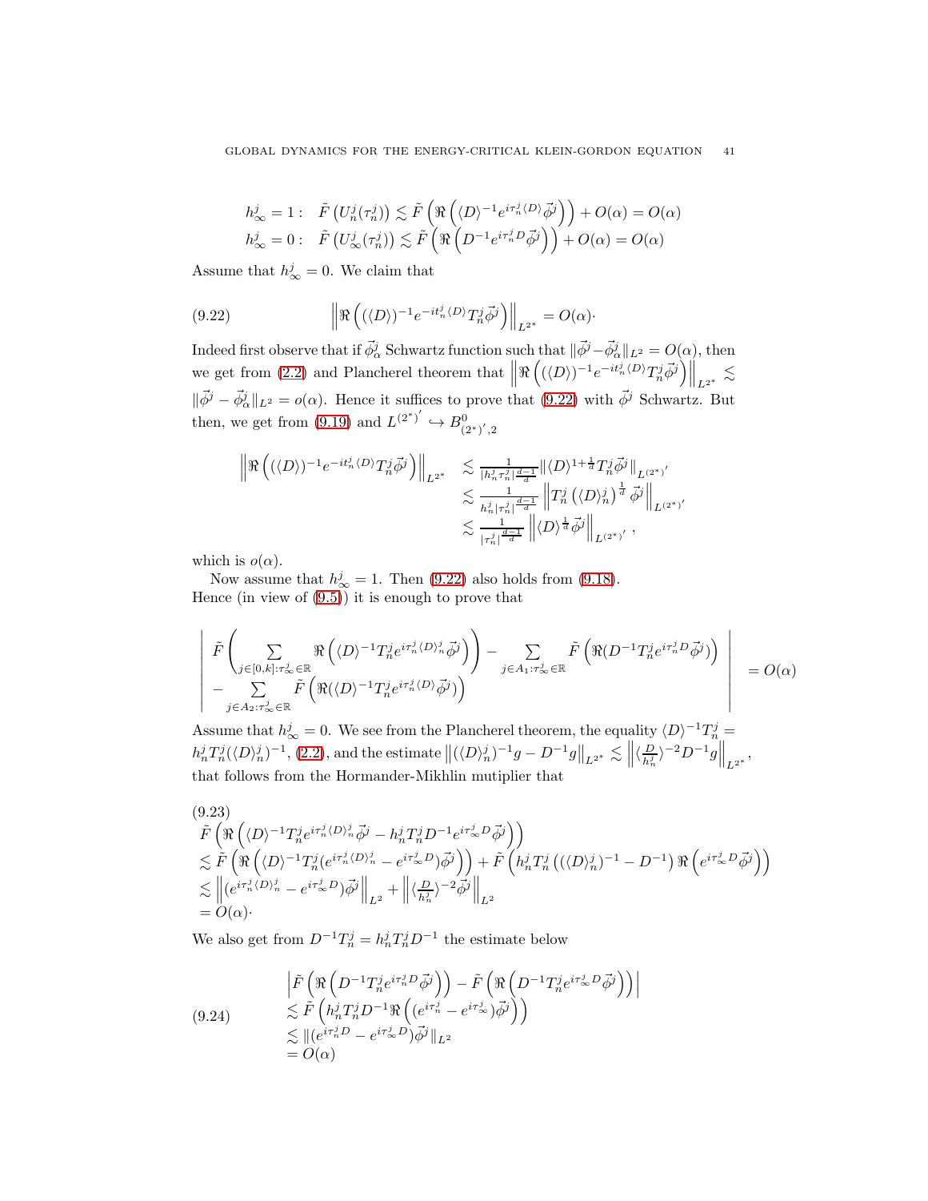$$
\begin{aligned}
h_{\infty}^{j}=1: &\quad \tilde{F}\left(U_{n}^{j}(\tau_{n}^{j})\right) \lesssim \tilde{F}\left(\Re\left(\langle D\rangle^{-1} e^{i\tau_{n}^{j}\langle D\rangle}\vec{\phi}^{j}\right)\right)+O(\alpha)=O(\alpha) \\
h_{\infty}^{j}=0: &\quad \tilde{F}\left(U_{\infty}^{j}(\tau_{n}^{j})\right) \lesssim \tilde{F}\left(\Re\left(D^{-1} e^{i\tau_{n}^{j} D}\vec{\phi}^{j}\right)\right)+O(\alpha)=O(\alpha)
\end{aligned}
$$

Assume that $h_{\infty}^{j}=0$. We claim that

$$
\left\| \Re\left( (\langle D\rangle)^{-1} e^{-it_{n}^{j}\langle D\rangle} T_{n}^{j}\vec{\phi}^{j}\right)\right\|_{L^{2^{*}}} = O(\alpha)\cdot \tag{9.22}
$$

Indeed first observe that if $\vec{\phi}_{\alpha}^{j}$ Schwartz function such that $\|\vec{\phi}^{j}-\vec{\phi}_{\alpha}^{j}\|_{L^{2}}=O(\alpha)$, then we get from (2.2) and Plancherel theorem that $\left\| \Re\left( (\langle D\rangle)^{-1} e^{-it_{n}^{j}\langle D\rangle} T_{n}^{j}\vec{\phi}^{j}\right)\right\|_{L^{2^{*}}} \lesssim \|\vec{\phi}^{j}-\vec{\phi}_{\alpha}^{j}\|_{L^{2}}=o(\alpha)$. Hence it suffices to prove that (9.22) with $\vec{\phi}^{j}$ Schwartz. But then, we get from (9.19) and $L^{(2^{*})'} \hookrightarrow B^{0}_{(2^{*})',2}$

$$
\begin{aligned}
\left\| \Re\left( (\langle D\rangle)^{-1} e^{-it_{n}^{j}\langle D\rangle} T_{n}^{j}\vec{\phi}^{j}\right)\right\|_{L^{2^{*}}} &\lesssim \frac{1}{|h_{n}^{j}\tau_{n}^{j}|^{\frac{d-1}{d}}} \|\langle D\rangle^{1+\frac{1}{d}} T_{n}^{j}\vec{\phi}^{j}\|_{L^{(2^{*})'}} \\
&\lesssim \frac{1}{h_{n}^{j}|\tau_{n}^{j}|^{\frac{d-1}{d}}} \left\| T_{n}^{j}\left(\langle D\rangle_{n}^{j}\right)^{\frac{1}{d}}\vec{\phi}^{j}\right\|_{L^{(2^{*})'}} \\
&\lesssim \frac{1}{|\tau_{n}^{j}|^{\frac{d-1}{d}}} \left\| \langle D\rangle^{\frac{1}{d}}\vec{\phi}^{j}\right\|_{L^{(2^{*})'}},
\end{aligned}
$$

which is $o(\alpha)$.

Now assume that $h_{\infty}^{j}=1$. Then (9.22) also holds from (9.18). Hence (in view of (9.5)) it is enough to prove that

$$
\left|
\begin{array}{l}
\tilde{F}\left( \sum\limits_{j\in[0,k]:\tau_{\infty}^{j}\in\mathbb{R}} \Re\left(\langle D\rangle^{-1} T_{n}^{j} e^{i\tau_{n}^{j}\langle D\rangle_{n}^{j}}\vec{\phi}^{j}\right)\right) - \sum\limits_{j\in A_{1}:\tau_{\infty}^{j}\in\mathbb{R}} \tilde{F}\left(\Re(D^{-1}T_{n}^{j}e^{i\tau_{n}^{j}D}\vec{\phi}^{j})\right) \\
- \sum\limits_{j\in A_{2}:\tau_{\infty}^{j}\in\mathbb{R}} \tilde{F}\left(\Re(\langle D\rangle^{-1}T_{n}^{j}e^{i\tau_{n}^{j}\langle D\rangle}\vec{\phi}^{j})\right)
\end{array}
\right| = O(\alpha)
$$

Assume that $h_{\infty}^{j}=0$. We see from the Plancherel theorem, the equality $\langle D\rangle^{-1}T_{n}^{j} = h_{n}^{j}T_{n}^{j}(\langle D\rangle_{n}^{j})^{-1}$, (2.2), and the estimate $\left\|(\langle D\rangle_{n}^{j})^{-1}g - D^{-1}g\right\|_{L^{2^{*}}} \lesssim \left\| \langle \frac{D}{h_{n}^{j}}\rangle^{-2} D^{-1}g\right\|_{L^{2^{*}}}$, that follows from the Hormander-Mikhlin mutiplier that

$$
\begin{aligned}
&\tilde{F}\left(\Re\left(\langle D\rangle^{-1}T_{n}^{j}e^{i\tau_{n}^{j}\langle D\rangle_{n}^{j}}\vec{\phi}^{j} - h_{n}^{j}T_{n}^{j}D^{-1}e^{i\tau_{\infty}^{j}D}\vec{\phi}^{j}\right)\right) \\
&\lesssim \tilde{F}\left(\Re\left(\langle D\rangle^{-1}T_{n}^{j}(e^{i\tau_{n}^{j}\langle D\rangle_{n}^{j}} - e^{i\tau_{\infty}^{j}D})\vec{\phi}^{j}\right)\right) + \tilde{F}\left(h_{n}^{j}T_{n}^{j}\left((\langle D\rangle_{n}^{j})^{-1}-D^{-1}\right)\Re\left(e^{i\tau_{\infty}^{j}D}\vec{\phi}^{j}\right)\right) \\
&\lesssim \left\|(e^{i\tau_{n}^{j}\langle D\rangle_{n}^{j}} - e^{i\tau_{\infty}^{j}D})\vec{\phi}^{j}\right\|_{L^{2}} + \left\|\langle \frac{D}{h_{n}^{j}}\rangle^{-2}\vec{\phi}^{j}\right\|_{L^{2}} \\
&= O(\alpha)\cdot
\end{aligned}
\tag{9.23}
$$

We also get from $D^{-1}T_{n}^{j}=h_{n}^{j}T_{n}^{j}D^{-1}$ the estimate below

$$
\begin{aligned}
&\left|\tilde{F}\left(\Re\left(D^{-1}T_{n}^{j}e^{i\tau_{n}^{j}D}\vec{\phi}^{j}\right)\right) - \tilde{F}\left(\Re\left(D^{-1}T_{n}^{j}e^{i\tau_{\infty}^{j}D}\vec{\phi}^{j}\right)\right)\right| \\
&\lesssim \tilde{F}\left(h_{n}^{j}T_{n}^{j}D^{-1}\Re\left((e^{i\tau_{n}^{j}} - e^{i\tau_{\infty}^{j}})\vec{\phi}^{j}\right)\right) \\
&\lesssim \|(e^{i\tau_{n}^{j}D} - e^{i\tau_{\infty}^{j}D})\vec{\phi}^{j}\|_{L^{2}} \\
&= O(\alpha)
\end{aligned}
\tag{9.24}
$$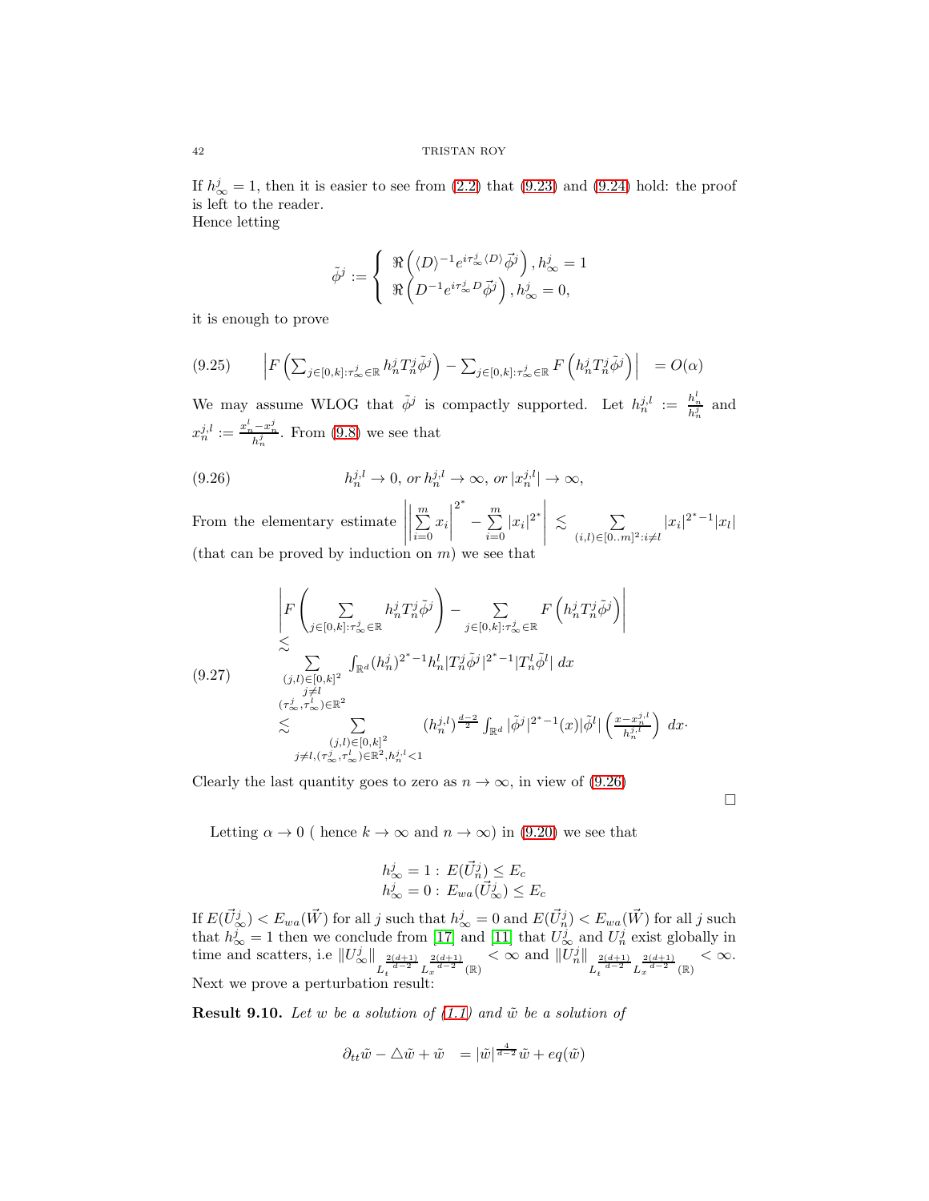If $h^j_\infty = 1$, then it is easier to see from (2.2) that (9.23) and (9.24) hold: the proof is left to the reader.
Hence letting

$$\tilde{\phi}^j := \left\{ \begin{array}{l} \Re\left( \langle D \rangle^{-1} e^{i\tau^j_\infty \langle D \rangle} \vec{\phi}^j \right), h^j_\infty = 1 \\ \Re\left( D^{-1} e^{i\tau^j_\infty D} \vec{\phi}^j \right), h^j_\infty = 0, \end{array} \right.$$

it is enough to prove

$$\left| F\left( \sum_{j\in[0,k]:\tau^j_\infty \in \mathbb{R}} h^j_n T^j_n \tilde{\phi}^j \right) - \sum_{j\in[0,k]:\tau^j_\infty\in\mathbb{R}} F\left( h^j_n T^j_n \tilde{\phi}^j \right) \right| = O(\alpha) \tag{9.25}$$

We may assume WLOG that $\tilde{\phi}^j$ is compactly supported. Let $h^{j,l}_n := \frac{h^l_n}{h^j_n}$ and $x^{j,l}_n := \frac{x^l_n - x^j_n}{h^j_n}$. From (9.8) we see that

$$h^{j,l}_n \rightarrow 0, \text{ or } h^{j,l}_n \rightarrow \infty, \text{ or } |x^{j,l}_n| \rightarrow \infty, \tag{9.26}$$

From the elementary estimate $\left| \left| \sum\limits_{i=0}^{m} x_i \right|^{2^*} - \sum\limits_{i=0}^{m} |x_i|^{2^*} \right| \lesssim \sum\limits_{(i,l)\in[0..m]^2: i\neq l} |x_i|^{2^*-1}|x_l|$ (that can be proved by induction on $m$) we see that

$$\begin{array}{l} \left| F\left( \sum\limits_{j\in[0,k]:\tau^j_\infty\in\mathbb{R}} h^j_n T^j_n \tilde{\phi}^j \right) - \sum\limits_{j\in[0,k]:\tau^j_\infty\in\mathbb{R}} F\left( h^j_n T^j_n \tilde{\phi}^j \right) \right| \\ \lesssim \\ \sum\limits_{\substack{(j,l)\in[0,k]^2 \\ j\neq l \\ (\tau^j_\infty,\tau^l_\infty)\in\mathbb{R}^2}} \int_{\mathbb{R}^d} (h^j_n)^{2^*-1} h^l_n |T^j_n \tilde{\phi}^j|^{2^*-1} |T^l_n \tilde{\phi}^l| \, dx \\ \lesssim \sum\limits_{\substack{(j,l)\in[0,k]^2 \\ j\neq l, (\tau^j_\infty,\tau^l_\infty)\in\mathbb{R}^2, h^{j,l}_n<1}} (h^{j,l}_n)^{\frac{d-2}{2}} \int_{\mathbb{R}^d} |\tilde{\phi}^j|^{2^*-1}(x) |\tilde{\phi}^l| \left( \frac{x - x^{j,l}_n}{h^{j,l}_n} \right) \, dx \cdot \end{array} \tag{9.27}$$

Clearly the last quantity goes to zero as $n \rightarrow \infty$, in view of (9.26)

□

Letting $\alpha \rightarrow 0$ ( hence $k \rightarrow \infty$ and $n \rightarrow \infty$) in (9.20) we see that

$$\begin{array}{l} h^j_\infty = 1: \; E(\vec{U}^j_n) \leq E_c \\ h^j_\infty = 0: \; E_{wa}(\vec{U}^j_\infty) \leq E_c \end{array}$$

If $E(\vec{U}^j_\infty) < E_{wa}(\vec{W})$ for all $j$ such that $h^j_\infty = 0$ and $E(\vec{U}^j_n) < E_{wa}(\vec{W})$ for all $j$ such that $h^j_\infty = 1$ then we conclude from [17] and [11] that $U^j_\infty$ and $U^j_n$ exist globally in time and scatters, i.e $\|U^j_\infty\|_{L_t^{\frac{2(d+1)}{d-2}} L_x^{\frac{2(d+1)}{d-2}}(\mathbb{R})} < \infty$ and $\|U^j_n\|_{L_t^{\frac{2(d+1)}{d-2}} L_x^{\frac{2(d+1)}{d-2}}(\mathbb{R})} < \infty$.
Next we prove a perturbation result:

**Result 9.10.** *Let $w$ be a solution of (1.1) and $\tilde{w}$ be a solution of*

$$\partial_{tt}\tilde{w} - \triangle\tilde{w} + \tilde{w} \;\; = |\tilde{w}|^{\frac{4}{d-2}}\tilde{w} + eq(\tilde{w})$$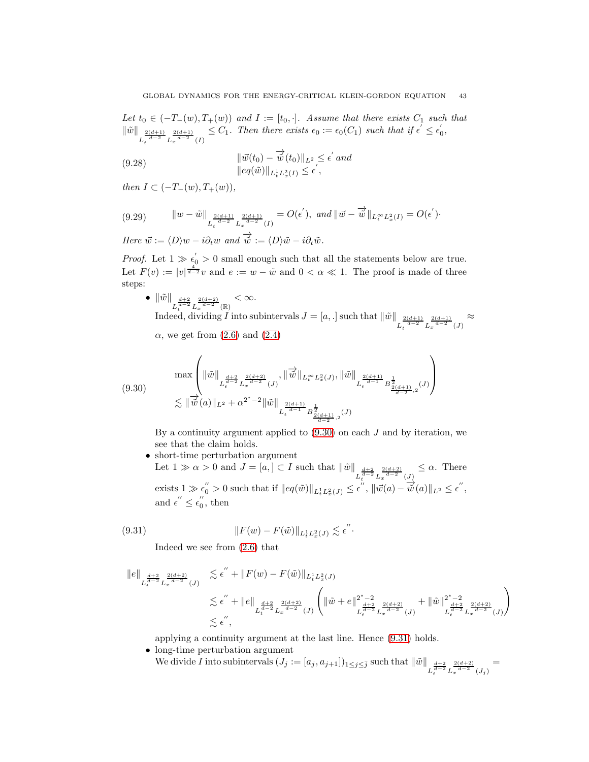*Let $t_0 \in (-T_-(w), T_+(w))$ and $I := [t_0, \cdot]$. Assume that there exists $C_1$ such that $\|\tilde{w}\|_{L_t^{\frac{2(d+1)}{d-2}} L_x^{\frac{2(d+1)}{d-2}}(I)} \leq C_1$. Then there exists $\epsilon_0 := \epsilon_0(C_1)$ such that if $\epsilon^{'} \leq \epsilon_0^{'}$,*

$$\begin{aligned} &\|\vec{w}(t_0) - \overrightarrow{\tilde{w}}(t_0)\|_{L^2} \leq \epsilon^{'} \text{ and} \\ &\|eq(\tilde{w})\|_{L_t^1 L_x^2(I)} \leq \epsilon^{'}, \end{aligned} \tag{9.28}$$

*then $I \subset (-T_-(w), T_+(w))$,*

$$\|w - \tilde{w}\|_{L_t^{\frac{2(d+1)}{d-2}} L_x^{\frac{2(d+1)}{d-2}}(I)} = O(\epsilon^{'}), \text{ and } \|\vec{w} - \overrightarrow{\tilde{w}}\|_{L_t^\infty L_x^2(I)} = O(\epsilon^{'}) \cdot \tag{9.29}$$

*Here $\vec{w} := \langle D \rangle w - i\partial_t w$ and $\overrightarrow{\tilde{w}} := \langle D \rangle \tilde{w} - i\partial_t \tilde{w}$.*

*Proof.* Let $1 \gg \epsilon_0^{'} > 0$ small enough such that all the statements below are true. Let $F(v) := |v|^{\frac{4}{d-2}} v$ and $e := w - \tilde{w}$ and $0 < \alpha \ll 1$. The proof is made of three steps:

- $\|\tilde{w}\|_{L_t^{\frac{d+2}{d-2}} L_x^{\frac{2(d+2)}{d-2}}(\mathbb{R})} < \infty$.
  Indeed, dividing $I$ into subintervals $J = [a, .]$ such that $\|\tilde{w}\|_{L_t^{\frac{2(d+1)}{d-2}} L_x^{\frac{2(d+1)}{d-2}}(J)} \approx \alpha$, we get from (2.6) and (2.4)

$$\begin{aligned} &\max\left( \|\tilde{w}\|_{L_t^{\frac{d+2}{d-2}} L_x^{\frac{2(d+2)}{d-2}}(J)}, \|\overrightarrow{\tilde{w}}\|_{L_t^\infty L_x^2(J)}, \|\tilde{w}\|_{L_t^{\frac{2(d+1)}{d-1}} B^{\frac{1}{2}}_{\frac{2(d+1)}{d-2},2}(J)} \right) \\ &\lesssim \|\overrightarrow{\tilde{w}}(a)\|_{L^2} + \alpha^{2^*-2} \|\tilde{w}\|_{L_t^{\frac{2(d+1)}{d-1}} B^{\frac{1}{2}}_{\frac{2(d+1)}{d-2},2}(J)} \end{aligned} \tag{9.30}$$

  By a continuity argument applied to (9.30) on each $J$ and by iteration, we see that the claim holds.
- short-time perturbation argument
  Let $1 \gg \alpha > 0$ and $J = [a, ] \subset I$ such that $\|\tilde{w}\|_{L_t^{\frac{d+2}{d-2}} L_x^{\frac{2(d+2)}{d-2}}(J)} \leq \alpha$. There exists $1 \gg \epsilon_0^{''} > 0$ such that if $\|eq(\tilde{w})\|_{L_t^1 L_x^2(J)} \leq \epsilon^{''}$, $\|\vec{w}(a) - \overrightarrow{\tilde{w}}(a)\|_{L^2} \leq \epsilon^{''}$, and $\epsilon^{''} \leq \epsilon_0^{''}$, then

$$\|F(w) - F(\tilde{w})\|_{L_t^1 L_x^2(J)} \lesssim \epsilon^{''} \cdot \tag{9.31}$$

  Indeed we see from (2.6) that

$$\begin{aligned} \|e\|_{L_t^{\frac{d+2}{d-2}} L_x^{\frac{2(d+2)}{d-2}}(J)} &\lesssim \epsilon^{''} + \|F(w) - F(\tilde{w})\|_{L_t^1 L_x^2(J)} \\ &\lesssim \epsilon^{''} + \|e\|_{L_t^{\frac{d+2}{d-2}} L_x^{\frac{2(d+2)}{d-2}}(J)} \left( \|\tilde{w} + e\|^{2^*-2}_{L_t^{\frac{d+2}{d-2}} L_x^{\frac{2(d+2)}{d-2}}(J)} + \|\tilde{w}\|^{2^*-2}_{L_t^{\frac{d+2}{d-2}} L_x^{\frac{2(d+2)}{d-2}}(J)} \right) \\ &\lesssim \epsilon^{''}, \end{aligned}$$

  applying a continuity argument at the last line. Hence (9.31) holds.
- long-time perturbation argument
  We divide $I$ into subintervals $(J_j := [a_j, a_{j+1}])_{1 \leq j \leq \bar{j}}$ such that $\|\tilde{w}\|_{L_t^{\frac{d+2}{d-2}} L_x^{\frac{2(d+2)}{d-2}}(J_j)} =$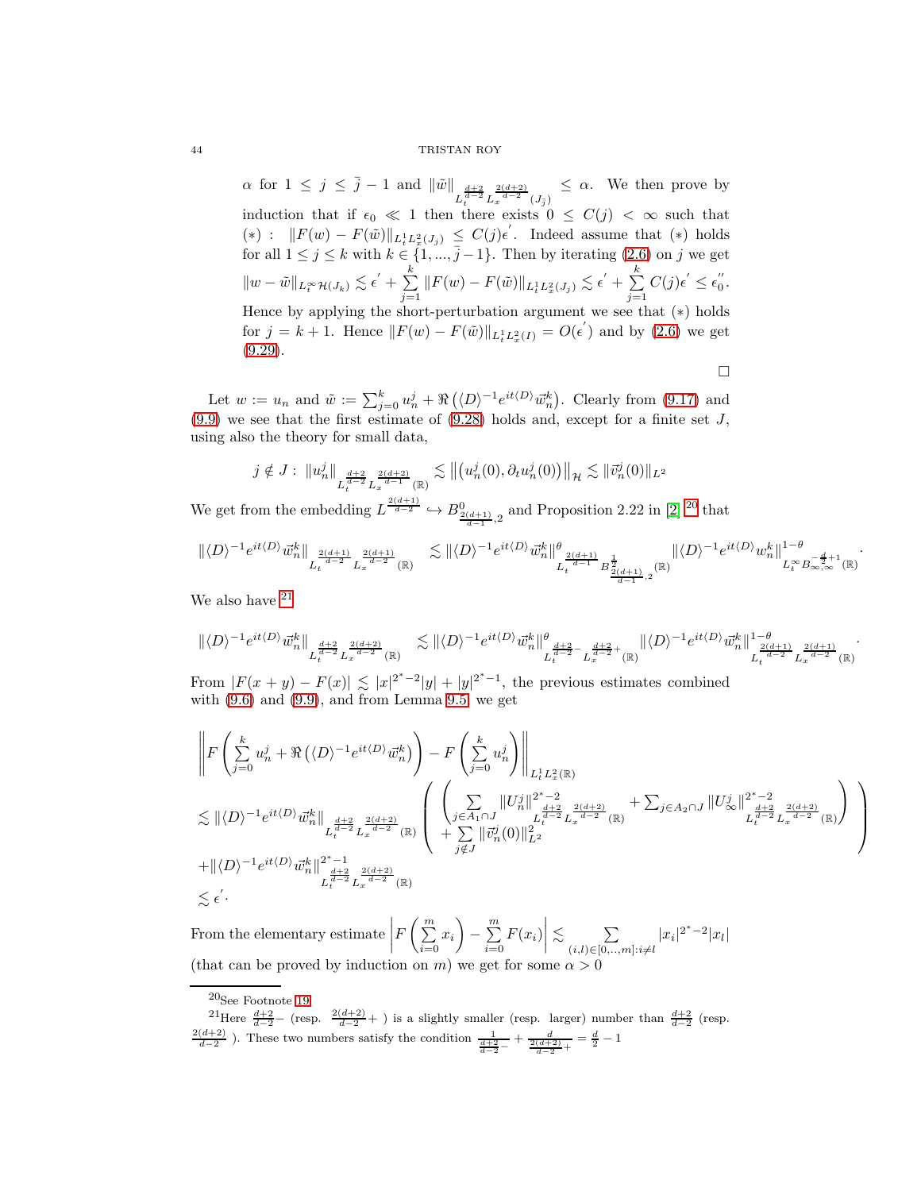$\alpha$ for $1 \leq j \leq \bar{j}-1$ and $\|\tilde{w}\|_{L_t^{\frac{d+2}{d-2}} L_x^{\frac{2(d+2)}{d-2}}(J_{\bar{j}})} \leq \alpha$. We then prove by induction that if $\epsilon_0 \ll 1$ then there exists $0 \leq C(j) < \infty$ such that $(*)$ : $\|F(w) - F(\tilde{w})\|_{L_t^1 L_x^2(J_j)} \leq C(j)\epsilon^{'}$. Indeed assume that $(*)$ holds for all $1 \leq j \leq k$ with $k \in \{1, ..., \bar{j}-1\}$. Then by iterating (2.6) on $j$ we get $\|w - \tilde{w}\|_{L_t^\infty \mathcal{H}(J_k)} \lesssim \epsilon^{'} + \sum_{j=1}^{k} \|F(w) - F(\tilde{w})\|_{L_t^1 L_x^2(J_j)} \lesssim \epsilon^{'} + \sum_{j=1}^{k} C(j)\epsilon^{'} \leq \epsilon_0^{''}$. Hence by applying the short-perturbation argument we see that $(*)$ holds for $j = k+1$. Hence $\|F(w) - F(\tilde{w})\|_{L_t^1 L_x^2(I)} = O(\epsilon^{'})$ and by (2.6) we get (9.29).

□

Let $w := u_n$ and $\tilde{w} := \sum_{j=0}^{k} u_n^j + \Re\left(\langle D\rangle^{-1} e^{it\langle D\rangle} \vec{w}_n^k\right)$. Clearly from (9.17) and (9.9) we see that the first estimate of (9.28) holds and, except for a finite set $J$, using also the theory for small data,

$$j \notin J : \ \|u_n^j\|_{L_t^{\frac{d+2}{d-2}} L_x^{\frac{2(d+2)}{d-1}}(\mathbb{R})} \lesssim \left\|\left(u_n^j(0), \partial_t u_n^j(0)\right)\right\|_{\mathcal{H}} \lesssim \|\vec{v}_n^j(0)\|_{L^2}$$

We get from the embedding $L^{\frac{2(d+1)}{d-2}} \hookrightarrow B^0_{\frac{2(d+1)}{d-1},2}$ and Proposition 2.22 in [2] [20] that

$$\|\langle D\rangle^{-1} e^{it\langle D\rangle} \vec{w}_n^k\|_{L_t^{\frac{2(d+1)}{d-2}} L_x^{\frac{2(d+1)}{d-2}}(\mathbb{R})} \lesssim \|\langle D\rangle^{-1} e^{it\langle D\rangle} \vec{w}_n^k\|^{\theta}_{L_t^{\frac{2(d+1)}{d-1}} B^{\frac{1}{2}}_{\frac{2(d+1)}{d-1},2}(\mathbb{R})} \|\langle D\rangle^{-1} e^{it\langle D\rangle} w_n^k\|^{1-\theta}_{L_t^\infty B^{-\frac{d}{2}+1}_{\infty,\infty}(\mathbb{R})}.$$

We also have [21]

$$\|\langle D\rangle^{-1} e^{it\langle D\rangle} \vec{w}_n^k\|_{L_t^{\frac{d+2}{d-2}} L_x^{\frac{2(d+2)}{d-2}}(\mathbb{R})} \lesssim \|\langle D\rangle^{-1} e^{it\langle D\rangle} \vec{w}_n^k\|^{\theta}_{L_t^{\frac{d+2}{d-2}-} L_x^{\frac{d+2}{d-2}+}(\mathbb{R})} \|\langle D\rangle^{-1} e^{it\langle D\rangle} \vec{w}_n^k\|^{1-\theta}_{L_t^{\frac{2(d+1)}{d-2}} L_x^{\frac{2(d+1)}{d-2}}(\mathbb{R})}.$$

From $|F(x+y) - F(x)| \lesssim |x|^{2^*-2}|y| + |y|^{2^*-1}$, the previous estimates combined with (9.6) and (9.9), and from Lemma 9.5 we get

$$\begin{aligned}
&\left\| F\left(\sum_{j=0}^{k} u_n^j + \Re\left(\langle D\rangle^{-1} e^{it\langle D\rangle} \vec{w}_n^k\right)\right) - F\left(\sum_{j=0}^{k} u_n^j\right) \right\|_{L_t^1 L_x^2(\mathbb{R})} \\
&\lesssim \|\langle D\rangle^{-1} e^{it\langle D\rangle} \vec{w}_n^k\|_{L_t^{\frac{d+2}{d-2}} L_x^{\frac{2(d+2)}{d-2}}(\mathbb{R})} \left( \begin{array}{l} \left( \sum_{j \in A_1 \cap J} \|U_n^j\|^{2^*-2}_{L_t^{\frac{d+2}{d-2}} L_x^{\frac{2(d+2)}{d-2}}(\mathbb{R})} + \sum_{j \in A_2 \cap J} \|U_\infty^j\|^{2^*-2}_{L_t^{\frac{d+2}{d-2}} L_x^{\frac{2(d+2)}{d-2}}(\mathbb{R})} \right) \\ + \sum_{j \notin J} \|\vec{v}_n^j(0)\|^2_{L^2} \end{array} \right) \\
&+ \|\langle D\rangle^{-1} e^{it\langle D\rangle} \vec{w}_n^k\|^{2^*-1}_{L_t^{\frac{d+2}{d-2}} L_x^{\frac{2(d+2)}{d-2}}(\mathbb{R})} \\
&\lesssim \epsilon^{'}.
\end{aligned}$$

From the elementary estimate $\left|F\left(\sum_{i=0}^{m} x_i\right) - \sum_{i=0}^{m} F(x_i)\right| \lesssim \sum_{(i,l) \in [0,...,m]: i \neq l} |x_i|^{2^*-2}|x_l|$ (that can be proved by induction on $m$) we get for some $\alpha > 0$

---

[20] See Footnote 19

[21] Here $\frac{d+2}{d-2}-$ (resp. $\frac{2(d+2)}{d-2}+$ ) is a slightly smaller (resp. larger) number than $\frac{d+2}{d-2}$ (resp. $\frac{2(d+2)}{d-2}$ ). These two numbers satisfy the condition $\frac{1}{\frac{d+2}{d-2}-} + \frac{d}{\frac{2(d+2)}{d-2}+} = \frac{d}{2} - 1$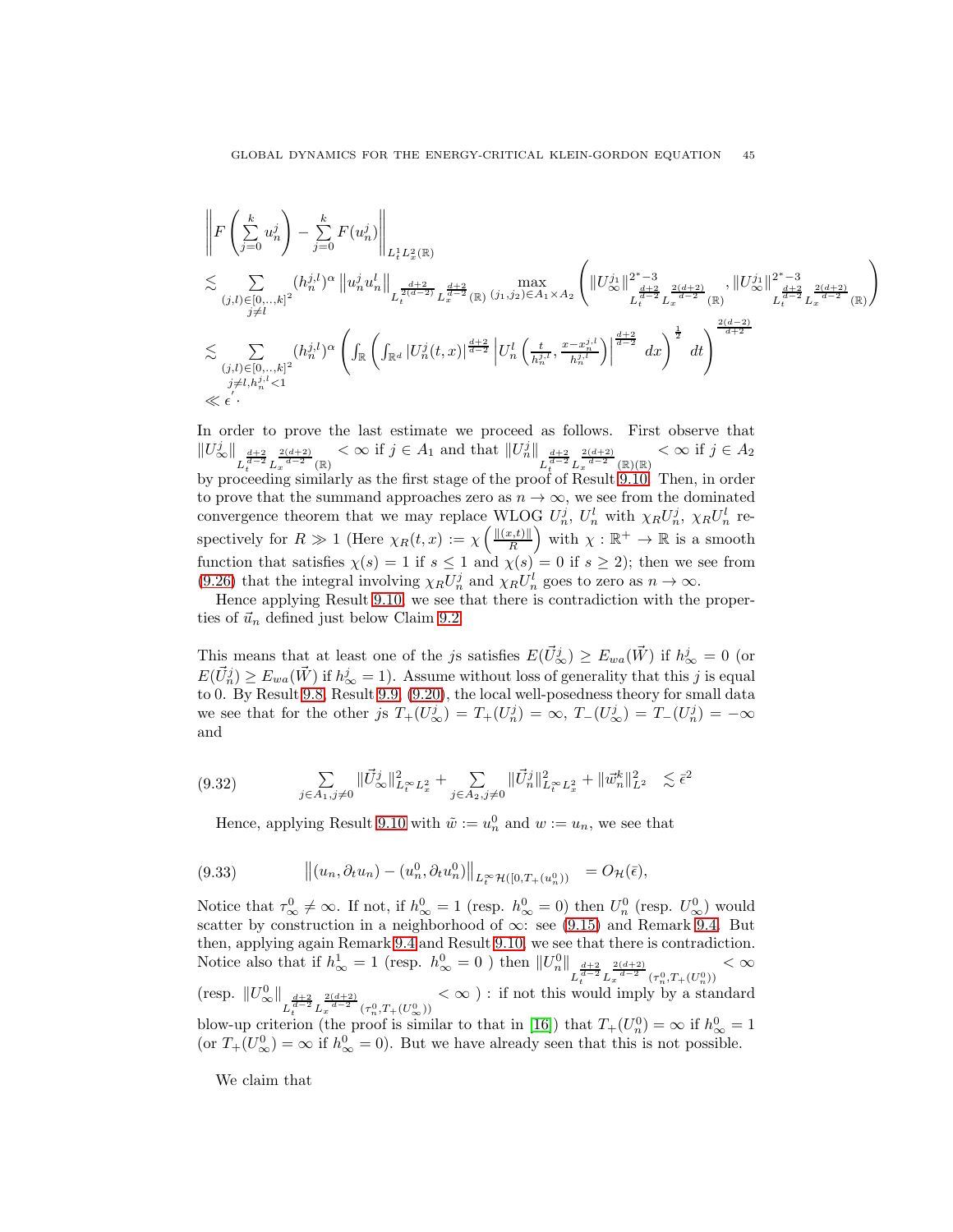$$
\begin{aligned}
& \left\| F\left( \sum_{j=0}^{k} u_n^j \right) - \sum_{j=0}^{k} F(u_n^j) \right\|_{L_t^1 L_x^2(\mathbb{R})} \\
& \lesssim \sum_{\substack{(j,l) \in [0,..,k]^2 \\ j \neq l}} (h_n^{j,l})^{\alpha} \left\| u_n^j u_n^l \right\|_{L_t^{\frac{d+2}{2(d-2)}} L_x^{\frac{d+2}{d-2}}(\mathbb{R})} \max_{(j_1,j_2) \in A_1 \times A_2} \left( \| U_\infty^{j_1} \|^{2^*-3}_{L_t^{\frac{d+2}{d-2}} L_x^{\frac{2(d+2)}{d-2}}(\mathbb{R})}, \| U_\infty^{j_1} \|^{2^*-3}_{L_t^{\frac{d+2}{d-2}} L_x^{\frac{2(d+2)}{d-2}}(\mathbb{R})} \right) \\
& \lesssim \sum_{\substack{(j,l) \in [0,..,k]^2 \\ j \neq l, h_n^{j,l} < 1}} (h_n^{j,l})^{\alpha} \left( \int_{\mathbb{R}} \left( \int_{\mathbb{R}^d} |U_n^j(t,x)|^{\frac{d+2}{d-2}} \left| U_n^l \left( \frac{t}{h_n^{j,l}}, \frac{x - x_n^{j,l}}{h_n^{j,l}} \right) \right|^{\frac{d+2}{d-2}} dx \right)^{\frac{1}{2}} dt \right)^{\frac{2(d-2)}{d+2}} \\
& \ll \epsilon^{'}.
\end{aligned}
$$

In order to prove the last estimate we proceed as follows. First observe that $\|U_\infty^j\|_{L_t^{\frac{d+2}{d-2}} L_x^{\frac{2(d+2)}{d-2}}(\mathbb{R})} < \infty$ if $j \in A_1$ and that $\|U_n^j\|_{L_t^{\frac{d+2}{d-2}} L_x^{\frac{2(d+2)}{d-2}}(\mathbb{R})(\mathbb{R})} < \infty$ if $j \in A_2$ by proceeding similarly as the first stage of the proof of Result 9.10. Then, in order to prove that the summand approaches zero as $n \to \infty$, we see from the dominated convergence theorem that we may replace WLOG $U_n^j$, $U_n^l$ with $\chi_R U_n^j$, $\chi_R U_n^l$ respectively for $R \gg 1$ (Here $\chi_R(t,x) := \chi\left(\frac{\|(x,t)\|}{R}\right)$ with $\chi : \mathbb{R}^+ \to \mathbb{R}$ is a smooth function that satisfies $\chi(s) = 1$ if $s \leq 1$ and $\chi(s) = 0$ if $s \geq 2$); then we see from (9.26) that the integral involving $\chi_R U_n^j$ and $\chi_R U_n^l$ goes to zero as $n \to \infty$.

Hence applying Result 9.10, we see that there is contradiction with the properties of $\vec{u}_n$ defined just below Claim 9.2.

This means that at least one of the $j$s satisfies $E(\vec{U}_\infty^j) \geq E_{wa}(\vec{W})$ if $h_\infty^j = 0$ (or $E(\vec{U}_n^j) \geq E_{wa}(\vec{W})$ if $h_\infty^j = 1$). Assume without loss of generality that this $j$ is equal to 0. By Result 9.8, Result 9.9, (9.20), the local well-posedness theory for small data we see that for the other $j$s $T_+(U_\infty^j) = T_+(U_n^j) = \infty$, $T_-(U_\infty^j) = T_-(U_n^j) = -\infty$ and

$$
\sum_{j \in A_1, j \neq 0} \|\vec{U}_\infty^j\|^2_{L_t^\infty L_x^2} + \sum_{j \in A_2, j \neq 0} \|\vec{U}_n^j\|^2_{L_t^\infty L_x^2} + \|\vec{w}_n^k\|^2_{L^2} \lesssim \bar{\epsilon}^2 \tag{9.32}
$$

Hence, applying Result 9.10 with $\tilde{w} := u_n^0$ and $w := u_n$, we see that

$$
\left\| (u_n, \partial_t u_n) - (u_n^0, \partial_t u_n^0) \right\|_{L_t^\infty \mathcal{H}([0, T_+(u_n^0))} = O_{\mathcal{H}}(\bar{\epsilon}), \tag{9.33}
$$

Notice that $\tau_\infty^0 \neq \infty$. If not, if $h_\infty^0 = 1$ (resp. $h_\infty^0 = 0$) then $U_n^0$ (resp. $U_\infty^0$) would scatter by construction in a neighborhood of $\infty$: see (9.15) and Remark 9.4. But then, applying again Remark 9.4 and Result 9.10, we see that there is contradiction. Notice also that if $h_\infty^1 = 1$ (resp. $h_\infty^0 = 0$ ) then $\|U_n^0\|_{L_t^{\frac{d+2}{d-2}} L_x^{\frac{2(d+2)}{d-2}}(\tau_n^0, T_+(U_n^0))} < \infty$ (resp. $\|U_\infty^0\|_{L_t^{\frac{d+2}{d-2}} L_x^{\frac{2(d+2)}{d-2}}(\tau_n^0, T_+(U_\infty^0))} < \infty$ ) : if not this would imply by a standard blow-up criterion (the proof is similar to that in [16]) that $T_+(U_n^0) = \infty$ if $h_\infty^0 = 1$ (or $T_+(U_\infty^0) = \infty$ if $h_\infty^0 = 0$). But we have already seen that this is not possible.

We claim that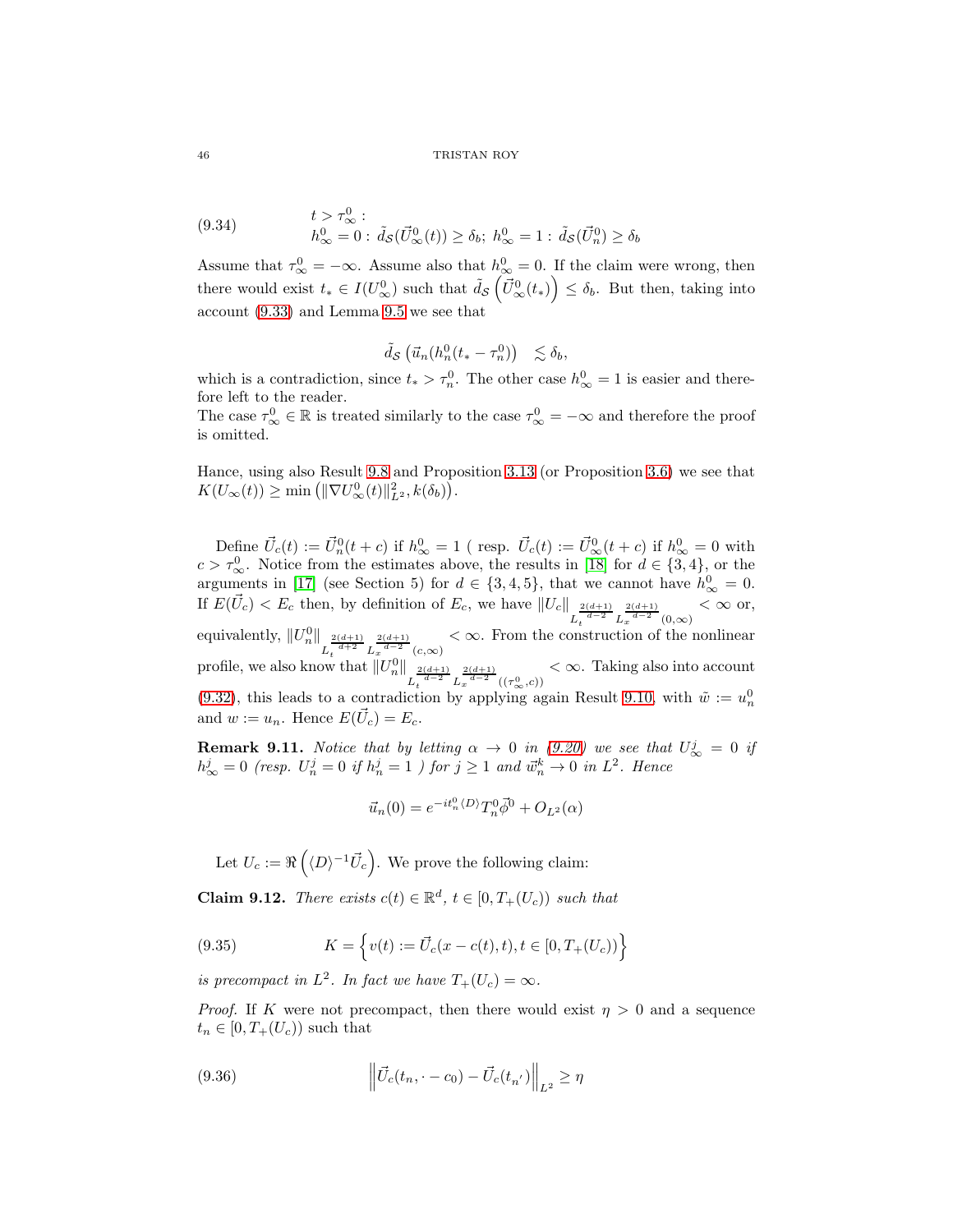$$
(9.34) \qquad \begin{array}{l} t > \tau_{\infty}^{0} : \\ h_{\infty}^{0} = 0 : \tilde{d}_{\mathcal{S}}(\vec{U}_{\infty}^{0}(t)) \geq \delta_b; \; h_{\infty}^{0} = 1 : \tilde{d}_{\mathcal{S}}(\vec{U}_{n}^{0}) \geq \delta_b \end{array}
$$

Assume that $\tau_{\infty}^{0} = -\infty$. Assume also that $h_{\infty}^{0} = 0$. If the claim were wrong, then there would exist $t_* \in I(U_{\infty}^{0})$ such that $\tilde{d}_{\mathcal{S}}\left(\vec{U}_{\infty}^{0}(t_*)\right) \leq \delta_b$. But then, taking into account (9.33) and Lemma 9.5 we see that

$$
\tilde{d}_{\mathcal{S}}\left(\vec{u}_n(h_n^0(t_* - \tau_n^0))\right) \quad \lesssim \delta_b,
$$

which is a contradiction, since $t_* > \tau_n^0$. The other case $h_{\infty}^{0} = 1$ is easier and therefore left to the reader.
The case $\tau_{\infty}^{0} \in \mathbb{R}$ is treated similarly to the case $\tau_{\infty}^{0} = -\infty$ and therefore the proof is omitted.

Hance, using also Result 9.8 and Proposition 3.13 (or Proposition 3.6) we see that $K(U_{\infty}(t)) \geq \min\left(\|\nabla U_{\infty}^{0}(t)\|_{L^2}^2, k(\delta_b)\right)$.

Define $\vec{U}_c(t) := \vec{U}_n^0(t+c)$ if $h_{\infty}^{0} = 1$ ( resp. $\vec{U}_c(t) := \vec{U}_{\infty}^{0}(t+c)$ if $h_{\infty}^{0} = 0$ with $c > \tau_{\infty}^{0}$. Notice from the estimates above, the results in [18] for $d \in \{3,4\}$, or the arguments in [17] (see Section 5) for $d \in \{3,4,5\}$, that we cannot have $h_{\infty}^{0} = 0$. If $E(\vec{U}_c) < E_c$ then, by definition of $E_c$, we have $\|U_c\|_{L_t^{\frac{2(d+1)}{d-2}} L_x^{\frac{2(d+1)}{d-2}}(0,\infty)} < \infty$ or, equivalently, $\|U_n^0\|_{L_t^{\frac{2(d+1)}{d+2}} L_x^{\frac{2(d+1)}{d-2}}(c,\infty)} < \infty$. From the construction of the nonlinear profile, we also know that $\|U_n^0\|_{L_t^{\frac{2(d+1)}{d-2}} L_x^{\frac{2(d+1)}{d-2}}((\tau_{\infty}^{0},c))} < \infty$. Taking also into account (9.32), this leads to a contradiction by applying again Result 9.10, with $\tilde{w} := u_n^0$ and $w := u_n$. Hence $E(\vec{U}_c) = E_c$.

**Remark 9.11.** *Notice that by letting $\alpha \to 0$ in (9.20) we see that $U_{\infty}^{j} = 0$ if $h_{\infty}^{j} = 0$ (resp. $U_n^j = 0$ if $h_n^j = 1$ ) for $j \geq 1$ and $\vec{w}_n^k \to 0$ in $L^2$. Hence*

$$
\vec{u}_n(0) = e^{-it_n^0 \langle D \rangle} T_n^0 \vec{\phi}^0 + O_{L^2}(\alpha)
$$

Let $U_c := \Re\left(\langle D \rangle^{-1} \vec{U}_c\right)$. We prove the following claim:

**Claim 9.12.** *There exists $c(t) \in \mathbb{R}^d$, $t \in [0, T_+(U_c))$ such that*

$$
(9.35) \qquad K = \left\{ v(t) := \vec{U}_c(x - c(t), t), t \in [0, T_+(U_c)) \right\}
$$

*is precompact in $L^2$. In fact we have $T_+(U_c) = \infty$.*

*Proof.* If $K$ were not precompact, then there would exist $\eta > 0$ and a sequence $t_n \in [0, T_+(U_c))$ such that

$$
(9.36) \qquad \left\| \vec{U}_c(t_n, \cdot - c_0) - \vec{U}_c(t_{n'}) \right\|_{L^2} \geq \eta
$$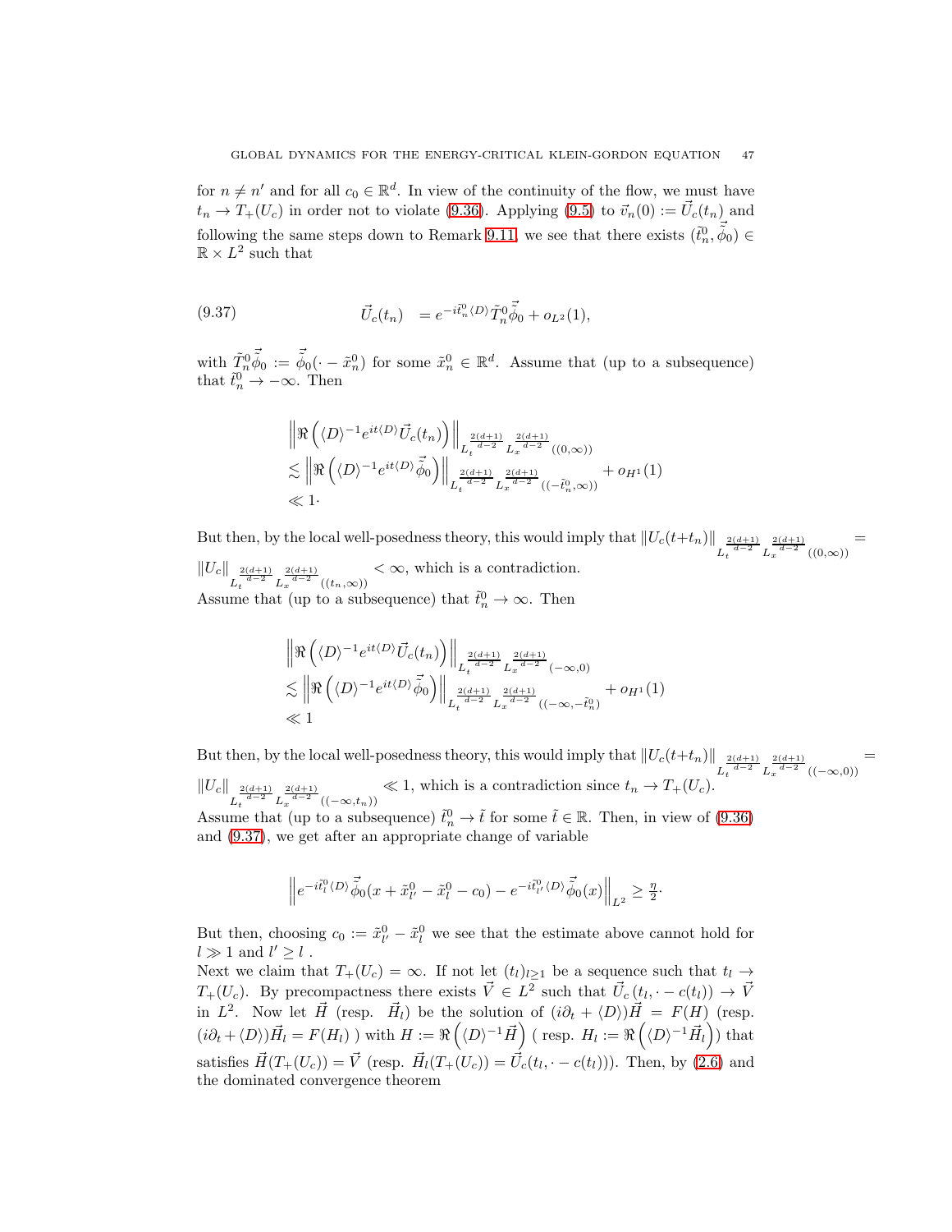for $n \neq n'$ and for all $c_0 \in \mathbb{R}^d$. In view of the continuity of the flow, we must have $t_n \to T_+(U_c)$ in order not to violate (9.36). Applying (9.5) to $\vec{v}_n(0) := \vec{U}_c(t_n)$ and following the same steps down to Remark 9.11, we see that there exists $(\tilde{t}_n^0, \vec{\tilde{\phi}}_0) \in \mathbb{R} \times L^2$ such that

$$
\vec{U}_c(t_n) \quad = e^{-i\tilde{t}_n^0 \langle D \rangle} \tilde{T}_n^0 \vec{\tilde{\phi}}_0 + o_{L^2}(1), \tag{9.37}
$$

with $\tilde{T}_n^0 \vec{\tilde{\phi}}_0 := \vec{\tilde{\phi}}_0(\cdot - \tilde{x}_n^0)$ for some $\tilde{x}_n^0 \in \mathbb{R}^d$. Assume that (up to a subsequence) that $\tilde{t}_n^0 \to -\infty$. Then

$$
\begin{aligned}
& \left\| \Re\left( \langle D \rangle^{-1} e^{it\langle D \rangle} \vec{U}_c(t_n) \right) \right\|_{L_t^{\frac{2(d+1)}{d-2}} L_x^{\frac{2(d+1)}{d-2}}((0,\infty))} \\
& \lesssim \left\| \Re\left( \langle D \rangle^{-1} e^{it\langle D \rangle} \vec{\tilde{\phi}}_0 \right) \right\|_{L_t^{\frac{2(d+1)}{d-2}} L_x^{\frac{2(d+1)}{d-2}}((-\tilde{t}_n^0,\infty))} + o_{H^1}(1) \\
& \ll 1 \cdot
\end{aligned}
$$

But then, by the local well-posedness theory, this would imply that $\|U_c(t+t_n)\|_{L_t^{\frac{2(d+1)}{d-2}} L_x^{\frac{2(d+1)}{d-2}}((0,\infty))} = \|U_c\|_{L_t^{\frac{2(d+1)}{d-2}} L_x^{\frac{2(d+1)}{d-2}}((t_n,\infty))} < \infty$, which is a contradiction.
Assume that (up to a subsequence) that $\tilde{t}_n^0 \to \infty$. Then

$$
\begin{aligned}
& \left\| \Re\left( \langle D \rangle^{-1} e^{it\langle D \rangle} \vec{U}_c(t_n) \right) \right\|_{L_t^{\frac{2(d+1)}{d-2}} L_x^{\frac{2(d+1)}{d-2}}(-\infty,0)} \\
& \lesssim \left\| \Re\left( \langle D \rangle^{-1} e^{it\langle D \rangle} \vec{\tilde{\phi}}_0 \right) \right\|_{L_t^{\frac{2(d+1)}{d-2}} L_x^{\frac{2(d+1)}{d-2}}((-\infty,-\tilde{t}_n^0)} + o_{H^1}(1) \\
& \ll 1
\end{aligned}
$$

But then, by the local well-posedness theory, this would imply that $\|U_c(t+t_n)\|_{L_t^{\frac{2(d+1)}{d-2}} L_x^{\frac{2(d+1)}{d-2}}((-\infty,0))} = \|U_c\|_{L_t^{\frac{2(d+1)}{d-2}} L_x^{\frac{2(d+1)}{d-2}}((-\infty,t_n))} \ll 1$, which is a contradiction since $t_n \to T_+(U_c)$.
Assume that (up to a subsequence) $\tilde{t}_n^0 \to \tilde{t}$ for some $\tilde{t} \in \mathbb{R}$. Then, in view of (9.36) and (9.37), we get after an appropriate change of variable

$$
\left\| e^{-i\tilde{t}_l^0 \langle D \rangle} \vec{\tilde{\phi}}_0(x + \tilde{x}_{l'}^0 - \tilde{x}_l^0 - c_0) - e^{-i\tilde{t}_{l'}^0 \langle D \rangle} \vec{\tilde{\phi}}_0(x) \right\|_{L^2} \geq \tfrac{\eta}{2} \cdot
$$

But then, choosing $c_0 := \tilde{x}_{l'}^0 - \tilde{x}_l^0$ we see that the estimate above cannot hold for $l \gg 1$ and $l' \geq l$ .
Next we claim that $T_+(U_c) = \infty$. If not let $(t_l)_{l \geq 1}$ be a sequence such that $t_l \to T_+(U_c)$. By precompactness there exists $\vec{V} \in L^2$ such that $\vec{U}_c(t_l, \cdot - c(t_l)) \to \vec{V}$ in $L^2$. Now let $\vec{H}$ (resp. $\vec{H}_l$) be the solution of $(i\partial_t + \langle D \rangle)\vec{H} = F(H)$ (resp. $(i\partial_t + \langle D \rangle)\vec{H}_l = F(H_l)$ ) with $H := \Re\left( \langle D \rangle^{-1} \vec{H} \right)$ ( resp. $H_l := \Re\left( \langle D \rangle^{-1} \vec{H}_l \right)$) that satisfies $\vec{H}(T_+(U_c)) = \vec{V}$ (resp. $\vec{H}_l(T_+(U_c)) = \vec{U}_c(t_l, \cdot - c(t_l))$). Then, by (2.6) and the dominated convergence theorem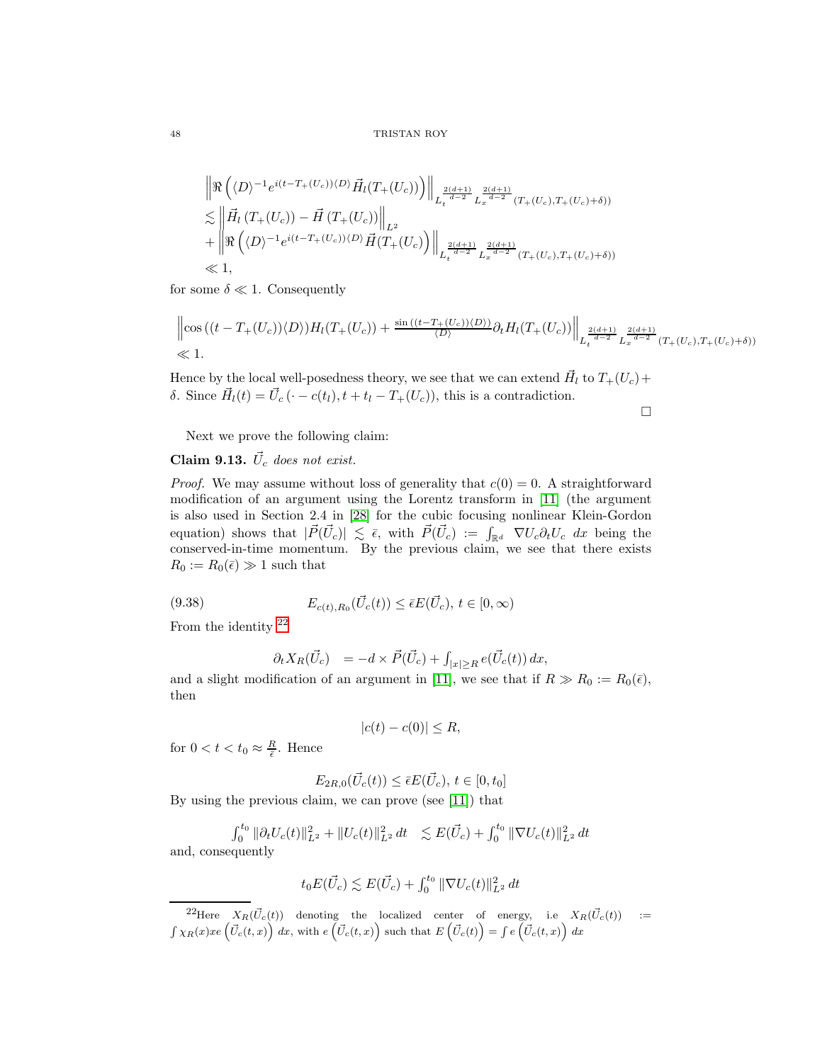$$
\begin{aligned}
& \left\| \Re\left( \langle D \rangle^{-1} e^{i(t-T_+(U_c))\langle D \rangle} \vec{H}_l(T_+(U_c)) \right) \right\|_{L_t^{\frac{2(d+1)}{d-2}} L_x^{\frac{2(d+1)}{d-2}} (T_+(U_c), T_+(U_c)+\delta))} \\
& \lesssim \left\| \vec{H}_l\left(T_+(U_c)\right) - \vec{H}\left(T_+(U_c)\right) \right\|_{L^2} \\
& + \left\| \Re\left( \langle D \rangle^{-1} e^{i(t-T_+(U_c))\langle D \rangle} \vec{H}(T_+(U_c) \right) \right\|_{L_t^{\frac{2(d+1)}{d-2}} L_x^{\frac{2(d+1)}{d-2}} (T_+(U_c), T_+(U_c)+\delta))} \\
& \ll 1,
\end{aligned}
$$

for some $\delta \ll 1$. Consequently

$$
\begin{aligned}
& \left\| \cos\left((t - T_+(U_c))\langle D \rangle\right) H_l(T_+(U_c)) + \tfrac{\sin\left((t-T_+(U_c))\langle D \rangle\right)}{\langle D \rangle} \partial_t H_l(T_+(U_c)) \right\|_{L_t^{\frac{2(d+1)}{d-2}} L_x^{\frac{2(d+1)}{d-2}} (T_+(U_c), T_+(U_c)+\delta))} \\
& \ll 1.
\end{aligned}
$$

Hence by the local well-posedness theory, we see that we can extend $\vec{H}_l$ to $T_+(U_c) + \delta$. Since $\vec{H}_l(t) = \vec{U}_c\left(\cdot - c(t_l), t + t_l - T_+(U_c)\right)$, this is a contradiction.

$\square$

Next we prove the following claim:

**Claim 9.13.** *$\vec{U}_c$ does not exist.*

*Proof.* We may assume without loss of generality that $c(0) = 0$. A straightforward modification of an argument using the Lorentz transform in [11] (the argument is also used in Section 2.4 in [28] for the cubic focusing nonlinear Klein-Gordon equation) shows that $|\vec{P}(\vec{U}_c)| \lesssim \bar{\epsilon}$, with $\vec{P}(\vec{U}_c) := \int_{\mathbb{R}^d} \nabla U_c \partial_t U_c \; dx$ being the conserved-in-time momentum. By the previous claim, we see that there exists $R_0 := R_0(\bar{\epsilon}) \gg 1$ such that

$$
E_{c(t),R_0}(\vec{U}_c(t)) \leq \bar{\epsilon} E(\vec{U}_c), \; t \in [0, \infty) \tag{9.38}
$$

From the identity [22]

$$
\partial_t X_R(\vec{U}_c) \quad = -d \times \vec{P}(\vec{U}_c) + \int_{|x| \geq R} e(\vec{U}_c(t)) \, dx,
$$

and a slight modification of an argument in [11], we see that if $R \gg R_0 := R_0(\bar{\epsilon})$, then

$$
|c(t) - c(0)| \leq R,
$$

for $0 < t < t_0 \approx \frac{R}{\epsilon}$. Hence

$$
E_{2R,0}(\vec{U}_c(t)) \leq \bar{\epsilon} E(\vec{U}_c), \; t \in [0, t_0]
$$

By using the previous claim, we can prove (see [11]) that

$$
\int_0^{t_0} \|\partial_t U_c(t)\|_{L^2}^2 + \|U_c(t)\|_{L^2}^2 \, dt \quad \lesssim E(\vec{U}_c) + \int_0^{t_0} \|\nabla U_c(t)\|_{L^2}^2 \, dt
$$

and, consequently

$$
t_0 E(\vec{U}_c) \lesssim E(\vec{U}_c) + \int_0^{t_0} \|\nabla U_c(t)\|_{L^2}^2 \, dt
$$

[22] Here $X_R(\vec{U}_c(t))$ denoting the localized center of energy, i.e $X_R(\vec{U}_c(t)) := \int \chi_R(x) x e\left(\vec{U}_c(t,x)\right) dx$, with $e\left(\vec{U}_c(t,x)\right)$ such that $E\left(\vec{U}_c(t)\right) = \int e\left(\vec{U}_c(t,x)\right) dx$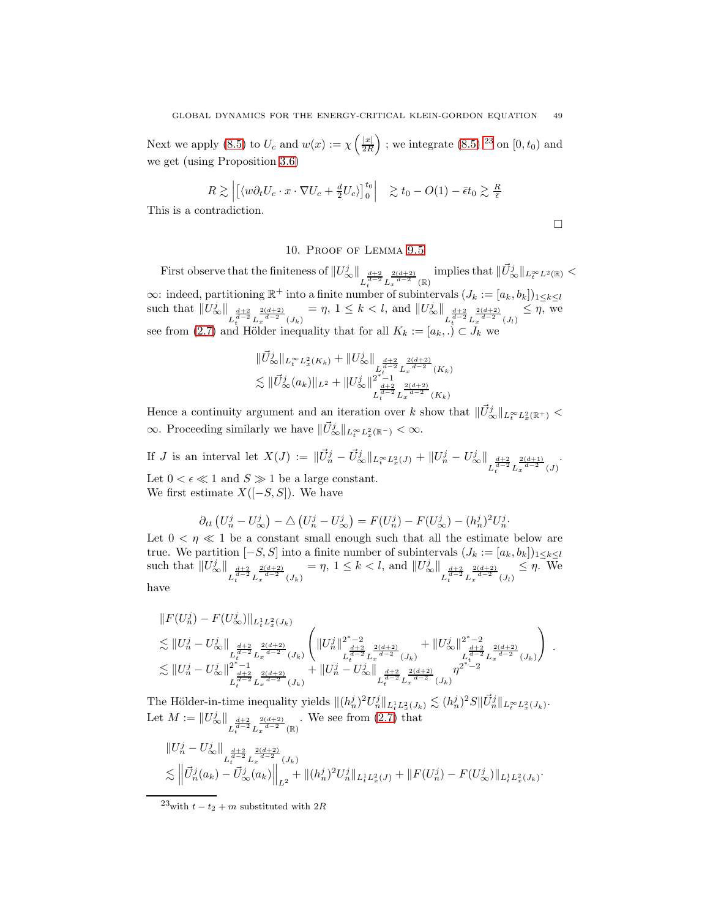Next we apply (8.5) to $U_c$ and $w(x) := \chi\left(\frac{|x|}{2R}\right)$ ; we integrate (8.5) [23] on $[0, t_0)$ and we get (using Proposition 3.6)

$$R \gtrsim \left| \left[ \langle w \partial_t U_c \cdot x \cdot \nabla U_c + \tfrac{d}{2} U_c \rangle \right]_0^{t_0} \right| \gtrsim t_0 - O(1) - \bar{\epsilon} t_0 \gtrsim \tfrac{R}{\epsilon}$$

This is a contradiction.

□

## 10. Proof of Lemma 9.5

First observe that the finiteness of $\|U^j_\infty\|_{L_t^{\frac{d+2}{d-2}} L_x^{\frac{2(d+2)}{d-2}}(\mathbb{R})}$ implies that $\|\vec{U}^j_\infty\|_{L_t^\infty L^2(\mathbb{R})} < \infty$: indeed, partitioning $\mathbb{R}^+$ into a finite number of subintervals $(J_k := [a_k, b_k])_{1 \leq k \leq l}$ such that $\|U^j_\infty\|_{L_t^{\frac{d+2}{d-2}} L_x^{\frac{2(d+2)}{d-2}}(J_k)} = \eta$, $1 \leq k < l$, and $\|U^j_\infty\|_{L_t^{\frac{d+2}{d-2}} L_x^{\frac{2(d+2)}{d-2}}(J_l)} \leq \eta$, we see from (2.7) and Hölder inequality that for all $K_k := [a_k, .) \subset J_k$ we

$$\begin{aligned}
& \|\vec{U}^j_\infty\|_{L_t^\infty L_x^2(K_k)} + \|U^j_\infty\|_{L_t^{\frac{d+2}{d-2}} L_x^{\frac{2(d+2)}{d-2}}(K_k)} \\
& \lesssim \|\vec{U}^j_\infty(a_k)\|_{L^2} + \|U^j_\infty\|^{2^*-1}_{L_t^{\frac{d+2}{d-2}} L_x^{\frac{2(d+2)}{d-2}}(K_k)}
\end{aligned}$$

Hence a continuity argument and an iteration over $k$ show that $\|\vec{U}^j_\infty\|_{L_t^\infty L_x^2(\mathbb{R}^+)} < \infty$. Proceeding similarly we have $\|\vec{U}^j_\infty\|_{L_t^\infty L_x^2(\mathbb{R}^-)} < \infty$.

If $J$ is an interval let $X(J) := \|\vec{U}^j_n - \vec{U}^j_\infty\|_{L_t^\infty L_x^2(J)} + \|U^j_n - U^j_\infty\|_{L_t^{\frac{d+2}{d-2}} L_x^{\frac{2(d+1)}{d-2}}(J)}$.
Let $0 < \epsilon \ll 1$ and $S \gg 1$ be a large constant.
We first estimate $X([-S, S])$. We have

$$\partial_{tt}\left(U^j_n - U^j_\infty\right) - \triangle\left(U^j_n - U^j_\infty\right) = F(U^j_n) - F(U^j_\infty) - (h^j_n)^2 U^j_n.$$

Let $0 < \eta \ll 1$ be a constant small enough such that all the estimate below are true. We partition $[-S, S]$ into a finite number of subintervals $(J_k := [a_k, b_k])_{1 \leq k \leq l}$ such that $\|U^j_\infty\|_{L_t^{\frac{d+2}{d-2}} L_x^{\frac{2(d+2)}{d-2}}(J_k)} = \eta$, $1 \leq k < l$, and $\|U^j_\infty\|_{L_t^{\frac{d+2}{d-2}} L_x^{\frac{2(d+2)}{d-2}}(J_l)} \leq \eta$. We have

$$\begin{aligned}
& \|F(U^j_n) - F(U^j_\infty)\|_{L_t^1 L_x^2(J_k)} \\
& \lesssim \|U^j_n - U^j_\infty\|_{L_t^{\frac{d+2}{d-2}} L_x^{\frac{2(d+2)}{d-2}}(J_k)} \left( \|U^j_n\|^{2^*-2}_{L_t^{\frac{d+2}{d-2}} L_x^{\frac{2(d+2)}{d-2}}(J_k)} + \|U^j_\infty\|^{2^*-2}_{L_t^{\frac{d+2}{d-2}} L_x^{\frac{2(d+2)}{d-2}}(J_k)} \right). \\
& \lesssim \|U^j_n - U^j_\infty\|^{2^*-1}_{L_t^{\frac{d+2}{d-2}} L_x^{\frac{2(d+2)}{d-2}}(J_k)} + \|U^j_n - U^j_\infty\|_{L_t^{\frac{d+2}{d-2}} L_x^{\frac{2(d+2)}{d-2}}(J_k)} \eta^{2^*-2}
\end{aligned}$$

The Hölder-in-time inequality yields $\|(h^j_n)^2 U^j_n\|_{L_t^1 L_x^2(J_k)} \lesssim (h^j_n)^2 S \|\vec{U}^j_n\|_{L_t^\infty L_x^2(J_k)}$.
Let $M := \|U^j_\infty\|_{L_t^{\frac{d+2}{d-2}} L_x^{\frac{2(d+2)}{d-2}}(\mathbb{R})}$. We see from (2.7) that

$$\begin{aligned}
& \|U^j_n - U^j_\infty\|_{L_t^{\frac{d+2}{d-2}} L_x^{\frac{2(d+2)}{d-2}}(J_k)} \\
& \lesssim \left\| \vec{U}^j_n(a_k) - \vec{U}^j_\infty(a_k) \right\|_{L^2} + \|(h^j_n)^2 U^j_n\|_{L_t^1 L_x^2(J)} + \|F(U^j_n) - F(U^j_\infty)\|_{L_t^1 L_x^2(J_k)}.
\end{aligned}$$

---

[23] with $t - t_2 + m$ substituted with $2R$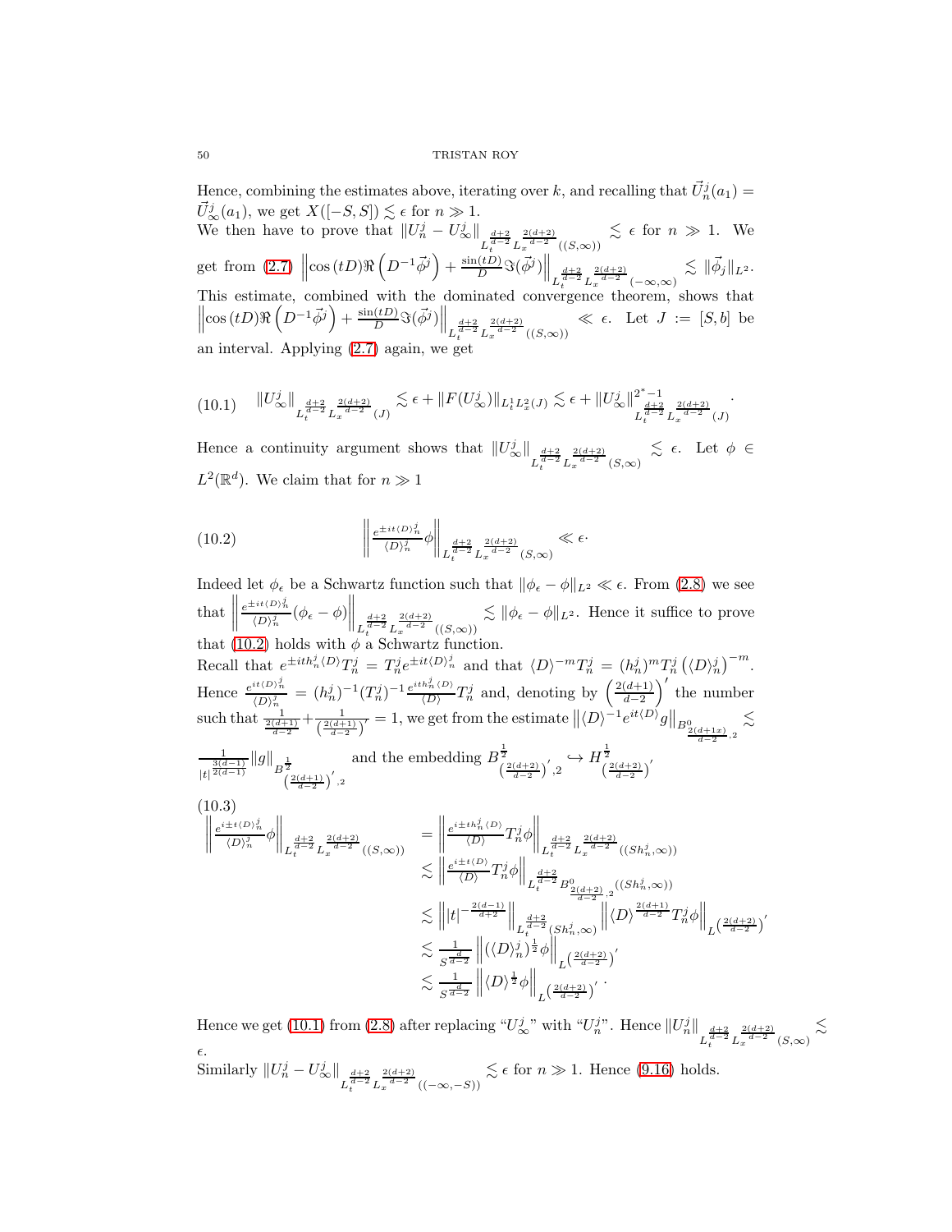Hence, combining the estimates above, iterating over $k$, and recalling that $\vec{U}^j_n(a_1) = \vec{U}^j_\infty(a_1)$, we get $X([-S,S]) \lesssim \epsilon$ for $n \gg 1$.
We then have to prove that $\|U^j_n - U^j_\infty\|_{L_t^{\frac{d+2}{d-2}} L_x^{\frac{2(d+2)}{d-2}}((S,\infty))} \lesssim \epsilon$ for $n \gg 1$. We get from (2.7) $\left\| \cos(tD) \Re\left(D^{-1}\vec{\phi}^j\right) + \frac{\sin(tD)}{D}\Im(\vec{\phi}^j) \right\|_{L_t^{\frac{d+2}{d-2}} L_x^{\frac{2(d+2)}{d-2}}(-\infty,\infty)} \lesssim \|\vec{\phi}_j\|_{L^2}$. This estimate, combined with the dominated convergence theorem, shows that $\left\| \cos(tD) \Re\left(D^{-1}\vec{\phi}^j\right) + \frac{\sin(tD)}{D}\Im(\vec{\phi}^j) \right\|_{L_t^{\frac{d+2}{d-2}} L_x^{\frac{2(d+2)}{d-2}}((S,\infty))} \ll \epsilon$. Let $J := [S,b]$ be an interval. Applying (2.7) again, we get

$$\|U^j_\infty\|_{L_t^{\frac{d+2}{d-2}} L_x^{\frac{2(d+2)}{d-2}}(J)} \lesssim \epsilon + \|F(U^j_\infty)\|_{L_t^1 L_x^2(J)} \lesssim \epsilon + \|U^j_\infty\|^{2^*-1}_{L_t^{\frac{d+2}{d-2}} L_x^{\frac{2(d+2)}{d-2}}(J)}. \tag{10.1}$$

Hence a continuity argument shows that $\|U^j_\infty\|_{L_t^{\frac{d+2}{d-2}} L_x^{\frac{2(d+2)}{d-2}}(S,\infty)} \lesssim \epsilon$. Let $\phi \in L^2(\mathbb{R}^d)$. We claim that for $n \gg 1$

$$\left\| \frac{e^{\pm it\langle D\rangle^j_n}}{\langle D\rangle^j_n}\phi \right\|_{L_t^{\frac{d+2}{d-2}} L_x^{\frac{2(d+2)}{d-2}}(S,\infty)} \ll \epsilon. \tag{10.2}$$

Indeed let $\phi_\epsilon$ be a Schwartz function such that $\|\phi_\epsilon - \phi\|_{L^2} \ll \epsilon$. From (2.8) we see that $\left\| \frac{e^{\pm it\langle D\rangle^j_n}}{\langle D\rangle^j_n}(\phi_\epsilon - \phi) \right\|_{L_t^{\frac{d+2}{d-2}} L_x^{\frac{2(d+2)}{d-2}}((S,\infty))} \lesssim \|\phi_\epsilon - \phi\|_{L^2}$. Hence it suffice to prove that (10.2) holds with $\phi$ a Schwartz function.
Recall that $e^{\pm ith^j_n\langle D\rangle}T^j_n = T^j_n e^{\pm it\langle D\rangle^j_n}$ and that $\langle D\rangle^{-m}T^j_n = (h^j_n)^m T^j_n\left(\langle D\rangle^j_n\right)^{-m}$. Hence $\frac{e^{it\langle D\rangle^j_n}}{\langle D\rangle^j_n} = (h^j_n)^{-1}(T^j_n)^{-1}\frac{e^{ith^j_n\langle D\rangle}}{\langle D\rangle}T^j_n$ and, denoting by $\left(\frac{2(d+1)}{d-2}\right)'$ the number such that $\frac{1}{\frac{2(d+1)}{d-2}} + \frac{1}{\left(\frac{2(d+1)}{d-2}\right)'} = 1$, we get from the estimate $\left\|\langle D\rangle^{-1}e^{it\langle D\rangle}g\right\|_{B^0_{\frac{2(d+1x)}{d-2},2}} \lesssim \frac{1}{|t|^{\frac{3(d-1)}{2(d-1)}}}\|g\|_{B^{\frac{1}{2}}_{\left(\frac{2(d+1)}{d-2}\right)',2}}$ and the embedding $B^{\frac{1}{2}}_{\left(\frac{2(d+2)}{d-2}\right)',2} \hookrightarrow H^{\frac{1}{2}}_{\left(\frac{2(d+2)}{d-2}\right)'}$

$$\begin{aligned}
\left\| \frac{e^{i\pm t\langle D\rangle^j_n}}{\langle D\rangle^j_n}\phi \right\|_{L_t^{\frac{d+2}{d-2}} L_x^{\frac{2(d+2)}{d-2}}((S,\infty))} &= \left\| \frac{e^{i\pm th^j_n\langle D\rangle}}{\langle D\rangle}T^j_n\phi \right\|_{L_t^{\frac{d+2}{d-2}} L_x^{\frac{2(d+2)}{d-2}}((Sh^j_n,\infty))} \\
&\lesssim \left\| \frac{e^{i\pm t\langle D\rangle}}{\langle D\rangle}T^j_n\phi \right\|_{L_t^{\frac{d+2}{d-2}} B^0_{\frac{2(d+2)}{d-2},2}((Sh^j_n,\infty))} \\
&\lesssim \left\| |t|^{-\frac{2(d-1)}{d+2}} \right\|_{L_t^{\frac{d+2}{d-2}}(Sh^j_n,\infty)} \left\| \langle D\rangle^{\frac{2(d+1)}{d-2}} T^j_n\phi \right\|_{L^{\left(\frac{2(d+2)}{d-2}\right)'}} \\
&\lesssim \frac{1}{S^{\frac{d}{d-2}}} \left\| (\langle D\rangle^j_n)^{\frac{1}{2}}\phi \right\|_{L^{\left(\frac{2(d+2)}{d-2}\right)'}} \\
&\lesssim \frac{1}{S^{\frac{d}{d-2}}} \left\| \langle D\rangle^{\frac{1}{2}}\phi \right\|_{L^{\left(\frac{2(d+2)}{d-2}\right)'}}.
\end{aligned} \tag{10.3}$$

Hence we get (10.1) from (2.8) after replacing "$U^j_\infty$" with "$U^j_n$". Hence $\|U^j_n\|_{L_t^{\frac{d+2}{d-2}} L_x^{\frac{2(d+2)}{d-2}}(S,\infty)} \lesssim \epsilon$.
Similarly $\|U^j_n - U^j_\infty\|_{L_t^{\frac{d+2}{d-2}} L_x^{\frac{2(d+2)}{d-2}}((-\infty,-S))} \lesssim \epsilon$ for $n \gg 1$. Hence (9.16) holds.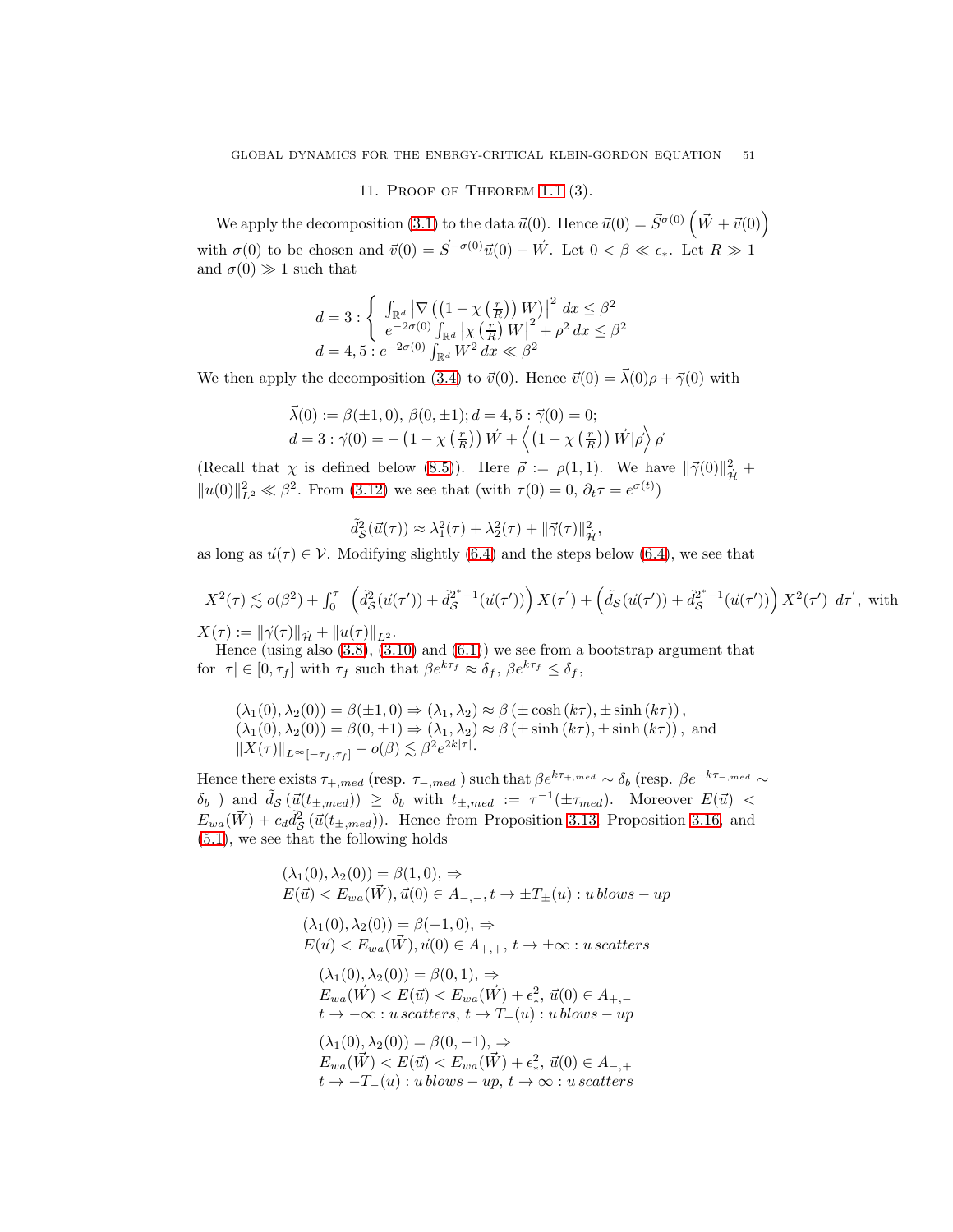## 11. Proof of Theorem 1.1 (3).

We apply the decomposition (3.1) to the data $\vec{u}(0)$. Hence $\vec{u}(0) = \vec{S}^{\sigma(0)}\left(\vec{W} + \vec{v}(0)\right)$ with $\sigma(0)$ to be chosen and $\vec{v}(0) = \vec{S}^{-\sigma(0)}\vec{u}(0) - \vec{W}$. Let $0 < \beta \ll \epsilon_*$. Let $R \gg 1$ and $\sigma(0) \gg 1$ such that

$$
\begin{array}{l}
d = 3 : \left\{ \begin{array}{l} \int_{\mathbb{R}^d} \left| \nabla \left( \left(1 - \chi\left(\frac{r}{R}\right)\right) W \right) \right|^2 \, dx \leq \beta^2 \\ e^{-2\sigma(0)} \int_{\mathbb{R}^d} \left| \chi\left(\frac{r}{R}\right) W \right|^2 + \rho^2 \, dx \leq \beta^2 \end{array} \right. \\
d = 4, 5 : e^{-2\sigma(0)} \int_{\mathbb{R}^d} W^2 \, dx \ll \beta^2
\end{array}
$$

We then apply the decomposition (3.4) to $\vec{v}(0)$. Hence $\vec{v}(0) = \vec{\lambda}(0)\rho + \vec{\gamma}(0)$ with

$$
\begin{array}{l}
\vec{\lambda}(0) := \beta(\pm 1, 0), \; \beta(0, \pm 1); d = 4, 5 : \vec{\gamma}(0) = 0; \\
d = 3 : \vec{\gamma}(0) = -\left(1 - \chi\left(\frac{r}{R}\right)\right)\vec{W} + \left\langle \left(1 - \chi\left(\frac{r}{R}\right)\right)\vec{W} | \vec{\rho} \right\rangle \vec{\rho}
\end{array}
$$

(Recall that $\chi$ is defined below (8.5)). Here $\vec{\rho} := \rho(1,1)$. We have $\|\vec{\gamma}(0)\|^2_{\dot{\mathcal{H}}} + \|u(0)\|^2_{L^2} \ll \beta^2$. From (3.12) we see that (with $\tau(0) = 0$, $\partial_t \tau = e^{\sigma(t)}$)

$$
\tilde{d}^2_{\mathcal{S}}(\vec{u}(\tau)) \approx \lambda_1^2(\tau) + \lambda_2^2(\tau) + \|\vec{\gamma}(\tau)\|^2_{\dot{\mathcal{H}}},
$$

as long as $\vec{u}(\tau) \in \mathcal{V}$. Modifying slightly (6.4) and the steps below (6.4), we see that

$$
X^2(\tau) \lesssim o(\beta^2) + \int_0^\tau \left( \tilde{d}^2_{\mathcal{S}}(\vec{u}(\tau')) + \tilde{d}^{2^*-1}_{\mathcal{S}}(\vec{u}(\tau')) \right) X(\tau') + \left( \tilde{d}_{\mathcal{S}}(\vec{u}(\tau')) + \tilde{d}^{2^*-1}_{\mathcal{S}}(\vec{u}(\tau')) \right) X^2(\tau') \; d\tau', \text{ with}
$$

$X(\tau) := \|\vec{\gamma}(\tau)\|_{\dot{\mathcal{H}}} + \|u(\tau)\|_{L^2}$.

Hence (using also (3.8), (3.10) and (6.1)) we see from a bootstrap argument that for $|\tau| \in [0, \tau_f]$ with $\tau_f$ such that $\beta e^{k\tau_f} \approx \delta_f$, $\beta e^{k\tau_f} \leq \delta_f$,

$$
\begin{array}{l}
(\lambda_1(0), \lambda_2(0)) = \beta(\pm 1, 0) \Rightarrow (\lambda_1, \lambda_2) \approx \beta\left(\pm\cosh(k\tau), \pm\sinh(k\tau)\right), \\
(\lambda_1(0), \lambda_2(0)) = \beta(0, \pm 1) \Rightarrow (\lambda_1, \lambda_2) \approx \beta\left(\pm\sinh(k\tau), \pm\sinh(k\tau)\right), \text{ and} \\
\|X(\tau)\|_{L^\infty[-\tau_f, \tau_f]} - o(\beta) \lesssim \beta^2 e^{2k|\tau|}.
\end{array}
$$

Hence there exists $\tau_{+,med}$ (resp. $\tau_{-,med}$ ) such that $\beta e^{k\tau_{+,med}} \sim \delta_b$ (resp. $\beta e^{-k\tau_{-,med}} \sim \delta_b$ ) and $\tilde{d}_{\mathcal{S}}\left(\vec{u}(t_{\pm,med})\right) \geq \delta_b$ with $t_{\pm,med} := \tau^{-1}(\pm\tau_{med})$. Moreover $E(\vec{u}) < E_{wa}(\vec{W}) + c_d \tilde{d}^2_{\mathcal{S}}\left(\vec{u}(t_{\pm,med})\right)$. Hence from Proposition 3.13, Proposition 3.16, and (5.1), we see that the following holds

$$
\begin{array}{l}
(\lambda_1(0), \lambda_2(0)) = \beta(1, 0), \Rightarrow \\
E(\vec{u}) < E_{wa}(\vec{W}), \vec{u}(0) \in A_{-,-}, t \to \pm T_{\pm}(u) : u \, blows-up
\end{array}
$$

$$
\begin{array}{l}
(\lambda_1(0), \lambda_2(0)) = \beta(-1, 0), \Rightarrow \\
E(\vec{u}) < E_{wa}(\vec{W}), \vec{u}(0) \in A_{+,+}, \; t \to \pm\infty : u \, scatters
\end{array}
$$

$$
\begin{array}{l}
(\lambda_1(0), \lambda_2(0)) = \beta(0, 1), \Rightarrow \\
E_{wa}(\vec{W}) < E(\vec{u}) < E_{wa}(\vec{W}) + \epsilon_*^2, \; \vec{u}(0) \in A_{+,-} \\
t \to -\infty : u \, scatters, \; t \to T_+(u) : u \, blows-up
\end{array}
$$

$$
\begin{array}{l}
(\lambda_1(0), \lambda_2(0)) = \beta(0, -1), \Rightarrow \\
E_{wa}(\vec{W}) < E(\vec{u}) < E_{wa}(\vec{W}) + \epsilon_*^2, \; \vec{u}(0) \in A_{-,+} \\
t \to -T_-(u) : u \, blows-up, \; t \to \infty : u \, scatters
\end{array}
$$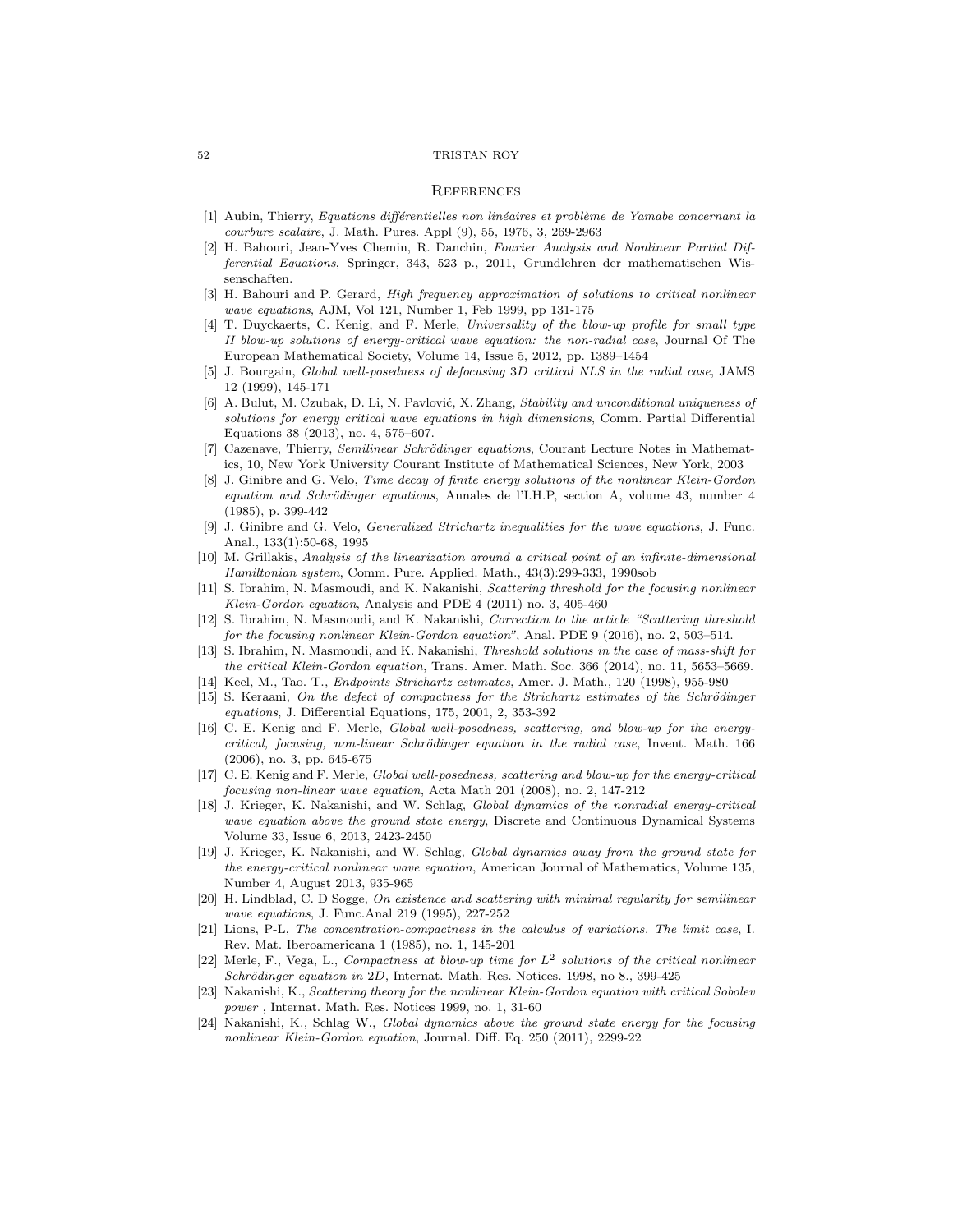## References

[1] Aubin, Thierry, *Equations différentielles non linéaires et problème de Yamabe concernant la courbure scalaire*, J. Math. Pures. Appl (9), 55, 1976, 3, 269-2963

[2] H. Bahouri, Jean-Yves Chemin, R. Danchin, *Fourier Analysis and Nonlinear Partial Differential Equations*, Springer, 343, 523 p., 2011, Grundlehren der mathematischen Wissenschaften.

[3] H. Bahouri and P. Gerard, *High frequency approximation of solutions to critical nonlinear wave equations*, AJM, Vol 121, Number 1, Feb 1999, pp 131-175

[4] T. Duyckaerts, C. Kenig, and F. Merle, *Universality of the blow-up profile for small type II blow-up solutions of energy-critical wave equation: the non-radial case*, Journal Of The European Mathematical Society, Volume 14, Issue 5, 2012, pp. 1389–1454

[5] J. Bourgain, *Global well-posedness of defocusing 3D critical NLS in the radial case*, JAMS 12 (1999), 145-171

[6] A. Bulut, M. Czubak, D. Li, N. Pavlović, X. Zhang, *Stability and unconditional uniqueness of solutions for energy critical wave equations in high dimensions*, Comm. Partial Differential Equations 38 (2013), no. 4, 575–607.

[7] Cazenave, Thierry, *Semilinear Schrödinger equations*, Courant Lecture Notes in Mathematics, 10, New York University Courant Institute of Mathematical Sciences, New York, 2003

[8] J. Ginibre and G. Velo, *Time decay of finite energy solutions of the nonlinear Klein-Gordon equation and Schrödinger equations*, Annales de l'I.H.P, section A, volume 43, number 4 (1985), p. 399-442

[9] J. Ginibre and G. Velo, *Generalized Strichartz inequalities for the wave equations*, J. Func. Anal., 133(1):50-68, 1995

[10] M. Grillakis, *Analysis of the linearization around a critical point of an infinite-dimensional Hamiltonian system*, Comm. Pure. Applied. Math., 43(3):299-333, 1990sob

[11] S. Ibrahim, N. Masmoudi, and K. Nakanishi, *Scattering threshold for the focusing nonlinear Klein-Gordon equation*, Analysis and PDE 4 (2011) no. 3, 405-460

[12] S. Ibrahim, N. Masmoudi, and K. Nakanishi, *Correction to the article "Scattering threshold for the focusing nonlinear Klein-Gordon equation"*, Anal. PDE 9 (2016), no. 2, 503–514.

[13] S. Ibrahim, N. Masmoudi, and K. Nakanishi, *Threshold solutions in the case of mass-shift for the critical Klein-Gordon equation*, Trans. Amer. Math. Soc. 366 (2014), no. 11, 5653–5669.

[14] Keel, M., Tao. T., *Endpoints Strichartz estimates*, Amer. J. Math., 120 (1998), 955-980

[15] S. Keraani, *On the defect of compactness for the Strichartz estimates of the Schrödinger equations*, J. Differential Equations, 175, 2001, 2, 353-392

[16] C. E. Kenig and F. Merle, *Global well-posedness, scattering, and blow-up for the energy-critical, focusing, non-linear Schrödinger equation in the radial case*, Invent. Math. 166 (2006), no. 3, pp. 645-675

[17] C. E. Kenig and F. Merle, *Global well-posedness, scattering and blow-up for the energy-critical focusing non-linear wave equation*, Acta Math 201 (2008), no. 2, 147-212

[18] J. Krieger, K. Nakanishi, and W. Schlag, *Global dynamics of the nonradial energy-critical wave equation above the ground state energy*, Discrete and Continuous Dynamical Systems Volume 33, Issue 6, 2013, 2423-2450

[19] J. Krieger, K. Nakanishi, and W. Schlag, *Global dynamics away from the ground state for the energy-critical nonlinear wave equation*, American Journal of Mathematics, Volume 135, Number 4, August 2013, 935-965

[20] H. Lindblad, C. D Sogge, *On existence and scattering with minimal regularity for semilinear wave equations*, J. Func.Anal 219 (1995), 227-252

[21] Lions, P-L, *The concentration-compactness in the calculus of variations. The limit case*, I. Rev. Mat. Iberoamericana 1 (1985), no. 1, 145-201

[22] Merle, F., Vega, L., *Compactness at blow-up time for $L^2$ solutions of the critical nonlinear Schrödinger equation in 2D*, Internat. Math. Res. Notices. 1998, no 8., 399-425

[23] Nakanishi, K., *Scattering theory for the nonlinear Klein-Gordon equation with critical Sobolev power* , Internat. Math. Res. Notices 1999, no. 1, 31-60

[24] Nakanishi, K., Schlag W., *Global dynamics above the ground state energy for the focusing nonlinear Klein-Gordon equation*, Journal. Diff. Eq. 250 (2011), 2299-22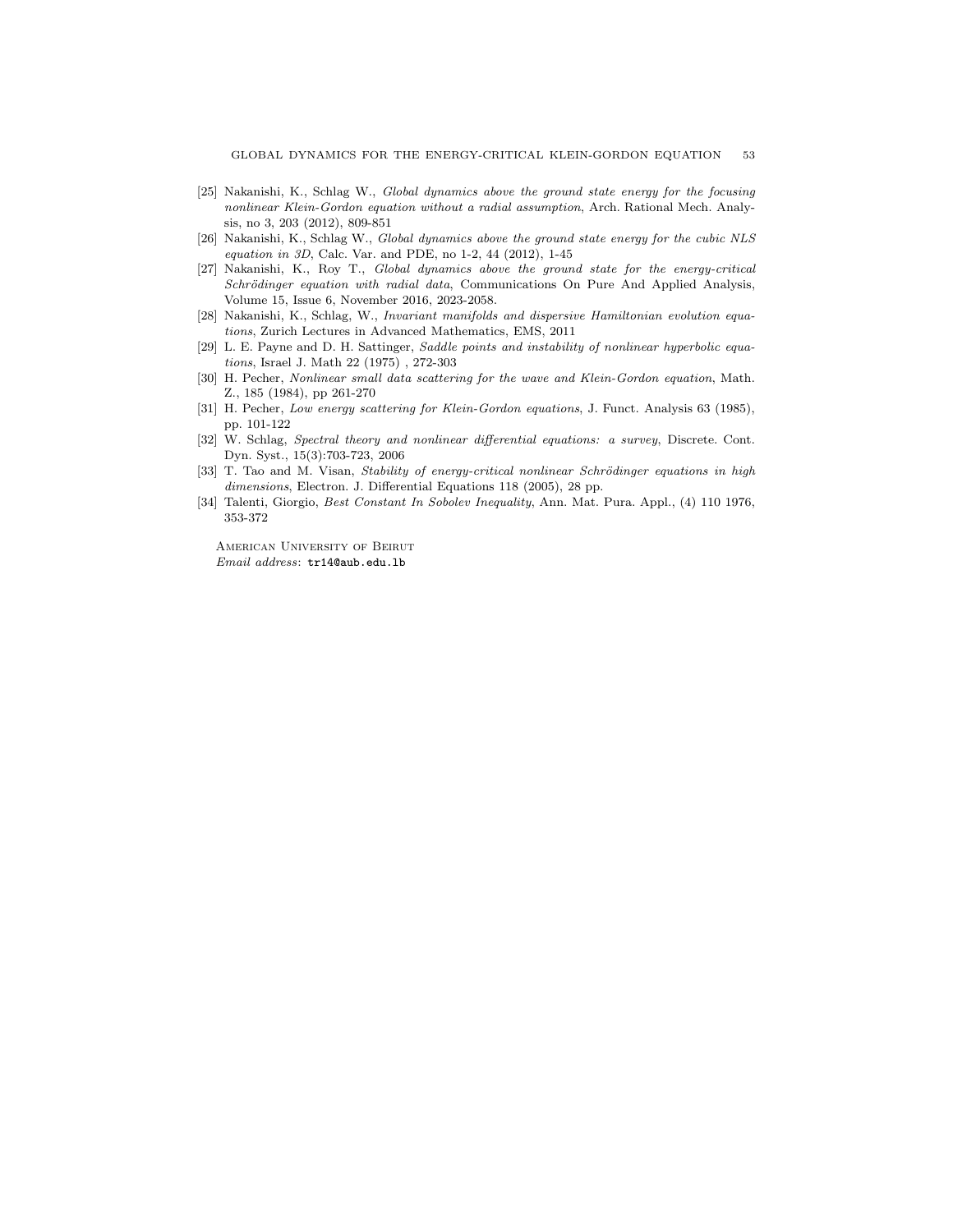[25] Nakanishi, K., Schlag W., *Global dynamics above the ground state energy for the focusing nonlinear Klein-Gordon equation without a radial assumption*, Arch. Rational Mech. Analysis, no 3, 203 (2012), 809-851

[26] Nakanishi, K., Schlag W., *Global dynamics above the ground state energy for the cubic NLS equation in 3D*, Calc. Var. and PDE, no 1-2, 44 (2012), 1-45

[27] Nakanishi, K., Roy T., *Global dynamics above the ground state for the energy-critical Schrödinger equation with radial data*, Communications On Pure And Applied Analysis, Volume 15, Issue 6, November 2016, 2023-2058.

[28] Nakanishi, K., Schlag, W., *Invariant manifolds and dispersive Hamiltonian evolution equations*, Zurich Lectures in Advanced Mathematics, EMS, 2011

[29] L. E. Payne and D. H. Sattinger, *Saddle points and instability of nonlinear hyperbolic equations*, Israel J. Math 22 (1975) , 272-303

[30] H. Pecher, *Nonlinear small data scattering for the wave and Klein-Gordon equation*, Math. Z., 185 (1984), pp 261-270

[31] H. Pecher, *Low energy scattering for Klein-Gordon equations*, J. Funct. Analysis 63 (1985), pp. 101-122

[32] W. Schlag, *Spectral theory and nonlinear differential equations: a survey*, Discrete. Cont. Dyn. Syst., 15(3):703-723, 2006

[33] T. Tao and M. Visan, *Stability of energy-critical nonlinear Schrödinger equations in high dimensions*, Electron. J. Differential Equations 118 (2005), 28 pp.

[34] Talenti, Giorgio, *Best Constant In Sobolev Inequality*, Ann. Mat. Pura. Appl., (4) 110 1976, 353-372

American University of Beirut
*Email address*: tr14@aub.edu.lb